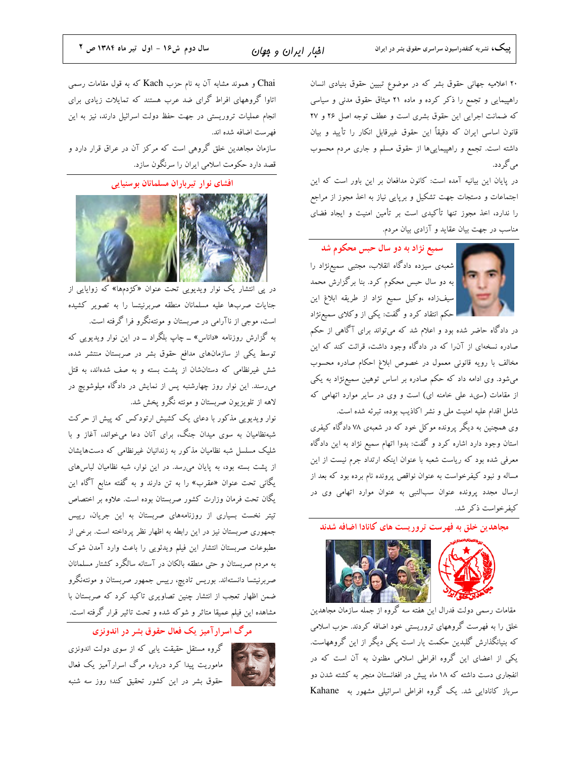۲۰ اعلامیه جهانی حقوق بشر که در موضوع تبیین حقوق بنیادی انسان راهپیمایی و تجمع را ذکر کرده و ماده ۲۱ میثاق حقوق مدنی و سیاسی که ضمانت اجرایی این حقوق بشری است و عطف توجه اصل ۲۶ و ۲۷ قانون اساسی ایران که دقیقاً این حقوق غیرقابل انکار را تأیید و بیان داشته است. تجمع و راهپیمایی‌ها از حقوق مسلم و جاری مردم محسوب می‌گردد.

در پایان این بیانیه آمده است: کانون مدافعان بر این باور است که این اجتماعات و دستجات جهت تشکیل و برپایی نیاز به اخذ مجوز از مراجع را ندارد، اخذ مجوز تنها تأکیدی است بر تأمین امنیت و ایجاد فضای مناسب در جهت بیان عقاید و آزادی بیان مردم.

## سمیع نژاد به دو سال حبس محکوم شد

شعبه‌ی سیزده دادگاه انقلاب، مجتبی سمیع‌نژاد را به دو سال حبس محکوم کرد. بنا برگزارش محمد سیف‌زاده ،وکیل سمیع نژاد از طریقه ابلاغ این حکم انتقاد کرد و گفت: یکی از وکلای سمیع‌نژاد در دادگاه حاضر شده بود و اعلام شد که می‌تواند برای آگاهی از حکم صادره نسخه‌ای از آن‌را که در دادگاه وجود داشت، قرائت کند که این مخالف با رویه قانونی معمول در خصوص ابلاغ احکام صادره محسوب می‌شود. وی ادامه داد که حکم صادره بر اساس توهین سمیع‌نژاد به یکی از مقامات (سی‌د علی خامنه ای) است و وی در سایر موارد اتهامی که شامل اقدام علیه امنیت ملی و نشر اکاذیب بوده، تبرئه شده است.

وی همچنین به دیگر پرونده موکل خود که در شعبه‌ی ۷۸ دادگاه کیفری استان وجود دارد اشاره کرد و گفت: بدوا اتهام سمیع نژاد به این دادگاه معرفی شده بود که ریاست شعبه با عنوان اینکه ارتداد جرم نیست از این مساله و نبود کیفرخواست به عنوان نواقص پرونده نام برده بود که بعد از ارسال مجدد پرونده عنوان سب‌النبی به عنوان موارد اتهامی وی در کیفرخواست ذکر شد.

## مجاهدین خلق به فهرست تروریست های کانادا اضافه شدند

مقامات رسمی دولت فدرال این هفته سه گروه از جمله سازمان مجاهدین خلق را به فهرست گروههای تروریستی خود اضافه کردند. حزب اسلامی که بنیانگذارش گلبدین حکمت یار است یکی دیگر از این گروههاست. یکی از اعضای این گروه افراطی اسلامی مظنون به آن است که در انفجاری دست داشته که ۱۸ ماه پیش در افغانستان منجر به کشته شدن دو سرباز کانادایی شد. یک گروه افراطی اسرائیلی مشهور به Kahane Chai و همونو مشابه آن به نام حزب Kach که به قول مقامات رسمی اتاوا گروههای افراط گرای ضد عرب هستند که تمایلات زیادی برای انجام عملیات تروریستی در جهت حفظ دولت اسرائیل دارند، نیز به این فهرست اضافه شده اند.

سازمان مجاهدین خلق گروهی است که مرکز آن در عراق قرار دارد و قصد دارد حکومت اسلامی ایران را سرنگون سازد.

## افشای نوار تیرباران مسلمانان بوسنیایی

در پی انتشار یک نوار ویدیویی تحت عنوان «کژدمها» که زوایایی از جنایات صرب‌ها علیه مسلمانان منطقه صربرنیتسا را به تصویر کشیده است، موجی از ناآرامی در صربستان و مونته‌نگرو فرا گرفته است.

به گزارش روزنامه «داناس» ــ چاپ بلگراد ــ در این نوار ویدیویی که توسط یکی از سازمان‌های مدافع حقوق بشر در صربستان منتشر شده، شش غیرنظامی که دستانشان از پشت بسته و به صف شده‌اند، به قتل می‌رسند. این نوار روز چهارشنبه پس از نمایش در دادگاه میلوشویچ در لاهه از تلویزیون صربستان و مونته نگرو پخش شد.

نوار ویدیویی مذکور با دعای یک کشیش ارتودکس که پیش از حرکت شبه‌نظامیان به سوی میدان جنگ، برای آنان دعا می‌خواند، آغاز و با شلیک مسلسل شبه نظامیان مذکور به زندانیان غیرنظامی که دست‌هایشان از پشت بسته بود، به پایان می‌رسد. در این نوار، شبه نظامیان لباس‌های یگانی تحت عنوان «عقرب» را به تن دارند و به گفته منابع آگاه این یگان تحت فرمان وزارت کشور صربستان بوده است. علاوه بر اختصاص تیتر نخست بسیاری از روزنامه‌های صربستان به این جریان، رییس جمهوری صربستان نیز در این رابطه به اظهار نظر پرداخته است. برخی از مطبوعات صربستان انتشار این فیلم ویدئویی را باعث وارد آمدن شوک به مردم صربستان و حتی منطقه بالکان در آستانه سالگرد کشتار مسلمانان صربرنیتسا دانسته‌اند. بوریس تادیچ، رییس جمهور صربستان و مونته‌نگرو ضمن اظهار تعجب از انتشار چنین تصاویری تاکید کرد که صربستان با مشاهده این فیلم عمیقا متاثر و شوکه شده و تحت تاثیر قرار گرفته است.

## مرگ اسرارآمیز یک فعال حقوق بشر در اندونزی

گروه مستقل حقیقت یابی که از سوی دولت اندونزی ماموریت پیدا کرد درباره مرگ اسرارآمیز یک فعال حقوق بشر در این کشور تحقیق کند؛ روز سه شنبه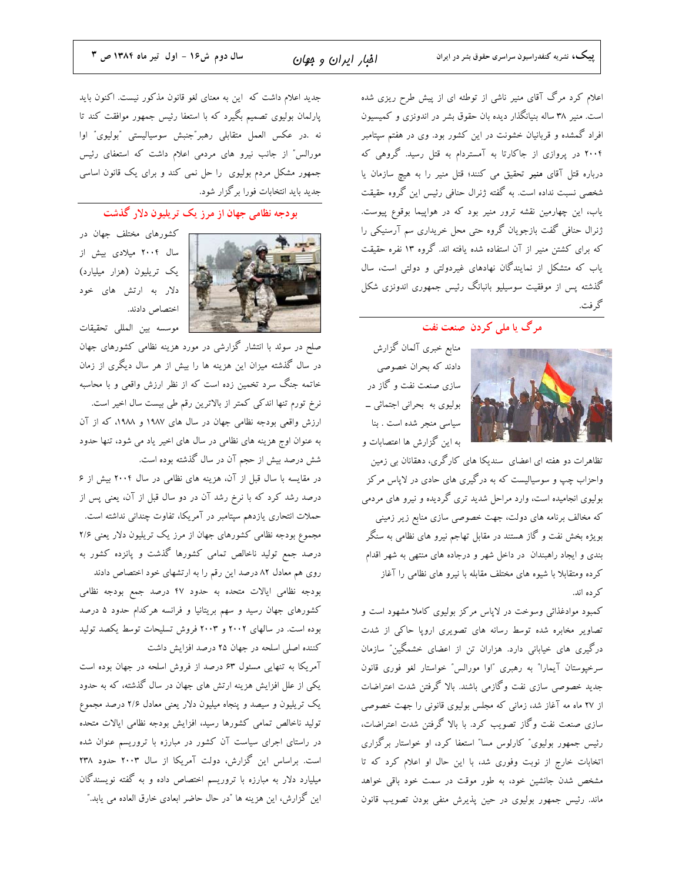اعلام کرد مرگ آقای منیر ناشی از توطئه ای از پیش طرح ریزی شده است. منیر ۳۸ ساله بنیانگذار دیده بان حقوق بشر در اندونزی و کمیسیون افراد گمشده و قربانیان خشونت در این کشور بود. وی در هفتم سپتامبر ۲۰۰۴ در پروازی از جاکارتا به آمستردام به قتل رسید. گروهی که درباره قتل آقای **منیر** تحقیق می کنند؛ قتل منیر را به هیچ سازمان یا شخصی نسبت نداده است. به گفته ژنرال حنافی رئیس این گروه حقیقت یاب، این چهارمین نقشه ترور منیر بود که در هواپیما بوقوع پیوست. ژنرال حنافی گفت بازجویان گروه حتی محل خریداری سم آرسنیکی را که برای کشتن منیر از آن استفاده شده یافته اند. گروه ۱۳ نفره حقیقت یاب که متشکل از نمایندگان نهادهای غیردولتی و دولتی است، سال گذشته پس از موفقیت سوسیلیو بانبانگ رئیس جمهوری اندونزی شکل گرفت.

## مرگ یا ملی کردن صنعت نفت

منابع خبری آلمان گزارش دادند که بحران خصوصی سازی صنعت نفت و گاز در بولیوی به بحرانی اجتماعی ـ سیاسی منجر شده است . بنا به این گزارش ها اعتصابات و تظاهرات دو هفته ای اعضای سندیکا های کارگری، دهقانان بی زمین واحزاب چپ و سوسیالیست که به درگیری های حادی در لاپاس مرکز بولیوی انجامیده است، وارد مراحل شدید تری گردیده و نیرو های مردمی که مخالف برنامه های دولت، جهت خصوصی سازی منابع زیر زمینی بویژه بخش نفت و گاز هستند در مقابل تهاجم نیرو های نظامی به سنگر بندی و ایجاد راهبندان در داخل شهر و درجاده های منتهی به شهر اقدام کرده ومتقابلا با شیوه های مختلف مقابله با نیرو های نظامی را آغاز کرده اند.

کمبود موادغذائی وسوخت در لاپاس مرکز بولیوی کاملا مشهود است و تصاویر مخابره شده توسط رسانه های تصویری اروپا حاکی از شدت درگیری های خیابانی دارد. هزاران تن از اعضای خشمگین" سازمان سرخپوستان آیمارا" به رهبری "اوا مورالس" خواستار لغو فوری قانون جدید خصوصی سازی نفت وگازمی باشند. بالا گرفتن شدت اعتراضات از ۲۷ ماه مه آغاز شد، زمانی که مجلس بولیوی قانونی را جهت خصوصی سازی صنعت نفت وگاز تصویب کرد. با بالا گرفتن شدت اعتراضات، رئیس جمهور بولیوی" کارلوس مسا" استعفا کرد، او خواستار برگزاری انتخابات خارج از نوبت وفوری شد، با این حال او اعلام کرد که تا مشخص شدن جانشین خود، به طور موقت در سمت خود باقی خواهد ماند. رئیس جمهور بولیوی در حین پذیرش منفی بودن تصویب قانون جدید اعلام داشت که این به معنای لغو قانون مذکور نیست. اکنون باید پارلمان بولیوی تصمیم بگیرد که با استعفا رئیس جمهور موافقت کند تا نه .در عکس العمل متقابلی رهبر"جنبش سوسیالیستی "بولیوی" اوا مورالس" از جانب نیرو های مردمی اعلام داشت که استعفای رئیس جمهور مشکل مردم بولیوی را حل نمی کند و برای یک قانون اساسی جدید باید انتخابات فورا برگزار شود.

## بودجه نظامی جهان از مرز یک تریلیون دلار گذشت

کشورهای مختلف جهان در سال ۲۰۰۴ میلادی بیش از یک تریلیون (هزار میلیارد) دلار به ارتش های خود اختصاص دادند.

موسسه بین المللی تحقیقات صلح در سوئد با انتشار گزارشی در مورد هزینه نظامی کشورهای جهان در سال گذشته میزان این هزینه ها را بیش از هر سال دیگری از زمان خاتمه جنگ سرد تخمین زده است که از نظر ارزش واقعی و با محاسبه نرخ تورم تنها اندکی کمتر از بالاترین رقم طی بیست سال اخیر است.

ارزش واقعی بودجه نظامی جهان در سال های ۱۹۸۷ و ۱۹۸۸، که از آن به عنوان اوج هزینه های نظامی در سال های اخیر یاد می شود، تنها حدود شش درصد بیش از حجم آن در سال گذشته بوده است.

در مقایسه با سال قبل از آن، هزینه های نظامی در سال ۲۰۰۴ بیش از ۶ درصد رشد کرد که با نرخ رشد آن در دو سال قبل از آن، یعنی پس از حملات انتحاری یازدهم سپتامبر در آمریکا، تفاوت چندانی نداشته است.

مجموع بودجه نظامی کشورهای جهان از مرز یک تریلیون دلار یعنی ۲/۶ درصد جمع تولید ناخالص تمامی کشورها گذشت و پانزده کشور به روی هم معادل ۸۲ درصد این رقم را به ارتشهای خود اختصاص دادند

بودجه نظامی ایالات متحده به حدود ۴۷ درصد جمع بودجه نظامی کشورهای جهان رسید و سهم بریتانیا و فرانسه هرکدام حدود ۵ درصد بوده است. در سالهای ۲۰۰۲ و ۲۰۰۳ فروش تسلیحات توسط یکصد تولید کننده اصلی اسلحه در جهان ۲۵ درصد افزایش داشت

آمریکا به تنهایی مسئول ۶۳ درصد از فروش اسلحه در جهان بوده است یکی از علل افزایش هزینه ارتش های جهان در سال گذشته، که به حدود یک تریلیون و سیصد و پنجاه میلیون دلار یعنی معادل ۲/۶ درصد مجموع تولید ناخالص تمامی کشورها رسید، افزایش بودجه نظامی ایالات متحده در راستای اجرای سیاست آن کشور در مبارزه با تروریسم عنوان شده است. براساس این گزارش، دولت آمریکا از سال ۲۰۰۳ حدود ۲۳۸ میلیارد دلار به مبارزه با تروریسم اختصاص داده و به گفته نویسندگان این گزارش، این هزینه ها "در حال حاضر ابعادی خارق العاده می یابد."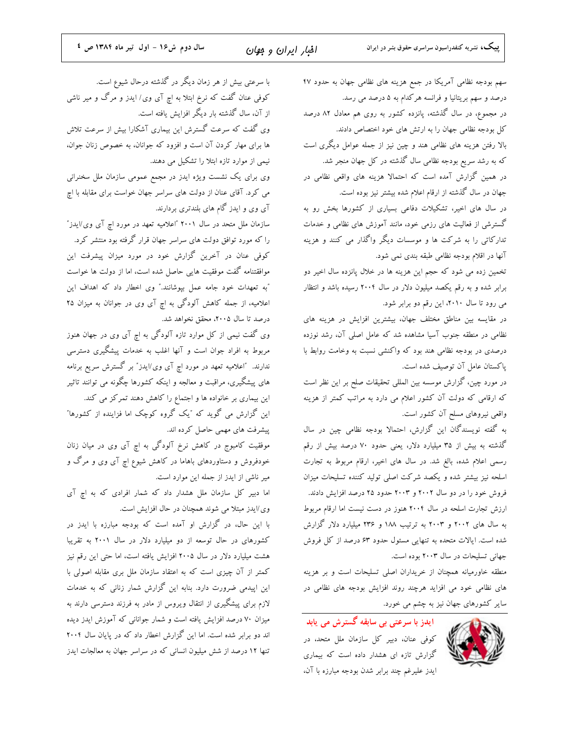سهم بودجه نظامی آمریکا در جمع هزینه های نظامی جهان به حدود ۴۷ درصد و سهم بریتانیا و فرانسه هرکدام به ۵ درصد می رسد.

در مجموع، در سال گذشته، پانزده کشور به روی هم معادل ۸۲ درصد کل بودجه نظامی جهان را به ارتش های خود اختصاص دادند.

بالا رفتن هزینه های نظامی هند و چین نیز از جمله عوامل دیگری است که به رشد سریع بودجه نظامی سال گذشته در کل جهان منجر شد.

در همین گزارش آمده است که احتمالا هزینه های واقعی نظامی در جهان در سال گذشته از ارقام اعلام شده بیشتر نیز بوده است.

در سال های اخیر، تشکیلات دفاعی بسیاری از کشورها بخش رو به گسترشی از فعالیت های رزمی خود، مانند آموزش های نظامی و خدمات تدارکاتی را به شرکت ها و موسسات دیگر واگذار می کنند و هزینه آنها در اقلام بودجه نظامی طبقه بندی نمی شود.

تخمین زده می شود که حجم این هزینه ها در خلال پانزده سال اخیر دو برابر شده و به رقم یکصد میلیون دلار در سال ۲۰۰۴ رسیده باشد و انتظار می رود تا سال ۲۰۱۰، این رقم دو برابر شود.

در مقایسه بین مناطق مختلف جهان، بیشترین افزایش در هزینه های نظامی در منطقه جنوب آسیا مشاهده شد که عامل اصلی آن، رشد نوزده درصدی در بودجه نظامی هند بود که واکنشی نسبت به وخامت روابط با پاکستان عامل آن توصیف شده است.

در مورد چین، گزارش موسسه بین المللی تحقیقات صلح بر این نظر است که ارقامی که دولت آن کشور اعلام می دارد به مراتب کمتر از هزینه واقعی نیروهای مسلح آن کشور است.

به گفته نویسندگان این گزارش، احتمالا بودجه نظامی چین در سال گذشته به بیش از ۳۵ میلیارد دلار، یعنی حدود ۷۰ درصد بیش از رقم رسمی اعلام شده، بالغ شد. در سال های اخیر، ارقام مربوط به تجارت اسلحه نیز بیشتر شده و یکصد شرکت اصلی تولید کننده تسلیحات میزان فروش خود را در دو سال ۲۰۰۲ و ۲۰۰۳ حدود ۲۵ درصد افزایش دادند.

ارزش تجارت اسلحه در سال ۲۰۰۴ هنوز در دست نیست اما ارقام مربوط به سال های ۲۰۰۲ و ۲۰۰۳ به ترتیب ۱۸۸ و ۲۳۶ میلیارد دلار گزارش شده است. ایالات متحده به تنهایی مسئول حدود ۶۳ درصد از کل فروش جهانی تسلیحات در سال ۲۰۰۳ بوده است.

منطقه خاورمیانه همچنان از خریداران اصلی تسلیحات است و بر هزینه های نظامی خود می افزاید هرچند روند افزایش بودجه های نظامی در سایر کشورهای جهان نیز به چشم می خورد.

## ایدز با سرعتی بی سابقه گسترش می یابد

کوفی عنان، دبیر کل سازمان ملل متحد، در گزارش تازه ای هشدار داده است که بیماری ایدز علیرغم چند برابر شدن بودجه مبارزه با آن، با سرعتی بیش از هر زمان دیگر در گذشته درحال شیوع است.

کوفی عنان گفت که نرخ ابتلا به اچ آی وی/ ایدز و مرگ و میر ناشی از آن، سال گذشته بار دیگر افزایش یافته است.

وی گفت که سرعت گسترش این بیماری آشکارا بیش از سرعت تلاش ها برای مهار کردن آن است و افزود که جوانان، به خصوص زنان جوان، نیمی از موارد تازه ابتلا را تشکیل می دهند.

وی برای یک نشست ویژه ایدز در مجمع عمومی سازمان ملل سخنرانی می کرد. آقای عنان از دولت های سراسر جهان خواست برای مقابله با اچ آی وی و ایدز گام های بلندتری بردارند.

سازمان ملل متحد در سال ۲۰۰۱ "اعلامیه تعهد در مورد اچ آی وی/ایدز" را که مورد توافق دولت های سراسر جهان قرار گرفته بود منتشر کرد.

کوفی عنان در آخرین گزارش خود در مورد میزان پیشرفت این موافقتنامه گفت موفقیت هایی حاصل شده است، اما از دولت ها خواست "به تعهدات خود جامه عمل بپوشانند." وی اخطار داد که اهداف این اعلامیه، از جمله کاهش آلودگی به اچ آی وی در جوانان به میزان ۲۵ درصد تا سال ۲۰۰۵، محقق نخواهد شد.

وی گفت نیمی از کل موارد تازه آلودگی به اچ آی وی در جهان هنوز مربوط به افراد جوان است و آنها اغلب به خدمات پیشگیری دسترسی ندارند. "اعلامیه تعهد در مورد اچ آی وی/ایدز" بر گسترش سریع برنامه های پیشگیری، مراقبت و معالجه و اینکه کشورها چگونه می توانند تاثیر این بیماری بر خانواده ها و اجتماع را کاهش دهند تمرکز می کند.

این گزارش می گوید که "یک گروه کوچک اما فزاینده از کشورها" پیشرفت های مهمی حاصل کرده اند.

موفقیت کامبوج در کاهش نرخ آلودگی به اچ آی وی در میان زنان خودفروش و دستاوردهای باهاما در کاهش شیوع اچ آی وی و مرگ و میر ناشی از ایدز از جمله این موارد است.

اما دبیر کل سازمان ملل هشدار داد که شمار افرادی که به اچ آی وی/ایدز مبتلا می شوند همچنان در حال افزایش است.

با این حال، در گزارش او آمده است که بودجه مبارزه با ایدز در کشورهای در حال توسعه از دو میلیارد دلار در سال ۲۰۰۱ به تقریبا هشت میلیارد دلار در سال ۲۰۰۵ افزایش یافته است، اما حتی این رقم نیز کمتر از آن چیزی است که به اعتقاد سازمان ملل بری مقابله اصولی با این اپیدمی ضرورت دارد. بنابه این گزارش شمار زنانی که به خدمات لازم برای پیشگیری از انتقال ویروس از مادر به فرزند دسترسی دارند به میزان ۷۰ درصد افزایش یافته است و شمار جوانانی که آموزش ایدز دیده اند دو برابر شده است. اما این گزارش اخطار داد که در پایان سال ۲۰۰۴ تنها ۱۲ درصد از شش میلیون انسانی که در سراسر جهان به معالجات ایدز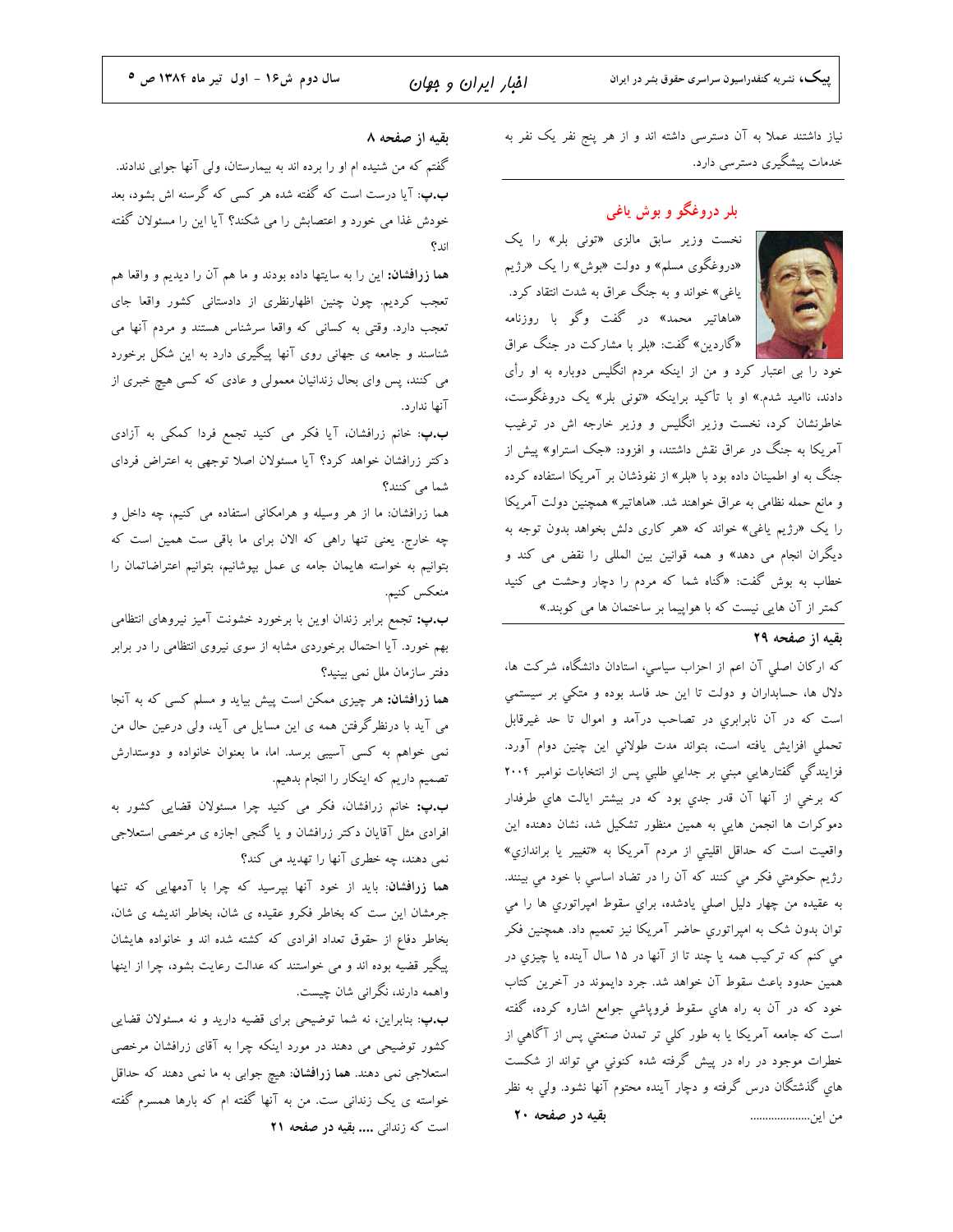نیاز داشتند عملا به آن دسترسی داشته اند و از هر پنج نفر یک نفر به خدمات پیشگیری دسترسی دارد.

## بلر دروغگو و بوش یاغی

نخست وزیر سابق مالزی «تونی بلر» را یک «دروغگوی مسلم» و دولت «بوش» را یک «رژیم یاغی» خواند و به جنگ عراق به شدت انتقاد کرد. «ماهاتیر محمد» در گفت وگو با روزنامه «گاردین» گفت: «بلر با مشارکت در جنگ عراق خود را بی اعتبار کرد و من از اینکه مردم انگلیس دوباره به او رأی دادند، ناامید شدم.» او با تأکید براینکه «تونی بلر» یک دروغگوست، خاطرنشان کرد، نخست وزیر انگلیس و وزیر خارجه اش در ترغیب آمریکا به جنگ در عراق نقش داشتند، و افزود: «جک استراو» پیش از جنگ به او اطمینان داده بود با «بلر» از نفوذشان بر آمریکا استفاده کرده و مانع حمله نظامی به عراق خواهند شد. «ماهاتیر» همچنین دولت آمریکا را یک «رژیم یاغی» خواند که «هر کاری دلش بخواهد بدون توجه به دیگران انجام می دهد» و همه قوانین بین المللی را نقض می کند و خطاب به بوش گفت: «گناه شما که مردم را دچار وحشت می کنید کمتر از آن هایی نیست که با هواپیما بر ساختمان ها می کوبند.»

### بقیه از صفحه ۲۹

که ارکان اصلي آن اعم از احزاب سیاسي، استادان دانشگاه، شرکت ها، دلال ها، حسابداران و دولت تا این حد فاسد بوده و متکي بر سیستمي است که در آن نابرابري در تصاحب درآمد و اموال تا حد غیرقابل تحملي افزايش یافته است، بتواند مدت طولاني اين چنين دوام آورد. فزايندگي گفتارهايي مبني بر جدايي طلبي پس از انتخابات نوامبر ۲۰۰۴ که برخي از آنها آن قدر جدي بود که در بیشتر ايالت هاي طرفدار دموکرات ها انجمن هايي به همين منظور تشکيل شد، نشان دهنده اين واقعيت است که حداقل اقليتي از مردم آمريکا به «تغيير يا براندازي» رژيم حکومتي فکر مي کنند که آن را در تضاد اساسي با خود مي بينند. به عقيده من چهار دليل اصلي يادشده، براي سقوط امپراتوري ها را مي توان بدون شک به امپراتوري حاضر آمريکا نيز تعميم داد. همچنين فکر مي کنم که ترکيب همه يا چند تا از آنها در ۱۵ سال آينده يا چيزي در همين حدود باعث سقوط آن خواهد شد. جرد دايموند در آخرين کتاب خود که در آن به راه هاي سقوط فروپاشي جوامع اشاره کرده، گفته است که جامعه آمريکا يا به طور کلي تر تمدن صنعتي پس از آگاهي از خطرات موجود در راه در پيش گرفته شده کنوني مي تواند از شکست هاي گذشتگان درس گرفته و دچار آينده محتوم آنها نشود. ولي به نظر من اين.................... **بقیه در صفحه ۲۰**

### بقیه از صفحه ۸

گفتم که من شنیده ام او را برده اند به بیمارستان، ولی آنها جوابی ندادند.

**ب.پ:** آیا درست است که گفته شده هر کسی که گرسنه اش بشود، بعد خودش غذا می خورد و اعتصابش را می شکند؟ آیا این را مسئولان گفته اند؟

**هما زرافشان:** این را به سایتها داده بودند و ما هم آن را دیدیم و واقعا هم تعجب کردیم. چون چنین اظهارنظری از دادستانی کشور واقعا جای تعجب دارد. وقتی به کسانی که واقعا سرشناس هستند و مردم آنها می شناسند و جامعه ی جهانی روی آنها پیگیری دارد به این شکل برخورد می کنند، پس وای بحال زندانیان معمولی و عادی که کسی هیچ خبری از آنها ندارد.

**ب.پ:** خانم زرافشان، آیا فکر می کنید تجمع فردا کمکی به آزادی دکتر زرافشان خواهد کرد؟ آیا مسئولان اصلا توجهی به اعتراض فردای شما می کنند؟

هما زرافشان: ما از هر وسیله و هرامکانی استفاده می کنیم، چه داخل و چه خارج. یعنی تنها راهی که الان برای ما باقی ست همین است که بتوانیم به خواسته هایمان جامه ی عمل بپوشانیم، بتوانیم اعتراضاتمان را منعکس کنیم.

**ب.پ:** تجمع برابر زندان اوین با برخورد خشونت آمیز نیروهای انتظامی بهم خورد. آیا احتمال برخوردی مشابه از سوی نیروی انتظامی در برابر دفتر سازمان ملل نمی بینید؟

**هما زرافشان:** هر چیزی ممکن است پیش بیاید و مسلم کسی که به آنجا می آید با درنظرگرفتن همه ی این مسایل می آید، ولی درعین حال من نمی خواهم به کسی آسیبی برسد. اما، ما بعنوان خانواده و دوستدارش تصمیم داریم که اینکار را انجام بدهیم.

**ب.پ:** خانم زرافشان، فکر می کنید چرا مسئولان قضایی کشور به افرادی مثل آقایان دکتر زرافشان و یا گنجی اجازه ی مرخصی استعلاجی نمی دهند، چه خطری آنها را تهدید می کند؟

**هما زرافشان:** باید از خود آنها بپرسید که چرا با آدمهایی که تنها جرمشان این ست که بخاطر فکرو عقیده ی شان، بخاطر اندیشه ی شان، بخاطر دفاع از حقوق تعداد افرادی که کشته شده اند و خانواده هایشان پیگیر قضیه بوده اند و می خواستند که عدالت رعایت بشود، چرا از اینها واهمه دارند، نگرانی شان چیست.

**ب.پ:** بنابراین، نه شما توضیحی برای قضیه دارید و نه مسئولان قضایی کشور توضیحی می دهند در مورد اینکه چرا به آقای زرافشان مرخصی استعلاجی نمی دهند. **هما زرافشان:** هیچ جوابی به ما نمی دهند که حداقل خواسته ی یک زندانی ست. من به آنها گفته ام که بارها همسرم گفته است که زندانی **.... بقیه در صفحه ۲۱**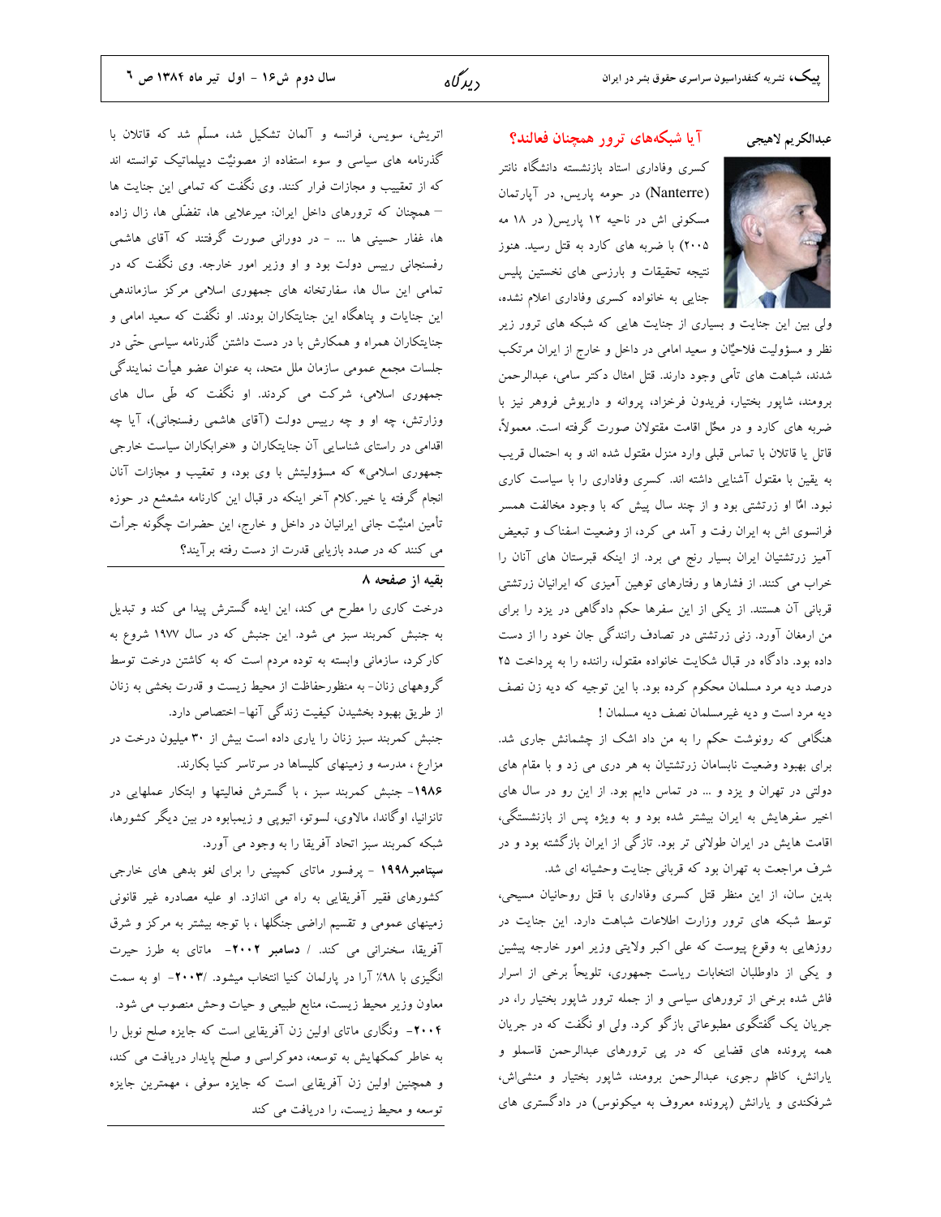## آیا شبکه‌های ترور همچنان فعالند؟

**عبدالکریم لاهیجی**

کسری وفاداری استاد بازنشسته دانشگاه نانتر (Nanterre) در حومه پاریس، در آپارتمان مسکونی اش در ناحیه ۱۲ پاریس( در ۱۸ مه ۲۰۰۵) با ضربه های کارد به قتل رسید. هنوز نتیجه تحقیقات و بازرسی های نخستین پلیس جنایی به خانواده کسری وفاداری اعلام نشده، ولی بین این جنایت و بسیاری از جنایت هایی که شبکه های ترور زیر نظر و مسؤولیت فلاحیّان و سعید امامی در داخل و خارج از ایران مرتکب شدند، شباهت های تأمی وجود دارند. قتل امثال دکتر سامی، عبدالرحمن برومند، شاپور بختیار، فریدون فرخزاد، پروانه و داریوش فروهر نیز با ضربه های کارد و در محّل اقامت مقتولان صورت گرفته است. معمولاً، قاتل یا قاتلان با تماس قبلی وارد منزل مقتول شده اند و به احتمال قریب به یقین با مقتول آشنایی داشته اند. کسرِی وفاداری را با سیاست کاری نبود. امّا او زرتشتی بود و از چند سال پیش که با وجود مخالفت همسر فرانسوی اش به ایران رفت و آمد می کرد، از وضعیت اسفناک و تبعیض آمیز زرتشتیان ایران بسیار رنج می برد. از اینکه قبرستان های آنان را خراب می کنند. از فشارها و رفتارهای توهین آمیزی که ایرانیان زرتشتی قربانی آن هستند. از یکی از این سفرها حکم دادگاهی در یزد را برای من ارمغان آورد. زنی زرتشتی در تصادف رانندگی جان خود را از دست داده بود. دادگاه در قبال شکایت خانواده مقتول، راننده را به پرداخت ۲۵ درصد دیه مرد مسلمان محکوم کرده بود. با این توجیه که دیه زن نصف دیه مرد است و دیه غیرمسلمان نصف دیه مسلمان !

هنگامی که رونوشت حکم را به من داد اشک از چشمانش جاری شد. برای بهبود وضعیت نابسامان زرتشتیان به هر دری می زد و با مقام های دولتی در تهران و یزد و ... در تماس دایم بود. از این رو در سال های اخیر سفرهایش به ایران بیشتر شده بود و به ویژه پس از بازنشستگی، اقامت هایش در ایران طولانی تر بود. تازگی از ایران بازگشته بود و در شرف مراجعت به تهران بود که قربانی جنایت وحشیانه ای شد.

بدین سان، از این منظر قتل کسری وفاداری با قتل روحانیان مسیحی، توسط شبکه های ترور وزارت اطلاعات شباهت دارد. این جنایت در روزهایی به وقوع پیوست که علی اکبر ولایتی وزیر امور خارجه پیشین و یکی از داوطلبان انتخابات ریاست جمهوری، تلویحاً برخی از اسرار فاش شده برخی از ترورهای سیاسی و از جمله ترور شاپور بختیار را، در جریان یک گفتگوی مطبوعاتی بازگو کرد. ولی او نگفت که در جریان همه پرونده های قضایی که در پی ترورهای عبدالرحمن قاسملو و یارانش، کاظم رجوی، عبدالرحمن برومند، شاپور بختیار و منشی‌اش، شرفکندی و یارانش (پرونده معروف به میکونوس) در دادگستری های اتریش، سویس، فرانسه و آلمان تشکیل شد، مسلّم شد که قاتلان با گذرنامه های سیاسی و سوء استفاده از مصونیّت دیپلماتیک توانسته اند که از تعقیب و مجازات فرار کنند. وی نگفت که تمامی این جنایت ها – همچنان که ترورهای داخل ایران: میرعلایی ها، تفضّلی ها، زال زاده ها، غفار حسینی ها ... – در دورانی صورت گرفتند که آقای هاشمی رفسنجانی رییس دولت بود و او وزیر امور خارجه. وی نگفت که در تمامی این سال ها، سفارتخانه های جمهوری اسلامی مرکز سازماندهی این جنایات و پناهگاه این جنایتکاران بودند. او نگفت که سعید امامی و جنایتکاران همراه و همکارش با در دست داشتن گذرنامه سیاسی حتّی در جلسات مجمع عمومی سازمان ملل متحد، به عنوان عضو هیأت نمایندگی جمهوری اسلامی، شرکت می کردند. او نگفت که طّی سال های وزارتش، چه او و چه رییس دولت (آقای هاشمی رفسنجانی)، آیا چه اقدامی در راستای شناسایی آن جنایتکاران و «خرابکاران سیاست خارجی جمهوری اسلامی» که مسؤولیتش با وی بود، و تعقیب و مجازات آنان انجام گرفته یا خیر.کلام آخر اینکه در قبال این کارنامه مشعشع در حوزه تأمین امنیّت جانی ایرانیان در داخل و خارج، این حضرات چگونه جرأت می کنند که در صدد بازیابی قدرت از دست رفته برآیند؟

---

### بقیه از صفحه ۸

درخت کاری را مطرح می کند، این ایده گسترش پیدا می کند و تبدیل به جنبش کمربند سبز می شود. این جنبش که در سال ۱۹۷۷ شروع به کارکرد، سازمانی وابسته به توده مردم است که به کاشتن درخت توسط گروههای زنان- به منظورحفاظت از محیط زیست و قدرت بخشی به زنان از طریق بهبود بخشیدن کیفیت زندگی آنها- اختصاص دارد.

جنبش کمربند سبز زنان را یاری داده است بیش از ۳۰ میلیون درخت در مزارع ، مدرسه و زمینهای کلیساها در سرتاسر کنیا بکارند.

**۱۹۸۶**- جنبش کمربند سبز ، با گسترش فعالیتها و ابتکار عملهایی در تانزانیا، اوگاندا، مالاوی، لسوتو، اتیوپی و زیمبابوه در بین دیگر کشورها، شبکه کمربند سبز اتحاد آفریقا را به وجود می آورد.

**سپتامبر۱۹۹۸** - پرفسور ماتای کمپینی را برای لغو بدهی های خارجی کشورهای فقیر آفریقایی به راه می اندازد. او علیه مصادره غیر قانونی زمینهای عمومی و تقسیم اراضی جنگلها ، با توجه بیشتر به مرکز و شرق آفریقا، سخنرانی می کند. / **دسامبر ۲۰۰۲**- ماتای به طرز حیرت انگیزی با ۹۸٪ آرا در پارلمان کنیا انتخاب میشود. /**۲۰۰۳**- او به سمت معاون وزیر محیط زیست، منابع طبیعی و حیات وحش منصوب می شود.

**۲۰۰۴**- ونگاری ماتای اولین زن آفریقایی است که جایزه صلح نوبل را به خاطر کمکهایش به توسعه، دموکراسی و صلح پایدار دریافت می کند، و همچنین اولین زن آفریقایی است که جایزه سوفی ، مهمترین جایزه توسعه و محیط زیست، را دریافت می کند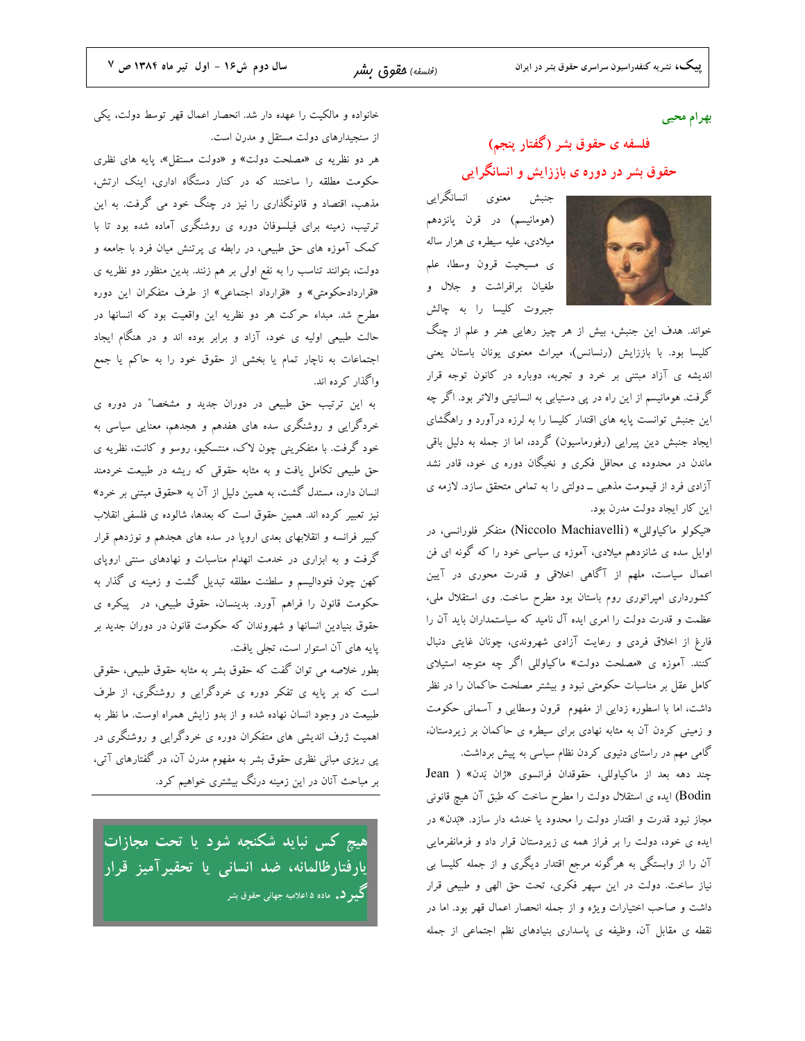بهرام محیی

## فلسفه ی حقوق بشر (گفتار پنجم)

## حقوق بشر در دوره ی باززایش و انسانگرایی

جنبش معنوی انسانگرایی (هومانیسم) در قرن پانزدهم میلادی، علیه سیطره ی هزار ساله ی مسیحیت قرون وسطا، علم طغیان برافراشت و جلال و جبروت کلیسا را به چالش خواند. هدف این جنبش، بیش از هر چیز رهایی هنر و علم از چنگ کلیسا بود. با باززایش (رنسانس)، میراث معنوی یونان باستان یعنی اندیشه ی آزاد مبتنی بر خرد و تجربه، دوباره در کانون توجه قرار گرفت. هومانیسم از این راه در پی دستیابی به انسانیتی والاتر بود. اگر چه این جنبش توانست پایه های اقتدار کلیسا را به لرزه درآورد و راهگشای ایجاد جنبش دین پیرایی (رفورماسیون) گردد، اما از جمله به دلیل باقی ماندن در محدوده ی محافل فکری و نخبگان دوره ی خود، قادر نشد آزادی فرد از قیمومت مذهبی ــ دولتی را به تمامی متحقق سازد. لازمه ی این کار ایجاد دولت مدرن بود.

«نیکولو ماکیاوللی» (Niccolo Machiavelli) متفکر فلورانسی، در اوایل سده ی شانزدهم میلادی، آموزه ی سیاسی خود را که گونه ای فن اعمال سیاست، ملهم از آگاهی اخلاقی و قدرت محوری در آیین کشورداری امپراتوری روم باستان بود مطرح ساخت. وی استقلال ملی، عظمت و قدرت دولت را امری ایده آل نامید که سیاستمداران باید آن را فارغ از اخلاق فردی و رعایت آزادی شهروندی، چونان غایتی دنبال کنند. آموزه ی «مصلحت دولت» ماکیاوللی اگر چه متوجه استیلای کامل عقل بر مناسبات حکومتی نبود و بیشتر مصلحت حاکمان را در نظر داشت، اما با اسطوره زدایی از مفهوم قرون وسطایی و آسمانی حکومت و زمینی کردن آن به مثابه نهادی برای سیطره ی حاکمان بر زیردستان، گامی مهم در راستای دنیوی کردن نظام سیاسی به پیش برداشت.

چند دهه بعد از ماکیاوللی، حقوقدان فرانسوی «ژان بدن» ( Jean Bodin) ایده ی استقلال دولت را مطرح ساخت که طبق آن هیچ قانونی مجاز نبود قدرت و اقتدار دولت را محدود یا خدشه دار سازد. «بدن» در ایده ی خود، دولت را بر فراز همه ی زیردستان قرار داد و فرمانفرمایی آن را از وابستگی به هرگونه مرجع اقتدار دیگری و از جمله کلیسا بی نیاز ساخت. دولت در این سپهر فکری، تحت حق الهی و طبیعی قرار داشت و صاحب اختیارات ویژه و از جمله انحصار اعمال قهر بود. اما در نقطه ی مقابل آن، وظیفه ی پاسداری بنیادهای نظم اجتماعی از جمله خانواده و مالکیت را عهده دار شد. انحصار اعمال قهر توسط دولت، یکی از سنجیدارهای دولت مستقل و مدرن است.

هر دو نظریه ی «مصلحت دولت» و «دولت مستقل»، پایه های نظری حکومت مطلقه را ساختند که در کنار دستگاه اداری، اینک ارتش، مذهب، اقتصاد و قانونگذاری را نیز در چنگ خود می گرفت. به این ترتیب، زمینه برای فیلسوفان دوره ی روشنگری آماده شده بود تا با کمک آموزه های حق طبیعی، در رابطه ی پرتنش میان فرد با جامعه و دولت، بتوانند تناسب را به نفع اولی بر هم زنند. بدین منظور دو نظریه ی «قراردادحکومتی» و «قرارداد اجتماعی» از طرف متفکران این دوره مطرح شد. مبداء حرکت هر دو نظریه این واقعیت بود که انسانها در حالت طبیعی اولیه ی خود، آزاد و برابر بوده اند و در هنگام ایجاد اجتماعات به ناچار تمام یا بخشی از حقوق خود را به حاکم یا جمع واگذار کرده اند.

به این ترتیب حق طبیعی در دوران جدید و مشخصا" در دوره ی خردگرایی و روشنگری سده های هفدهم و هجدهم، معنایی سیاسی به خود گرفت. با متفکرینی چون لاک، منتسکیو، روسو و کانت، نظریه ی حق طبیعی تکامل یافت و به مثابه حقوقی که ریشه در طبیعت خردمند انسان دارد، مستدل گشت، به همین دلیل از آن به «حقوق مبتنی بر خرد» نیز تعبیر کرده اند. همین حقوق است که بعدها، شالوده ی فلسفی انقلاب کبیر فرانسه و انقلابهای بعدی اروپا در سده های هجدهم و نوزدهم قرار گرفت و به ابزاری در خدمت انهدام مناسبات و نهادهای سنتی اروپای کهن چون فئودالیسم و سلطنت مطلقه تبدیل گشت و زمینه ی گذار به حکومت قانون را فراهم آورد. بدینسان، حقوق طبیعی، در پیکره ی حقوق بنیادین انسانها و شهروندان که حکومت قانون در دوران جدید بر پایه های آن استوار است، تجلی یافت.

بطور خلاصه می توان گفت که حقوق بشر به مثابه حقوق طبیعی، حقوقی است که بر پایه ی تفکر دوره ی خردگرایی و روشنگری، از طرف طبیعت در وجود انسان نهاده شده و از بدو زایش همراه اوست. ما نظر به اهمیت ژرف اندیشی های متفکران دوره ی خردگرایی و روشنگری در پی ریزی مبانی نظری حقوق بشر به مفهوم مدرن آن، در گفتارهای آتی، بر مباحث آنان در این زمینه درنگ بیشتری خواهیم کرد.

---

**هیچ کس نباید شکنجه شود یا تحت مجازات یارفتارظالمانه، ضد انسانی یا تحقیرآمیز قرار گیرد.** ماده ۵ اعلامیه جهانی حقوق بشر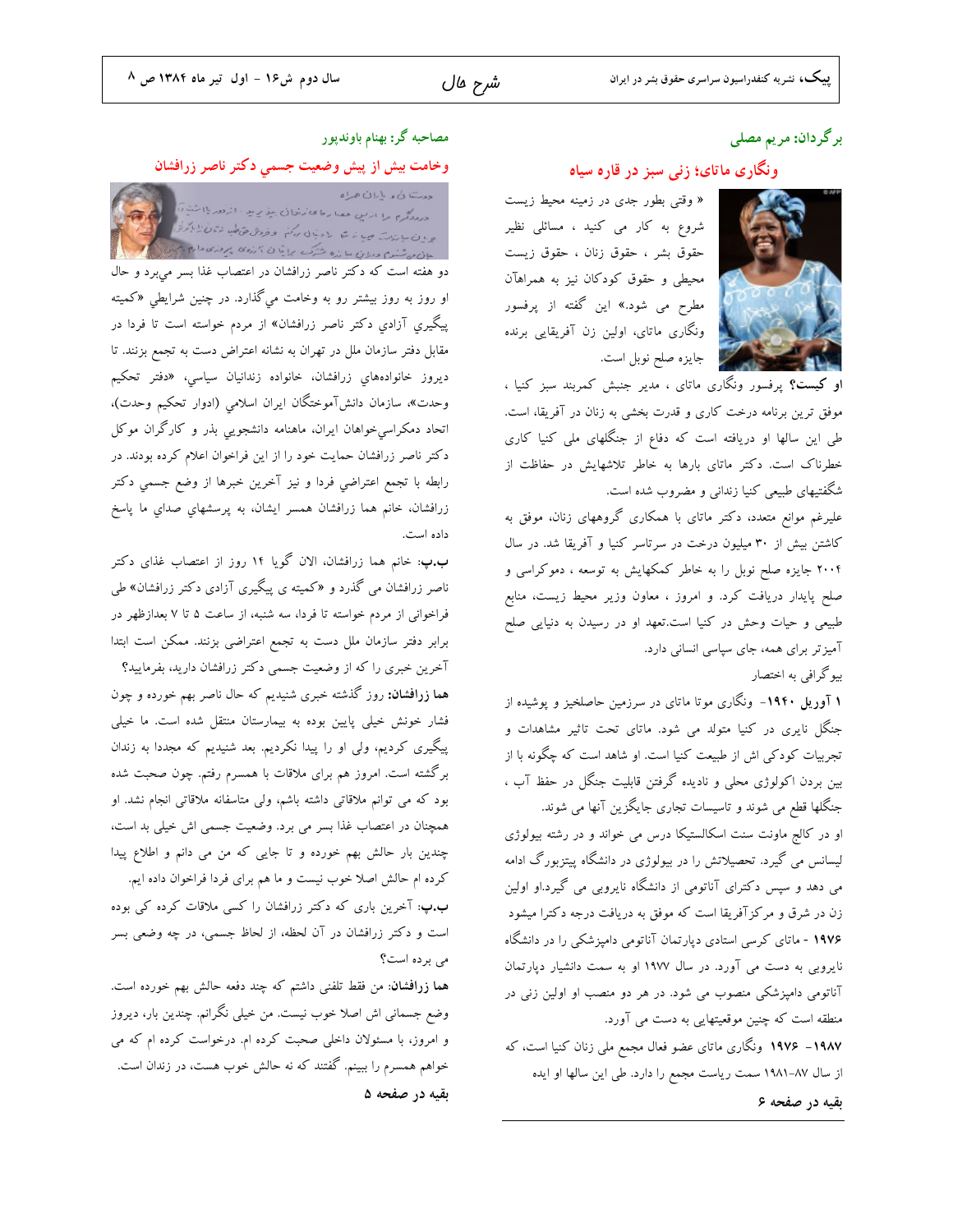برگردان: مریم مصلی

## ونگاری ماتای؛ زنی سبز در قاره سیاه

« وقتی بطور جدی در زمینه محیط زیست شروع به کار می کنید ، مسائلی نظیر حقوق بشر ، حقوق زنان ، حقوق زیست محیطی و حقوق کودکان نیز به همراهآن مطرح می شود.» این گفته از پرفسور ونگاری ماتای، اولین زن آفریقایی برنده جایزه صلح نوبل است.

**او کیست؟** پرفسور ونگاری ماتای ، مدیر جنبش کمربند سبز کنیا ، موفق ترین برنامه درخت کاری و قدرت بخشی به زنان در آفریقا، است. طی این سالها او دریافته است که دفاع از جنگلهای ملی کنیا کاری خطرناک است. دکتر ماتای بارها به خاطر تلاشهایش در حفاظت از شگفتیهای طبیعی کنیا زندانی و مضروب شده است.

علیرغم موانع متعدد، دکتر ماتای با همکاری گروههای زنان، موفق به کاشتن بیش از ۳۰ میلیون درخت در سرتاسر کنیا و آفریقا شد. در سال ۲۰۰۴ جایزه صلح نوبل را به خاطر کمکهایش به توسعه ، دموکراسی و صلح پایدار دریافت کرد. و امروز ، معاون وزیر محیط زیست، منابع طبیعی و حیات وحش در کنیا است.تعهد او در رسیدن به دنیایی صلح آمیزتر برای همه، جای سپاس انسانی دارد.

بیوگرافی به اختصار

**۱ آوریل ۱۹۴۰**- ونگاری موتا ماتای در سرزمین حاصلخیز و پوشیده از جنگل نایری در کنیا متولد می شود. ماتای تحت تاثیر مشاهدات و تجربیات کودکی اش از طبیعت کنیا است. او شاهد است که چگونه با از بین بردن اکولوژی محلی و نادیده گرفتن قابلیت جنگل در حفظ آب ، جنگلها قطع می شوند و تاسیسات تجاری جایگزین آنها می شوند.

او در کالج ماونت سنت اسکالستیکا درس می خواند و در رشته بیولوژی لیسانس می گیرد. تحصیلاتش را در بیولوژی در دانشگاه پیتزبورگ ادامه می دهد و سپس دکترای آناتومی از دانشگاه نایروبی می گیرد.او اولین زن در شرق و مرکزآفریقا است که موفق به دریافت درجه دکترا میشود

**۱۹۷۶** - ماتای کرسی استادی دپارتمان آناتومی دامپزشکی را در دانشگاه نایروبی به دست می آورد. در سال ۱۹۷۷ او به سمت دانشیار دپارتمان آناتومی دامپزشکی منصوب می شود. در هر دو منصب او اولین زنی در منطقه است که چنین موقعیتهایی به دست می آورد.

**۱۹۸۷- ۱۹۷۶** ونگاری ماتای عضو فعال مجمع ملی زنان کنیا است، که از سال ۸۷-۱۹۸۱ سمت ریاست مجمع را دارد. طی این سالها او ایده

**بقیه در صفحه ۶**

---

مصاحبه گر: بهنام باوندپور

## وخامت بیش از پیش وضعیت جسمي دکتر ناصر زرافشان

دوستان و یاران عزیزم
درود گرم مرا از این همه راه بپذیرید...

دو هفته است که دکتر ناصر زرافشان در اعتصاب غذا بسر مي‌برد و حال او روز به روز بيشتر رو به وخامت مي‌گذارد. در چنين شرايطي «کميته پيگيري آزادي دکتر ناصر زرافشان» از مردم خواسته است تا فردا در مقابل دفتر سازمان ملل در تهران به نشانه اعتراض دست به تجمع بزنند. تا ديروز خانواده‌هاي زندانيان سياسي، «دفتر تحکيم وحدت»، سازمان دانش‌آموختگان ايران اسلامي (ادوار تحکيم وحدت)، اتحاد دمکراسي‌خواهان ايران، ماهنامه دانشجويي بذر و کارگران موکل دکتر ناصر زرافشان حمايت خود را از اين فراخوان اعلام کرده بودند. در رابطه با تجمع اعتراضي فردا و نيز آخرين خبرها از وضع جسمي دکتر زرافشان، خانم هما زرافشان همسر ايشان، به پرسشهاي صداي ما پاسخ داده است.

**ب.پ:** خانم هما زرافشان، الان گويا ۱۴ روز از اعتصاب غذاي دکتر ناصر زرافشان مي گذرد و «کميته ي پيگيري آزادي دکتر زرافشان» طي فراخواني از مردم خواسته تا فردا، سه شنبه، از ساعت ۵ تا ۷ بعدازظهر در برابر دفتر سازمان ملل دست به تجمع اعتراضي بزنند. ممکن است ابتدا آخرين خبري را که از وضعيت جسمي دکتر زرافشان داريد، بفرماييد؟

**هما زرافشان:** روز گذشته خبري شنيديم که حال ناصر بهم خورده و چون فشار خونش خيلي پايين بوده به بيمارستان منتقل شده است. ما خيلي پيگيري کرديم، ولي او را پيدا نکرديم. بعد شنيديم که مجددا به زندان برگشته است. امروز هم براي ملاقات با همسرم رفتم. چون صحبت شده بود که مي توانم ملاقاتي داشته باشم، ولي متاسفانه ملاقاتي انجام نشد. او همچنان در اعتصاب غذا بسر مي برد. وضعيت جسمي اش خيلي بد است، چندين بار حالش بهم خورده و تا جايي که من مي دانم و اطلاع پيدا کرده ام حالش اصلا خوب نيست و ما هم براي فردا فراخوان داده ايم.

**ب.پ:** آخرين باري که دکتر زرافشان را کسي ملاقات کرده کي بوده است و دکتر زرافشان در آن لحظه، از لحاظ جسمي، در چه وضعي بسر مي برده است؟

**هما زرافشان:** من فقط تلفني داشتم که چند دفعه حالش بهم خورده است. وضع جسماني اش اصلا خوب نيست. من خيلي نگرانم. چندين بار، ديروز و امروز، با مسئولان داخلي صحبت کرده ام. درخواست کرده ام که مي خواهم همسرم را ببينم. گفتند که نه حالش خوب هست، در زندان است.

**بقيه در صفحه ۵**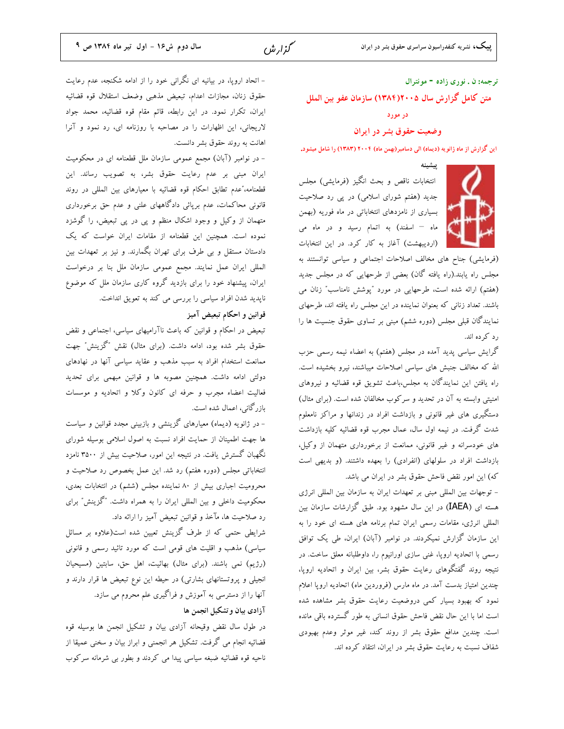ترجمه: ن . نوری زاده - مونترال

## متن کامل گزارش سال ۲۰۰۵(۱۳۸۴) سازمان عفو بین الملل در مورد وضعیت حقوق بشر در ایران

**این گزارش از ماه ژانویه (دیماه) الی دسامبر(بهمن ماه) ۲۰۰۴ (۱۳۸۳) را شامل میشود.**

### پیشینه

انتخابات ناقص و بحث انگیز (فرمایشی) مجلس جدید (هفتم شورای اسلامی) در پی رد صلاحیت بسیاری از نامزدهای انتخاباتی در ماه فوریه (بهمن ماه – اسفند) به اتمام رسید و در ماه می (اردیبهشت) آغاز به کار کرد. در این انتخابات (فرمایشی) جناح های مخالف اصلاحات اجتماعی و سیاسی توانستند به مجلس راه یابند.(راه یافته گان) بعضی از طرحهایی که در مجلس جدید (هفتم) ارائه شده است، طرحهایی در مورد "پوشش نامناسب" زنان می باشند. تعداد زنانی که بعنوان نماینده در این مجلس راه یافته اند، طرحهای نمایندگان قبلی مجلس (دوره ششم) مبنی بر تساوی حقوق جنسیت ها را رد کرده اند.

گرایش سیاسی پدید آمده در مجلس (هفتم) به اعضاء نیمه رسمی حزب الله که مخالف جنبش های سیاسی اصلاحات میباشند، نیرو بخشیده است. راه یافتن این نمایندگان به مجلس،باعث تشویق قوه قضائیه و نیروهای امنیتی وابسته به آن در تحدید و سرکوب مخالفان شده است. (برای مثال) دستگیری های غیر قانونی و بازداشت افراد در زندانها و مراکز نامعلوم شدت گرفت. در نیمه اول سال، عمال مجرب قوه قضائیه کلیه بازداشت های خودسرانه و غیر قانونی، ممانعت از برخورداری متهمان از وکیل، بازداشت افراد در سلولهای (انفرادی) را بعهده داشتند. (و بدیهی است که) این امور نقض فاحش حقوق بشر در ایران می باشد.

- توجهات بین المللی مبنی بر تعهدات ایران به سازمان بین المللی انرژی هسته ای (IAEA) در این سال مشهود بود. طبق گزارشات سازمان بین المللی انرژی، مقامات رسمی ایران تمام برنامه های هسته ای خود را به این سازمان گزارش نمیکردند. در نوامبر (آبان) ایران، طی یک توافق رسمی با اتحادیه اروپا، غنی سازی اورانیوم را، داوطلبانه معلق ساخت. در نتیجه روند گفتگوهای رعایت حقوق بشر، بین ایران و اتحادیه اروپا، چندین امتیاز بدست آمد. در ماه مارس (فروردین ماه) اتحادیه اروپا اعلام نمود که بهبود بسیار کمی دروضعیت رعایت حقوق بشر مشاهده شده است اما با این حال نقض فاحش حقوق انسانی به طور گسترده باقی مانده است. چندین مدافع حقوق بشر از روند کند، غیر موثر وعدم بهبودی شفاف نسبت به رعایت حقوق بشر در ایران، انتقاد کرده اند.

- اتحاد اروپا، در بیانیه ای نگرانی خود را از ادامه شکنجه، عدم رعایت حقوق زنان، مجازات اعدام، تبعیض مذهبی وضعف استقلال قوه قضائیه ایران، تکرار نمود. در این رابطه، قائم مقام قوه قضائیه، محمد جواد لاریجانی، این اظهارات را در مصاحبه با روزنامه ای، رد نمود و آنرا اهانت به روند حقوق بشر دانست.

- در نوامبر (آبان) مجمع عمومی سازمان ملل قطعنامه ای در محکومیت ایران مبنی بر عدم رعایت حقوق بشر، به تصویب رساند. این قطعنامه،"عدم تطابق احکام قوه قضائیه با معیارهای بین المللی در روند قانونی محاکمات، عدم برپائی دادگاههای علنی و عدم حق برخورداری متهمان از وکیل و وجود اشکال منظم و پی در پی تبعیض، را گوشزد نموده است. همچنین این قطعنامه از مقامات ایران خواست که یک دادستان مستقل و بی طرف برای تهران بگمارند. و نیز بر تعهدات بین المللی ایران عمل نمایند. مجمع عمومی سازمان ملل بنا بر درخواست ایران، پیشنهاد خود را برای بازدید گروه کاری سازمان ملل که موضوع ناپدید شدن افراد سیاسی را بررسی می کند به تعویق انداخت.

### قوانین و احکام تبعیض آمیز

تبعیض در احکام و قوانین که باعث ناآرامیهای سیاسی، اجتماعی و نقض حقوق بشر شده بود، ادامه داشت. (برای مثال) نقش "گزینش" جهت ممانعت استخدام افراد به سبب مذهب و عقاید سیاسی آنها در نهادهای دولتی ادامه داشت. همچنین مصوبه ها و قوانین مبهمی برای تحدید فعالیت اعضاء مجرب و حرفه ای کانون وکلا و اتحادیه و موسسات بازرگانی، اعمال شده است.

- در ژانویه (دیماه) معیارهای گزینشی و بازبینی مجدد قوانین و سیاست ها جهت اطمینان از حمایت افراد نسبت به اصول اسلامی بوسیله شورای نگهبان گسترش یافت. در نتیجه این امور، صلاحیت بیش از ۳۵۰۰ نامزد انتخاباتی مجلس (دوره هفتم) رد شد. این عمل بخصوص رد صلاحیت و محرومیت اجباری بیش از ۸۰ نماینده مجلس (ششم) در انتخابات بعدی، محکومیت داخلی و بین المللی ایران را به همراه داشت. "گزینش" برای رد صلاحیت ها، مآخذ و قوانین تبعیض آمیز را ارائه داد.

شرایطی حتمی که از طرف گزینش تعیین شده است(علاوه بر مسائل سیاسی) مذهب و اقلیت های قومی است که مورد تائید رسمی و قانونی (رژیم) نمی باشند. (برای مثال) بهائیت، اهل حق، سابتین (مسیحیان انجیلی و پروتستانهای بشارتی) در حیطه این نوع تبعیض ها قرار دارند و آنها را از دسترسی به آموزش و فراگیری علم محروم می سازد.

### آزادی بیان وتشکیل انجمن ها

در طول سال نقض وقیحانه آزادی بیان و تشکیل انجمن ها بوسیله قوه قضائیه انجام می گرفت. تشکیل هر انجمنی و ابراز بیان و سخنی عمیقا از ناحیه قوه قضائیه ضبعه سیاسی پیدا می کردند و بطور بی شرمانه سرکوب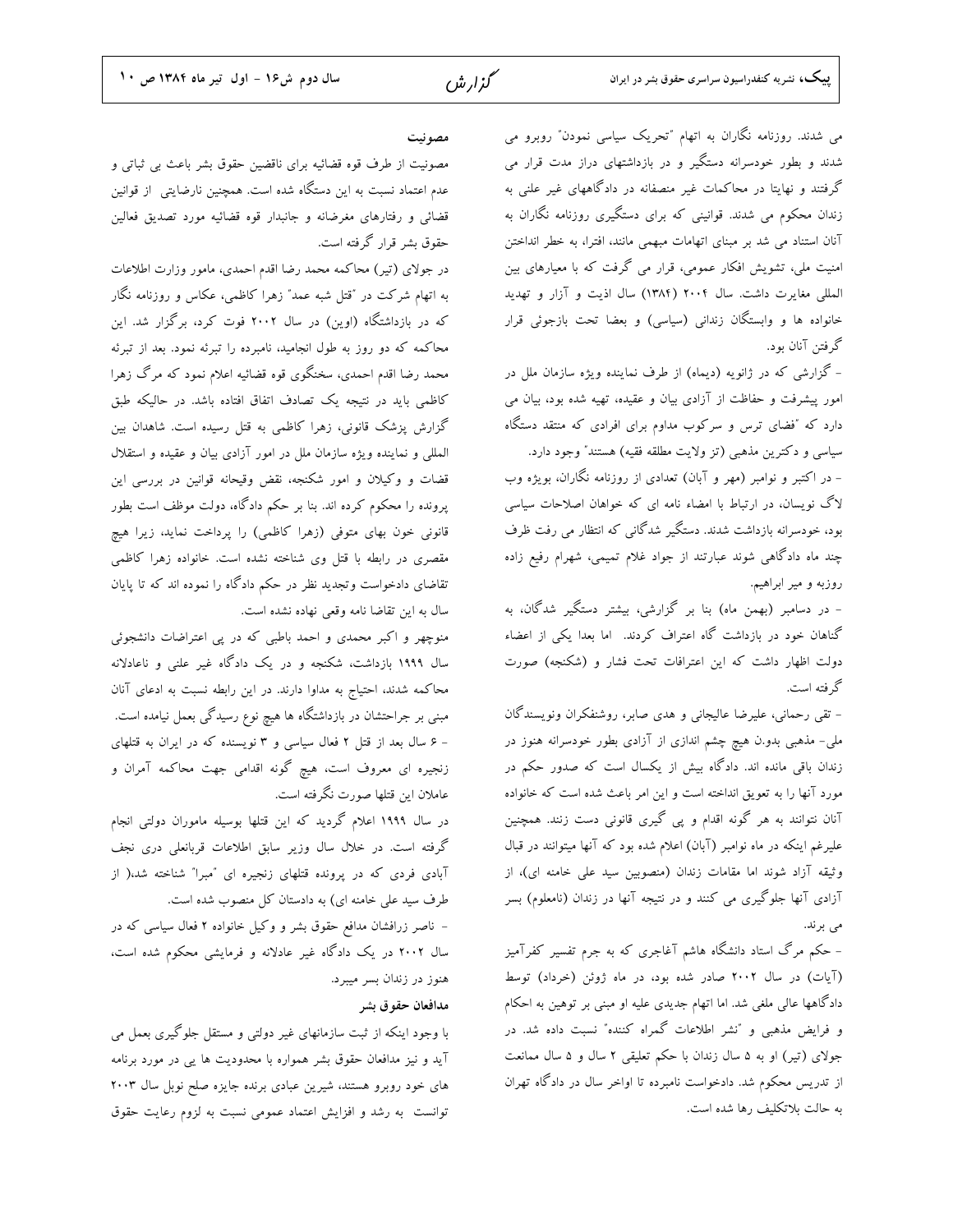می شدند. روزنامه نگاران به اتهام "تحریک سیاسی نمودن" روبرو می شدند و بطور خودسرانه دستگیر و در بازداشتهای دراز مدت قرار می گرفتند و نهایتا در محاکمات غیر منصفانه در دادگاههای غیر علنی به زندان محکوم می شدند. قوانینی که برای دستگیری روزنامه نگاران به آنان استناد می شد بر مبنای اتهامات مبهمی مانند، افترا، به خطر انداختن امنیت ملی، تشویش افکار عمومی، قرار می گرفت که با معیارهای بین المللی مغایرت داشت. سال ۲۰۰۴ (۱۳۸۴) سال اذیت و آزار و تهدید خانواده ها و وابستگان زندانی (سیاسی) و بعضا تحت بازجوئی قرار گرفتن آنان بود.

- گزارشی که در ژانویه (دیماه) از طرف نماینده ویژه سازمان ملل در امور پیشرفت و حفاظت از آزادی بیان و عقیده، تهیه شده بود، بیان می دارد که "فضای ترس و سرکوب مداوم برای افرادی که منتقد دستگاه سیاسی و دکترین مذهبی (تز ولایت مطلقه فقیه) هستند" وجود دارد.

- در اکتبر و نوامبر (مهر و آبان) تعدادی از روزنامه نگاران، بویژه وب لاگ نویسان، در ارتباط با امضاء نامه ای که خواهان اصلاحات سیاسی بود، خودسرانه بازداشت شدند. دستگیر شدگانی که انتظار می رفت ظرف چند ماه دادگاهی شوند عبارتند از جواد غلام تمیمی، شهرام رفیع زاده روزبه و میر ابراهیم.

- در دسامبر (بهمن ماه) بنا بر گزارشی، بیشتر دستگیر شدگان، به گناهان خود در بازداشت گاه اعتراف کردند. اما بعدا یکی از اعضاء دولت اظهار داشت که این اعترافات تحت فشار و (شکنجه) صورت گرفته است.

- تقی رحمانی، علیرضا عالیجانی و هدی صابر، روشنفکران ونویسندگان ملی- مذهبی بدو.ن هیچ چشم اندازی از آزادی بطور خودسرانه هنوز در زندان باقی مانده اند. دادگاه بیش از یکسال است که صدور حکم در مورد آنها را به تعویق انداخته است و این امر باعث شده است که خانواده آنان نتوانند به هر گونه اقدام و پی گیری قانونی دست زنند. همچنین علیرغم اینکه در ماه نوامبر (آبان) اعلام شده بود که آنها میتوانند در قبال وثیقه آزاد شوند اما مقامات زندان (منصوبین سید علی خامنه ای)، از آزادی آنها جلوگیری می کنند و در نتیجه آنها در زندان (نامعلوم) بسر می برند.

- حکم مرگ استاد دانشگاه هاشم آغاجری که به جرم تفسیر کفرآمیز (آیات) در سال ۲۰۰۲ صادر شده بود، در ماه ژوئن (خرداد) توسط دادگاهها عالی ملغی شد. اما اتهام جدیدی علیه او مبنی بر توهین به احکام و فرایض مذهبی و "نشر اطلاعات گمراه کننده" نسبت داده شد. در جولای (تیر) او به ۵ سال زندان با حکم تعلیقی ۲ سال و ۵ سال ممانعت از تدریس محکوم شد. دادخواست نامبرده تا اواخر سال در دادگاه تهران به حالت بلاتکلیف رها شده است.

**مصونیت**

مصونیت از طرف قوه قضائیه برای ناقضین حقوق بشر باعث بی ثباتی و عدم اعتماد نسبت به این دستگاه شده است. همچنین نارضایتی از قوانین قضائی و رفتارهای مغرضانه و جانبدار قوه قضائیه مورد تصدیق فعالین حقوق بشر قرار گرفته است.

در جولای (تیر) محاکمه محمد رضا اقدم احمدی، مامور وزارت اطلاعات به اتهام شرکت در "قتل شبه عمد" زهرا کاظمی، عکاس و روزنامه نگار که در بازداشتگاه (اوین) در سال ۲۰۰۲ فوت کرد، برگزار شد. این محاکمه که دو روز به طول انجامید، نامبرده را تبرئه نمود. بعد از تبرئه محمد رضا اقدم احمدی، سخنگوی قوه قضائیه اعلام نمود که مرگ زهرا کاظمی باید در نتیجه یک تصادف اتفاق افتاده باشد. در حالیکه طبق گزارش پزشک قانونی، زهرا کاظمی به قتل رسیده است. شاهدان بین المللی و نماینده ویژه سازمان ملل در امور آزادی بیان و عقیده و استقلال قضات و وکیلان و امور شکنجه، نقض وقیحانه قوانین در بررسی این پرونده را محکوم کرده اند. بنا بر حکم دادگاه، دولت موظف است بطور قانونی خون بهای متوفی (زهرا کاظمی) را پرداخت نماید، زیرا هیچ مقصری در رابطه با قتل وی شناخته نشده است. خانواده زهرا کاظمی تقاضای دادخواست وتجدید نظر در حکم دادگاه را نموده اند که تا پایان سال به این تقاضا نامه وقعی نهاده نشده است.

منوچهر و اکبر محمدی و احمد باطبی که در پی اعتراضات دانشجوئی سال ۱۹۹۹ بازداشت، شکنجه و در یک دادگاه غیر علنی و ناعادلانه محاکمه شدند، احتیاج به مداوا دارند. در این رابطه نسبت به ادعای آنان مبنی بر جراحتشان در بازداشتگاه ها هیچ نوع رسیدگی بعمل نیامده است.

- ۶ سال بعد از قتل ۲ فعال سیاسی و ۳ نویسنده که در ایران به قتلهای زنجیره ای معروف است، هیچ گونه اقدامی جهت محاکمه آمران و عاملان این قتلها صورت نگرفته است.

در سال ۱۹۹۹ اعلام گردید که این قتلها بوسیله ماموران دولتی انجام گرفته است. در خلال سال وزیر سابق اطلاعات قربانعلی دری نجف آبادی فردی که در پرونده قتلهای زنجیره ای "مبرا" شناخته شد،( از طرف سید علی خامنه ای) به دادستان کل منصوب شده است.

- ناصر زرافشان مدافع حقوق بشر و وکیل خانواده ۲ فعال سیاسی که در سال ۲۰۰۲ در یک دادگاه غیر عادلانه و فرمایشی محکوم شده است، هنوز در زندان بسر میبرد.

**مدافعان حقوق بشر**

با وجود اینکه از ثبت سازمانهای غیر دولتی و مستقل جلوگیری بعمل می آید و نیز مدافعان حقوق بشر همواره با محدودیت ها یی در مورد برنامه های خود روبرو هستند، شیرین عبادی برنده جایزه صلح نوبل سال ۲۰۰۳ توانست به رشد و افزایش اعتماد عمومی نسبت به لزوم رعایت حقوق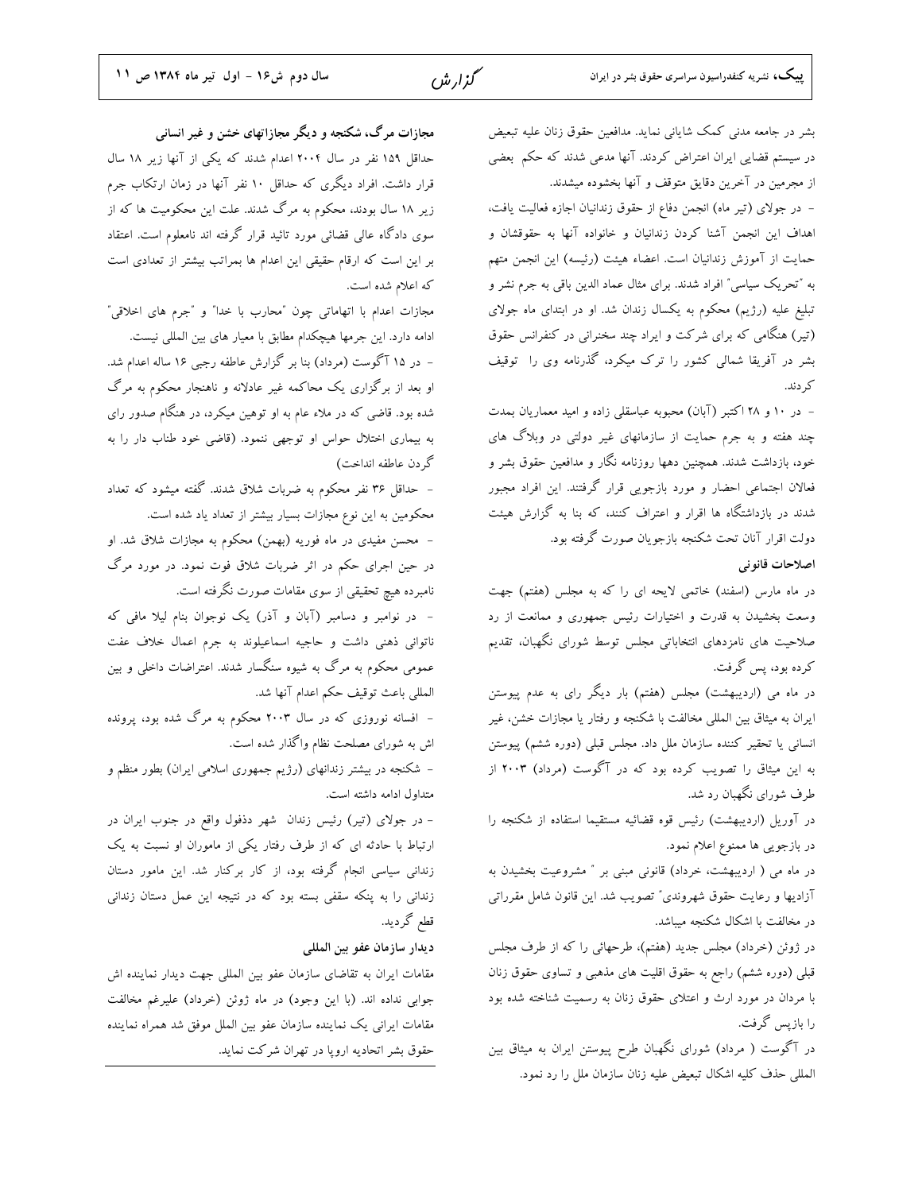بشر در جامعه مدنی کمک شایانی نماید. مدافعین حقوق زنان علیه تبعیض در سیستم قضایی ایران اعتراض کردند. آنها مدعی شدند که حکم بعضی از مجرمین در آخرین دقایق متوقف و آنها بخشوده میشدند.

- در جولای (تیر ماه) انجمن دفاع از حقوق زندانیان اجازه فعالیت یافت، اهداف این انجمن آشنا کردن زندانیان و خانواده آنها به حقوقشان و حمایت از آموزش زندانیان است. اعضاء هیئت (رئیسه) این انجمن متهم به "تحریک سیاسی" افراد شدند. برای مثال عماد الدین باقی به جرم نشر و تبلیغ علیه (رژیم) محکوم به یکسال زندان شد. او در ابتدای ماه جولای (تیر) هنگامی که برای شرکت و ایراد چند سخنرانی در کنفرانس حقوق بشر در آفریقا شمالی کشور را ترک میکرد، گذرنامه وی را توقیف کردند.

- در ۱۰ و ۲۸ اکتبر (آبان) محبوبه عباسقلی زاده و امید معماریان بمدت چند هفته و به جرم حمایت از سازمانهای غیر دولتی در وبلاگ های خود، بازداشت شدند. همچنین دهها روزنامه نگار و مدافعین حقوق بشر و فعالان اجتماعی احضار و مورد بازجویی قرار گرفتند. این افراد مجبور شدند در بازداشتگاه ها اقرار و اعتراف کنند، که بنا به گزارش هیئت دولت اقرار آنان تحت شکنجه بازجویان صورت گرفته بود.

**اصلاحات قانونی**

در ماه مارس (اسفند) خاتمی لایحه ای را که به مجلس (هفتم) جهت وسعت بخشیدن به قدرت و اختیارات رئیس جمهوری و ممانعت از رد صلاحیت های نامزدهای انتخاباتی مجلس توسط شورای نگهبان، تقدیم کرده بود، پس گرفت.

در ماه می (اردیبهشت) مجلس (هفتم) بار دیگر رای به عدم پیوستن ایران به میثاق بین المللی مخالفت با شکنجه و رفتار یا مجازات خشن، غیر انسانی یا تحقیر کننده سازمان ملل داد. مجلس قبلی (دوره ششم) پیوستن به این میثاق را تصویب کرده بود که در آگوست (مرداد) ۲۰۰۳ از طرف شورای نگهبان رد شد.

در آوریل (اردیبهشت) رئیس قوه قضائیه مستقیما استفاده از شکنجه را در بازجویی ها ممنوع اعلام نمود.

در ماه می ( اردیبهشت، خرداد) قانونی مبنی بر " مشروعیت بخشیدن به آزادیها و رعایت حقوق شهروندی" تصویب شد. این قانون شامل مقرراتی در مخالفت با اشکال شکنجه میباشد.

در ژوئن (خرداد) مجلس جدید (هفتم)، طرحهائی را که از طرف مجلس قبلی (دوره ششم) راجع به حقوق اقلیت های مذهبی و تساوی حقوق زنان با مردان در مورد ارث و اعتلای حقوق زنان به رسمیت شناخته شده بود را بازپس گرفت.

در آگوست ( مرداد) شورای نگهبان طرح پیوستن ایران به میثاق بین المللی حذف کلیه اشکال تبعیض علیه زنان سازمان ملل را رد نمود.

**مجازات مرگ، شکنجه و دیگر مجازاتهای خشن و غیر انسانی**

حداقل ۱۵۹ نفر در سال ۲۰۰۴ اعدام شدند که یکی از آنها زیر ۱۸ سال قرار داشت. افراد دیگری که حداقل ۱۰ نفر آنها در زمان ارتکاب جرم زیر ۱۸ سال بودند، محکوم به مرگ شدند. علت این محکومیت ها که از سوی دادگاه عالی قضائی مورد تائید قرار گرفته اند نامعلوم است. اعتقاد بر این است که ارقام حقیقی این اعدام ها بمراتب بیشتر از تعدادی است که اعلام شده است.

مجازات اعدام با اتهاماتی چون "محارب با خدا" و "جرم های اخلاقی" ادامه دارد. این جرمها هیچکدام مطابق با معیار های بین المللی نیست.

- در ۱۵ آگوست (مرداد) بنا بر گزارش عاطفه رجبی ۱۶ ساله اعدام شد. او بعد از برگزاری یک محاکمه غیر عادلانه و ناهنجار محکوم به مرگ شده بود. قاضی که در ملاء عام به او توهین میکرد، در هنگام صدور رای به بیماری اختلال حواس او توجهی ننمود. (قاضی خود طناب دار را به گردن عاطفه انداخت)

- حداقل ۳۶ نفر محکوم به ضربات شلاق شدند. گفته میشود که تعداد محکومین به این نوع مجازات بسیار بیشتر از تعداد یاد شده است.

- محسن مفیدی در ماه فوریه (بهمن) محکوم به مجازات شلاق شد. او در حین اجرای حکم در اثر ضربات شلاق فوت نمود. در مورد مرگ نامبرده هیچ تحقیقی از سوی مقامات صورت نگرفته است.

- در نوامبر و دسامبر (آبان و آذر) یک نوجوان بنام لیلا مافی که ناتوانی ذهنی داشت و حاجیه اسماعیلوند به جرم اعمال خلاف عفت عمومی محکوم به مرگ به شیوه سنگسار شدند. اعتراضات داخلی و بین المللی باعث توقیف حکم اعدام آنها شد.

- افسانه نوروزی که در سال ۲۰۰۳ محکوم به مرگ شده بود، پرونده اش به شورای مصلحت نظام واگذار شده است.

- شکنجه در بیشتر زندانهای (رژیم جمهوری اسلامی ایران) بطور منظم و متداول ادامه داشته است.

- در جولای (تیر) رئیس زندان شهر دذفول واقع در جنوب ایران در ارتباط با حادثه ای که از طرف رفتار یکی از ماموران او نسبت به یک زندانی سیاسی انجام گرفته بود، از کار برکنار شد. این مامور دستان زندانی را به پنکه سقفی بسته بود که در نتیجه این عمل دستان زندانی قطع گردید.

**دیدار سازمان عفو بین المللی**

مقامات ایران به تقاضای سازمان عفو بین المللی جهت دیدار نماینده اش جوابی نداده اند. (با این وجود) در ماه ژوئن (خرداد) علیرغم مخالفت مقامات ایرانی یک نماینده سازمان عفو بین الملل موفق شد همراه نماینده حقوق بشر اتحادیه اروپا در تهران شرکت نماید.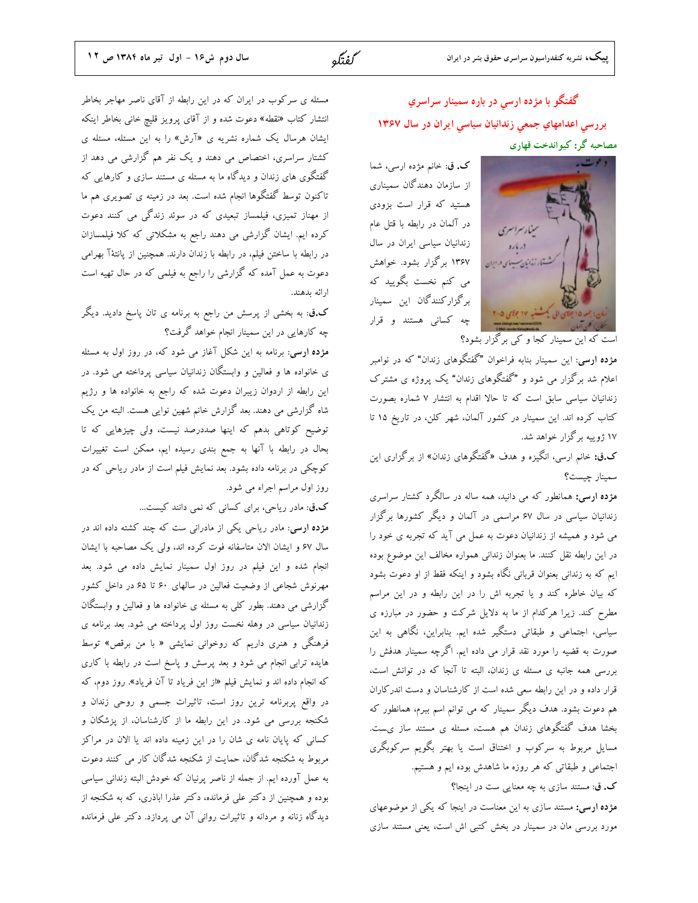## گفتگو با مژده ارسي در باره سمينار سراسري

## بررسي اعدامهاي جمعي زندانيان سياسي ايران در سال ۱۳۶۷

### مصاحبه گر: کیواندخت قهاری

**ک. ق:** خانم مژده ارسی، شما از سازمان دهندگان سمیناری هستید که قرار است بزودی در آلمان در رابطه با قتل عام زندانیان سیاسی ایران در سال ۱۳۶۷ برگزار بشود. خواهش می کنم نخست بگویید که برگزارکنندگان این سمینار چه کسانی هستند و قرار است که این سمینار کجا و کی برگزار بشود؟

**مژده ارسی:** این سمینار بنابه فراخوان "گفتگوهای زندان" که در نوامبر اعلام شد برگزار می شود و "گفتگوهای زندان" یک پروژه ی مشترک زندانیان سیاسی سابق است که تا حالا اقدام به انتشار ۷ شماره بصورت کتاب کرده اند. این سمینار در کشور آلمان، شهر کلن، در تاریخ ۱۵ تا ۱۷ ژوییه برگزار خواهد شد.

**ک.ق:** خانم ارسی، انگیزه و هدف «گفتگوهای زندان» از برگزاری این سمینار چیست؟

**مژده ارسی:** همانطور که می دانید، همه ساله در سالگرد کشتار سراسری زندانیان سیاسی در سال ۶۷ مراسمی در آلمان و دیگر کشورها برگزار می شود و همیشه از زندانیان دعوت به عمل می آید که تجربه ی خود را در این رابطه نقل کنند. ما بعنوان زندانی همواره مخالف این موضوع بوده ایم که به زندانی بعنوان قربانی نگاه بشود و اینکه فقط از او دعوت بشود که بیان خاطره کند و یا تجربه اش را در این رابطه و در این مراسم مطرح کند. زیرا هرکدام از ما به دلایل شرکت و حضور در مبارزه ی سیاسی، اجتماعی و طبقاتی دستگیر شده ایم. بنابراین، نگاهی به این صورت به قضیه را مورد نقد قرار می داده ایم. اگرچه سمینار هدفش را بررسی همه جانبه ی مسئله ی زندان، البته تا آنجا که در توانش است، قرار داده و در این رابطه سعی شده است از کارشناسان و دست اندرکاران هم دعوت بشود. هدف دیگر سمینار که می توانم اسم ببرم، همانطور که بخشا هدف گفتگوهای زندان هم هست، مسئله ی مستند ساز ی‌ست. مسایل مربوط به سرکوب و اختناق است یا بهتر بگویم سرکوبگری اجتماعی و طبقاتی که هر روزه ما شاهدش بوده ایم و هستیم.

**ک. ق:** مستند سازی به چه معنایی ست در اینجا؟

**مژده ارسی:** مستند سازی به این معناست در اینجا که یکی از موضوعهای مورد بررسی مان در سمینار در بخش کتبی اش است، یعنی مستند سازی مسئله ی سرکوب در ایران که در این رابطه از آقای ناصر مهاجر بخاطر انتشار کتاب «نقطه» دعوت شده و از آقای پرویز قلیچ خانی بخاطر اینکه ایشان هرسال یک شماره نشریه ی «آرش» را به این مسئله، مسئله ی کشتار سراسری، اختصاص می دهند و یک نفر هم گزارشی می دهد از گفتگوی های زندان و دیدگاه ما به مسئله ی مستند سازی و کارهایی که تاکنون توسط گفتگوها انجام شده است. بعد در زمینه ی تصویری هم ما از مهناز تمیزی، فیلمساز تبعیدی که در سوئد زندگی می کنند دعوت کرده ایم. ایشان گزارشی می دهند راجع به مشکلاتی که کلا فیلمسازان در رابطه با ساختن فیلم، در رابطه با زندان دارند. همچنین از پانتهآ بهرامی دعوت به عمل آمده که گزارشی را راجع به فیلمی که در حال تهیه است ارائه بدهند.

**ک.ق:** به بخشی از پرسش من راجع به برنامه ی تان پاسخ دادید. دیگر چه کارهایی در این سمینار انجام خواهد گرفت؟

**مژده ارسی:** برنامه به این شکل آغاز می شود که، در روز اول به مسئله ی خانواده ها و فعالین و وابستگان زندانیان سیاسی پرداخته می شود. در این رابطه از اردوان زیبران دعوت شده که راجع به خانواده ها و رژیم شاه گزارشی می دهند. بعد گزارش خانم شهین نوایی هست. البته من یک توضیح کوتاهی بدهم که اینها صددرصد نیست، ولی چیزهایی که تا بحال در رابطه با آنها به جمع بندی رسیده ایم، ممکن است تغییرات کوچکی در برنامه داده بشود. بعد نمایش فیلم است از مادر ریاحی که در روز اول مراسم اجراء می شود.

**ک.ق:** مادر ریاحی، برای کسانی که نمی دانند کیست...

**مژده ارسی:** مادر ریاحی یکی از مادرانی ست که چند کشته داده اند در سال ۶۷ و ایشان الان متاسفانه فوت کرده اند، ولی یک مصاحبه با ایشان انجام شده و این فیلم در روز اول سمینار نمایش داده می شود. بعد مهرنوش شجاعی از وضعیت فعالین در سالهای ۶۰ تا ۶۵ در داخل کشور گزارش می دهند. بطور کلی به مسئله ی خانواده ها و فعالین و وابستگان زندانیان سیاسی در وهله نخست روز اول پرداخته می شود. بعد برنامه ی فرهنگی و هنری داریم که روخوانی نمایشی « با من برقص» توسط هایده ترابی انجام می شود و بعد پرسش و پاسخ است در رابطه با کاری که انجام داده اند و نمایش فیلم «از این فریاد تا آن فریاد». روز دوم، که در واقع پربرنامه ترین روز است، تاثیرات جسمی و روحی زندان و شکنجه بررسی می شود. در این رابطه ما از کارشناسان، از پزشکان و کسانی که پایان نامه ی شان را در این زمینه داده اند یا الان در مراکز مربوط به شکنجه شدگان، حمایت از شکنجه شدگان کار می کنند دعوت به عمل آورده ایم. از جمله از ناصر پرنیان که خودش البته زندانی سیاسی بوده و همچنین از دکتر علی فرمانده، دکتر عذرا اباذری، که به شکنجه از دیدگاه زنانه و مردانه و تاثیرات روانی آن می پردازد. دکتر علی فرمانده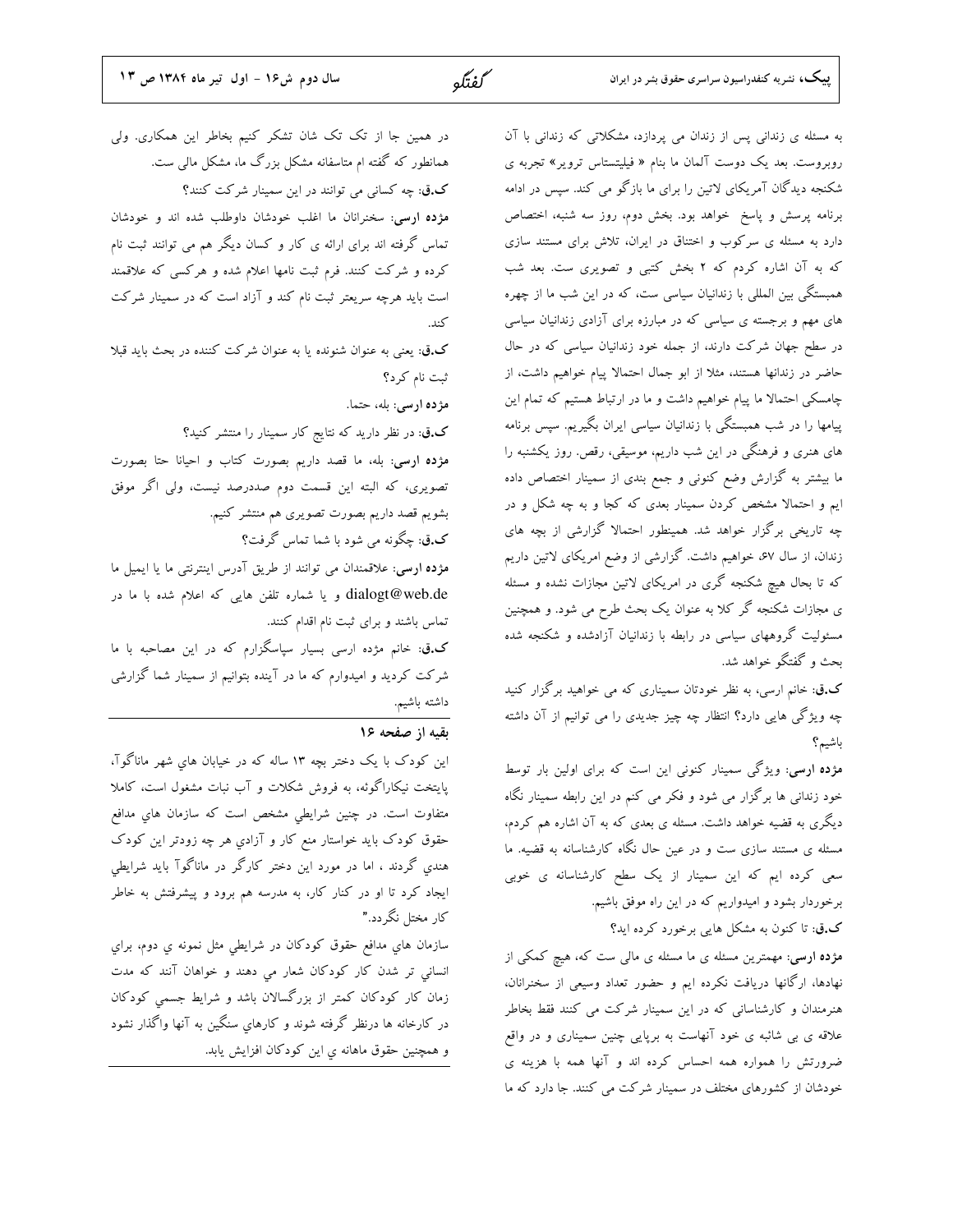به مسئله ی زندانی پس از زندان می پردازد، مشکلاتی که زندانی با آن روبروست. بعد یک دوست آلمان ما بنام « فیلیتستاس ترویر» تجربه ی شکنجه دیدگان آمریکای لاتین را برای ما بازگو می کند. سپس در ادامه برنامه پرسش و پاسخ خواهد بود. بخش دوم، روز سه شنبه، اختصاص دارد به مسئله ی سرکوب و اختناق در ایران، تلاش برای مستند سازی که به آن اشاره کردم که ۲ بخش کتبی و تصویری ست. بعد شب همبستگی بین المللی با زندانیان سیاسی ست، که در این شب ما از چهره های مهم و برجسته ی سیاسی که در مبارزه برای آزادی زندانیان سیاسی در سطح جهان شرکت دارند، از جمله خود زندانیان سیاسی که در حال حاضر در زندانها هستند، مثلا از ابو جمال احتمالا پیام خواهیم داشت، از چامسکی احتمالا ما پیام خواهیم داشت و ما در ارتباط هستیم که تمام این پیامها را در شب همبستگی با زندانیان سیاسی ایران بگیریم. سپس برنامه های هنری و فرهنگی در این شب داریم، موسیقی، رقص. روز یکشنبه را ما بیشتر به گزارش وضع کنونی و جمع بندی از سمینار اختصاص داده ایم و احتمالا مشخص کردن سمینار بعدی که کجا و به چه شکل و در چه تاریخی برگزار خواهد شد. همینطور احتمالا گزارشی از بچه های زندان، از سال ۶۷، خواهیم داشت. گزارشی از وضع امریکای لاتین داریم که تا بحال هیچ شکنجه گری در امریکای لاتین مجازات نشده و مسئله ی مجازات شکنجه گر کلا به عنوان یک بحث طرح می شود. و همچنین مسئولیت گروههای سیاسی در رابطه با زندانیان آزادشده و شکنجه شده بحث و گفتگو خواهد شد.

**ک.ق:** خانم ارسی، به نظر خودتان سمیناری که می خواهید برگزار کنید چه ویژگی هایی دارد؟ انتظار چه چیز جدیدی را می توانیم از آن داشته باشیم؟

**مژده ارسی:** ویژگی سمینار کنونی این است که برای اولین بار توسط خود زندانی ها برگزار می شود و فکر می کنم در این رابطه سمینار نگاه دیگری به قضیه خواهد داشت. مسئله ی بعدی که به آن اشاره هم کردم، مسئله ی مستند سازی ست و در عین حال نگاه کارشناسانه به قضیه. ما سعی کرده ایم که این سمینار از یک سطح کارشناسانه ی خوبی برخوردار بشود و امیدواریم که در این راه موفق باشیم.

**ک.ق:** تا کنون به مشکل هایی برخورد کرده اید؟

**مژده ارسی:** مهمترین مسئله ی ما مسئله ی مالی ست که، هیچ کمکی از نهادها، ارگانها دریافت نکرده ایم و حضور تعداد وسیعی از سخنرانان، هنرمندان و کارشناسانی که در این سمینار شرکت می کنند فقط بخاطر علاقه ی بی شائبه ی خود آنهاست به برپایی چنین سمیناری و در واقع ضرورتش را همواره همه احساس کرده اند و آنها همه با هزینه ی خودشان از کشورهای مختلف در سمینار شرکت می کنند. جا دارد که ما در همین جا از تک تک شان تشکر کنیم بخاطر این همکاری. ولی همانطور که گفته ام متاسفانه مشکل بزرگ ما، مشکل مالی ست.

**ک.ق:** چه کسانی می توانند در این سمینار شرکت کنند؟

**مژده ارسی:** سخنرانان ما اغلب خودشان داوطلب شده اند و خودشان تماس گرفته اند برای ارائه ی کار و کسان دیگر هم می توانند ثبت نام کرده و شرکت کنند. فرم ثبت نامها اعلام شده و هرکسی که علاقمند است باید هرچه سریعتر ثبت نام کند و آزاد است که در سمینار شرکت کند.

**ک.ق:** یعنی به عنوان شنونده یا به عنوان شرکت کننده در بحث باید قبلا ثبت نام کرد؟

**مژده ارسی:** بله، حتما.

**ک.ق:** در نظر دارید که نتایج کار سمینار را منتشر کنید؟

**مژده ارسی:** بله، ما قصد داریم بصورت کتاب و احیانا حتا بصورت تصویری، که البته این قسمت دوم صددرصد نیست، ولی اگر موفق بشویم قصد داریم بصورت تصویری هم منتشر کنیم.

**ک.ق:** چگونه می شود با شما تماس گرفت؟

**مژده ارسی:** علاقمندان می توانند از طریق آدرس اینترنتی ما یا ایمیل ما dialogt@web.de و یا شماره تلفن هایی که اعلام شده با ما در تماس باشند و برای ثبت نام اقدام کنند.

**ک.ق:** خانم مژده ارسی بسیار سپاسگزارم که در این مصاحبه با ما شرکت کردید و امیدوارم که ما در آینده بتوانیم از سمینار شما گزارش داشته باشیم.

---

**بقیه از صفحه ۱۶**

این کودک با یک دختر بچه ۱۳ ساله که در خیابان هاي شهر ماناگوآ، پایتخت نیکاراگوئه، به فروش شکلات و آب نبات مشغول است، کاملا متفاوت است. در چنین شرایطي مشخص است که سازمان هاي مدافع حقوق کودک باید خواستار منع کار و آزادي هر چه زودتر این کودک هندي گردند ، اما در مورد این دختر کارگر در ماناگوآ باید شرایطي ایجاد کرد تا او در کنار کار، به مدرسه هم برود و پیشرفتش به خاطر کار مختل نگردد."

سازمان هاي مدافع حقوق کودکان در شرایطي مثل نمونه ي دوم، براي انساني تر شدن کار کودکان شعار مي دهند و خواهان آنند که مدت زمان کار کودکان کمتر از بزرگسالان باشد و شرایط جسمي کودکان در کارخانه ها درنظر گرفته شوند و کارهاي سنگین به آنها واگذار نشود و همچنین حقوق ماهانه ي این کودکان افزایش یابد.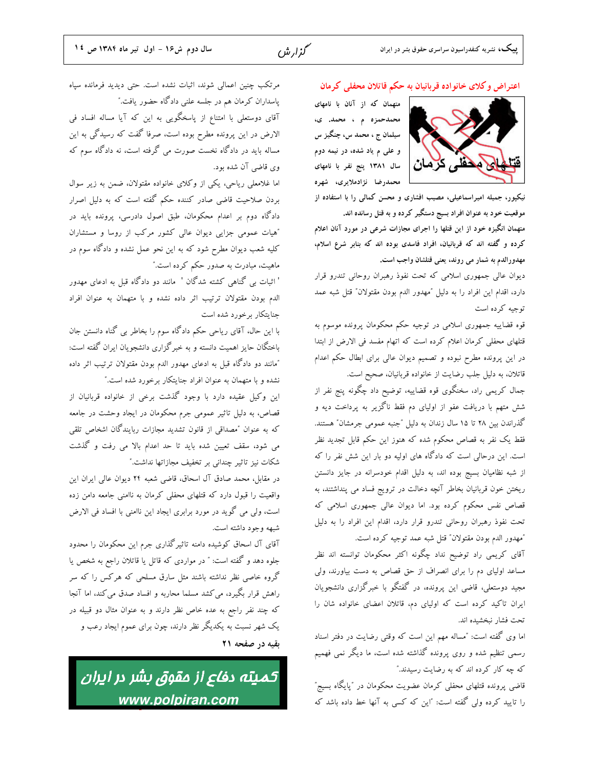## اعتراض وکلای خانواده قربانیان به حکم قاتلان محفلی کرمان

**متهمان که از آنان با نامهای محمدحمزه م ، محمد. ی، سیلمان ج ، محمد س، چنگیز س و علی م یاد شده، در نیمه دوم سال ۱۳۸۱ پنج نفر با نامهای محمدرضا نژادملایری، شهره نیکپور، جمیله امیراسماعیلی، مصیب افشاری و محسن کمالی را با استفاده از موقعیت خود به عنوان افراد بسیج دستگیر کرده و به قتل رسانده اند.**

**متهمان انگیزه خود از این قتلها را اجرای مجازات شرعی در مورد آنان اعلام کرده و گفته اند که قربانیان، افراد فاسدی بوده اند که بنابر شرع اسلام، مهدورالدم به شمار می روند، یعنی قتلشان واجب است.**

دیوان عالی جمهوری اسلامی که تحت نفوذ رهبران روحانی تندرو قرار دارد، اقدام این افراد را به دلیل "مهدور الدم بودن مقتولان" قتل شبه عمد توجیه کرده است

قوه قضاییه جمهوری اسلامی در توجیه حکم محکومان پرونده موسوم به قتلهای محفلی کرمان اعلام کرده است که اتهام مفسد فی الارض از ابتدا در این پرونده مطرح نبوده و تصمیم دیوان عالی برای ابطال حکم اعدام قاتلان، به دلیل جلب رضایت از خانواده قربانیان، صحیح است.

جمال کریمی راد، سخنگوی قوه قضاییه، توضیح داد چگونه پنج نفر از شش متهم با دریافت عفو از اولیای دم فقط ناگزیر به پرداخت دیه و گذراندن بین ۲۸ تا ۱۵ سال زندان به دلیل "جنبه عمومی جرمشان" هستند. فقط یک نفر به قصاص محکوم شده که هنوز این حکم قابل تجدید نظر است. این درحالی است که دادگاه های اولیه دو بار این شش نفر را که از شبه نظامیان بسیج بوده اند، به دلیل اقدام خودسرانه در جایز دانستن ریختن خون قربانیان بخاطر آنچه دخالت در ترویج فساد می پنداشتند، به قصاص نفس محکوم کرده بود. اما دیوان عالی جمهوری اسلامی که تحت نفوذ رهبران روحانی تندرو قرار دارد، اقدام این افراد را به دلیل "مهدور الدم بودن مقتولان" قتل شبه عمد توجیه کرده است.

آقای کریمی راد توضیح نداد چگونه اکثر محکومان توانسته اند نظر مساعد اولیای دم را برای انصراف از حق قصاص به دست بیاورند، ولی مجید دوستعلی، قاضی این پرونده، در گفتگو با خبرگزاری دانشجویان ایران تاکید کرده است که اولیای دم، قاتلان اعضای خانواده شان را تحت فشار نبخشیده اند.

اما وی گفته است: "مساله مهم این است که وقتی رضایت در دفتر اسناد رسمی تنظیم شده و روی پرونده گذاشته شده است، ما دیگر نمی فهمیم که چه کار کرده اند که به رضایت رسیدند."

قاضی پرونده قتلهای محفلی کرمان عضویت محکومان در "پایگاه بسیج" را تایید کرده ولی گفته است: "این که کسی به آنها خط داده باشد که مرتکب چنین اعمالی شوند، اثبات نشده است. حتی دیدید فرمانده سپاه پاسداران کرمان هم در جلسه علنی دادگاه حضور یافت."

آقای دوستعلی با امتناع از پاسخگویی به این که آیا مساله افساد فی الارض در این پرونده مطرح بوده است، صرفا گفت که رسیدگی به این مساله باید در دادگاه نخست صورت می گرفته است، نه دادگاه سوم که وی قاضی آن شده بود.

اما غلامعلی ریاحی، یکی از وکلای خانواده مقتولان، ضمن به زیر سوال بردن صلاحیت قاضی صادر کننده حکم گفته است که به دلیل اصرار دادگاه دوم بر اعدام محکومان، طبق اصول دادرسی، پرونده باید در "هیات عمومی جزایی دیوان عالی کشور مرکب از روسا و مستشاران کلیه شعب دیوان مطرح شود که به این نحو عمل نشده و دادگاه سوم در ماهیت، مبادرت به صدور حکم کرده است."

' اثبات بی گناهی کشته شدگان ' مانند دو دادگاه قبل به ادعای مهدور الدم بودن مقتولان ترتیب اثر داده نشده و با متهمان به عنوان افراد جنایتکار برخورد شده است

با این حال، آقای ریاحی حکم دادگاه سوم را بخاطر بی گناه دانستن جان باختگان حایز اهمیت دانسته و به خبرگزاری دانشجویان ایران گفته است: "مانند دو دادگاه قبل به ادعای مهدور الدم بودن مقتولان ترتیب اثر داده نشده و با متهمان به عنوان افراد جنایتکار برخورد شده است."

این وکیل عقیده دارد با وجود گذشت برخی از خانواده قربانیان از قصاص، به دلیل تاثیر عمومی جرم محکومان در ایجاد وحشت در جامعه که به عنوان "مصداقی از قانون تشدید مجازات رابایندگان اشخاص تلقی می شود، سقف تعیین شده باید تا حد اعدام بالا می رفت و گذشت شاکات نیز تاثیر چندانی بر تخفیف مجازاتها نداشت."

در مقابل، محمد صادق آل اسحاق، قاضی شعبه ۲۴ دیوان عالی ایران این واقعیت را قبول دارد که قتلهای محفلی کرمان به ناامنی جامعه دامن زده است، ولی می گوید در مورد برابری ایجاد این ناامنی با افساد فی الارض شبهه وجود داشته است.

آقای آل اسحاق کوشیده دامنه تاثیرگذاری جرم این محکومان را محدود جلوه دهد و گفته است: " در مواردی که قاتل یا قاتلان راجع به شخص یا گروه خاصی نظر نداشته باشند مثل سارق مسلحی که هرکس را که سر راهش قرار بگیرد، می کشد مسلما محاربه و افساد صدق می کند، اما آنجا که چند نفر راجع به عده خاص نظر دارند و به عنوان مثال دو قبیله در یک شهر نسبت به یکدیگر نظر دارند، چون برای عموم ایجاد رعب و

**بقیه در صفحه ۲۱**

کمیته دفاع از حقوق بشر در ایران
www.polpiran.com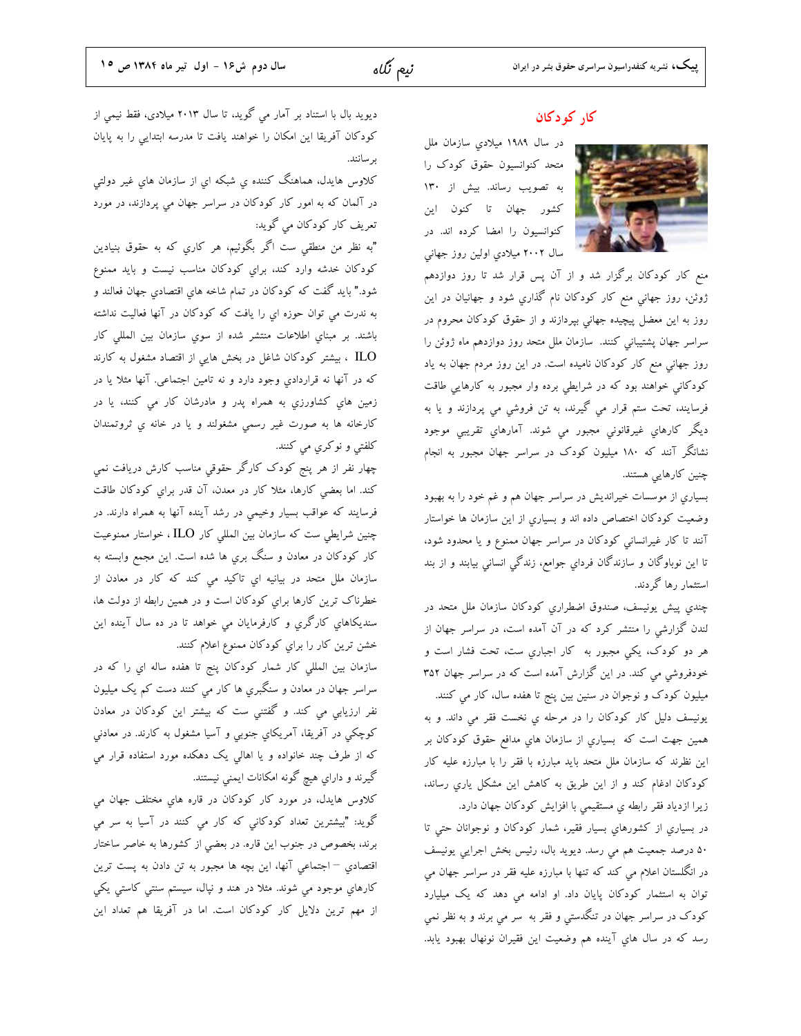## کار کودکان

در سال ۱۹۸۹ ميلادي سازمان ملل متحد كنوانسيون حقوق كودک را به تصويب رساند. بيش از ۱۳۰ كشور جهان تا كنون اين كنوانسيون را امضا كرده اند. در سال ۲۰۰۲ ميلادي اولين روز جهاني منع كار كودكان برگزار شد و از آن پس قرار شد تا روز دوازدهم ژوئن، روز جهاني منع كار كودكان نام گذاري شود و جهانيان در اين روز به اين معضل پيچيده جهاني بپردازند و از حقوق كودكان محروم در سراسر جهان پشتيباني كنند. سازمان ملل متحد روز دوازدهم ماه ژوئن را روز جهاني منع كار كودكان ناميده است. در اين روز مردم جهان به ياد كودكاني خواهند بود كه در شرايطي برده وار مجبور به كارهايي طاقت فرسايند، تحت ستم قرار مي گيرند، به تن فروشي مي پردازند و يا به ديگر كارهاي غيرقانوني مجبور مي شوند. آمارهاي تقريبي موجود نشانگر آنند كه ۱۸۰ ميليون كودک در سراسر جهان مجبور به انجام چنين كارهايي هستند.

بسياري از موسسات خيرانديش در سراسر جهان هم و غم خود را به بهبود وضعيت كودكان اختصاص داده اند و بسياري از اين سازمان ها خواستار آنند تا كار غيرانساني كودكان در سراسر جهان ممنوع و يا محدود شود، تا اين نوباوگان و سازندگان فرداي جوامع، زندگي انساني بيابند و از بند استثمار رها گردند.

چندي پيش يونيسف، صندوق اضطراري كودكان سازمان ملل متحد در لندن گزارشي را منتشر كرد كه در آن آمده است، در سراسر جهان از هر دو كودک، يكي مجبور به كار اجباري ست، تحت فشار است و خودفروشي مي كند. در اين گزارش آمده است كه در سراسر جهان ۳۵۲ ميليون كودک و نوجوان در سنين بين پنج تا هفده سال، كار مي كنند.

يونيسف دليل كار كودكان را در مرحله ي نخست فقر مي داند. و به همين جهت است كه بسياري از سازمان هاي مدافع حقوق كودكان بر اين نظرند كه سازمان ملل متحد بايد مبارزه با فقر را با مبارزه عليه كار كودكان ادغام كند و از اين طريق به كاهش اين مشكل ياري رساند، زيرا ازدياد فقر رابطه ي مستقيمي با افزايش كودكان جهان دارد.

در بسياري از كشورهاي بسيار فقير، شمار كودكان و نوجوانان حتي تا ۵۰ درصد جمعيت هم مي رسد. ديويد بال، رئيس بخش اجرايي يونيسف در انگلستان اعلام مي كند كه تنها با مبارزه عليه فقر در سراسر جهان مي توان به استثمار كودكان پايان داد. او ادامه مي دهد كه يک ميليارد كودک در سراسر جهان در تنگدستي و فقر به سر مي برند و به نظر نمي رسد كه در سال هاي آينده هم وضعيت اين فقيران نونهال بهبود يابد.

ديويد بال با استناد بر آمار مي گويد، تا سال ۲۰۱۳ ميلادي، فقط نيمي از كودكان آفريقا اين امكان را خواهند يافت تا مدرسه ابتدايي را به پايان برسانند.

كلاوس هايدل، هماهنگ كننده ي شبكه اي از سازمان هاي غير دولتي در آلمان كه به امور كار كودكان در سراسر جهان مي پردازند، در مورد تعريف كار كودكان مي گويد:

"به نظر من منطقي ست اگر بگوئيم، هر كاري كه به حقوق بنيادين كودكان خدشه وارد كند، براي كودكان مناسب نيست و بايد ممنوع شود." بايد گفت كه كودكان در تمام شاخه هاي اقتصادي جهان فعالند و به ندرت مي توان حوزه اي را يافت كه كودكان در آنها فعاليت نداشته باشند. بر مبناي اطلاعات منتشر شده از سوي سازمان بين المللي كار ILO ، بيشتر كودكان شاغل در بخش هايي از اقتصاد مشغول به كارند كه در آنها نه قراردادي وجود دارد و نه تامين اجتماعي. آنها مثلا يا در زمين هاي كشاورزي به همراه پدر و مادرشان كار مي كنند، يا در كارخانه ها به صورت غير رسمي مشغولند و يا در خانه ي ثروتمندان كلفتي و نوكري مي كنند.

چهار نفر از هر پنج كودک كارگر حقوقي مناسب كارش دريافت نمي كند. اما بعضي كارها، مثلا كار در معدن، آن قدر براي كودكان طاقت فرسايند كه عواقب بسيار وخيمي در رشد آينده آنها به همراه دارند. در چنين شرايطي ست كه سازمان بين المللي كار ILO ، خواستار ممنوعيت كار كودكان در معادن و سنگ بري ها شده است. اين مجمع وابسته به سازمان ملل متحد در بيانيه اي تاكيد مي كند كه كار در معادن از خطرناک ترين كارها براي كودكان است و در همين رابطه از دولت ها، سنديكاهاي كارگري و كارفرمايان مي خواهد تا در ده سال آينده اين خشن ترين كار را براي كودكان ممنوع اعلام كنند.

سازمان بين المللي كار شمار كودكان پنج تا هفده ساله اي را كه در سراسر جهان در معادن و سنگبري ها كار مي كنند دست كم يک ميليون نفر ارزيابي مي كند. و گفتني ست كه بيشتر اين كودكان در معادن كوچكي در آفريقا، آمريكاي جنوبي و آسيا مشغول به كارند. در معادني كه از طرف چند خانواده و يا اهالي يک دهكده مورد استفاده قرار مي گيرند و داراي هيچ گونه امكانات ايمني نيستند.

كلاوس هايدل، در مورد كار كودكان در قاره هاي مختلف جهان مي گويد: "بيشترين تعداد كودكاني كه كار مي كنند در آسيا به سر مي برند، بخصوص در جنوب اين قاره. در بعضي از كشورها به خاصر ساختار اقتصادي – اجتماعي آنها، اين بچه ها مجبور به تن دادن به پست ترين كارهاي موجود مي شوند. مثلا در هند و نپال، سيستم سنتي كاستي يكي از مهم ترين دلايل كار كودكان است. اما در آفريقا هم تعداد اين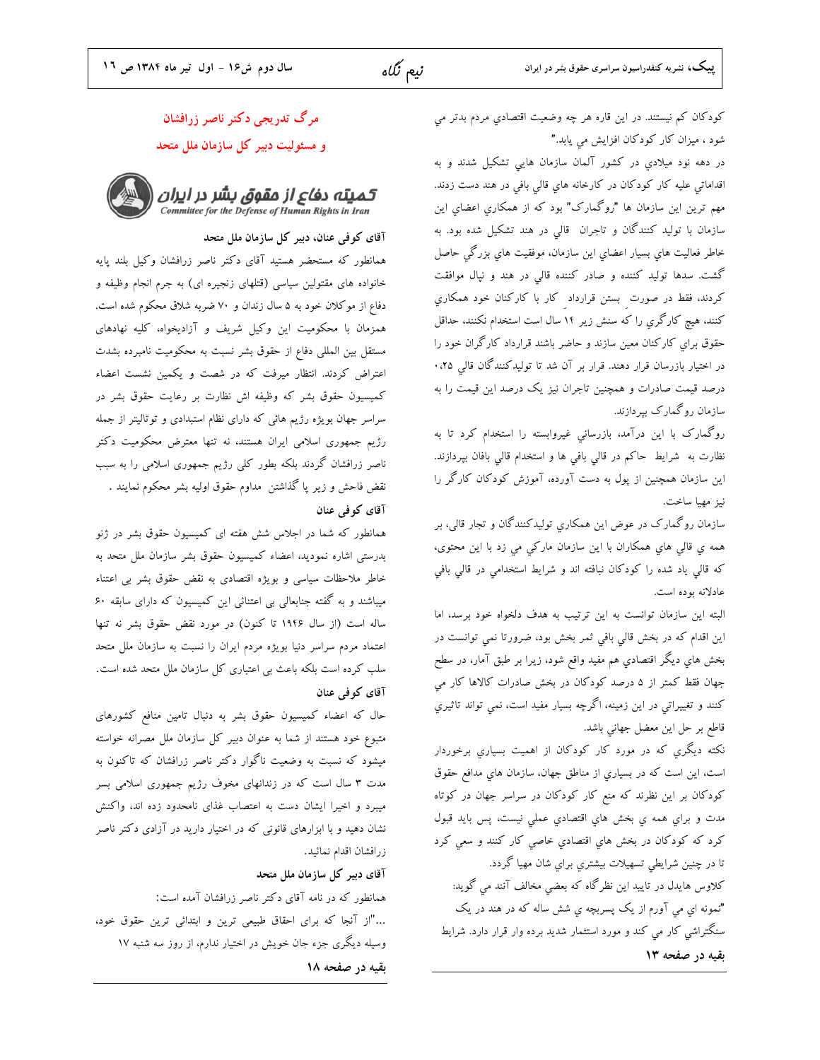کودکان کم نیستند. در این قاره هر چه وضعیت اقتصادي مردم بدتر مي شود ، میزان کار کودکان افزایش مي یابد."

در دهه نود میلادي در کشور آلمان سازمان هایي تشکیل شدند و به اقداماتي علیه کار کودکان در کارخانه هاي قالي بافي در هند دست زدند. مهم ترین این سازمان ها "روگمارک" بود که از همکاري اعضاي این سازمان با تولید کنندگان و تاجران قالي در هند تشکیل شده بود. به خاطر فعالیت هاي بسیار اعضاي این سازمان، موفقیت هاي بزرگي حاصل گشت. سدها تولید کننده و صادر کننده قالي در هند و نپال موافقت کردند، فقط در صورت بستن قرارداد کار با کارکنان خود همکاري کنند، هیچ کارگري را که سنش زیر ۱۴ سال است استخدام نکنند، حداقل حقوق براي کارکنان معین سازند و حاضر باشند قرارداد کارگران خود را در اختیار بازرسان قرار دهند. قرار بر آن شد تا تولیدکنندگان قالي ۰،۲۵ درصد قیمت صادرات و همچنین تاجران نیز یک درصد این قیمت را به سازمان روگمارک بپردازند.

روگمارک با این درآمد، بازرساني غیروابسته را استخدام کرد تا به نظارت به شرایط حاکم در قالي بافي ها و استخدام قالي بافان بپردازند. این سازمان همچنین از پول به دست آورده، آموزش کودکان کارگر را نیز مهیا ساخت.

سازمان روگمارک در عوض این همکاري تولیدکنندگان و تجار قالي، بر همه ي قالي هاي همکاران با این سازمان مارکي مي زد با این محتوي، که قالي یاد شده را کودکان نبافته اند و شرایط استخدامي در قالي بافي عادلانه بوده است.

البته این سازمان توانست به این ترتیب به هدف دلخواه خود برسد، اما این اقدام که در بخش قالي بافي ثمر بخش بود، ضرورتا نمي توانست در بخش هاي دیگر اقتصادي هم مفید واقع شود، زیرا بر طبق آمار، در سطح جهان فقط کمتر از ۵ درصد کودکان در بخش صادرات کالاها کار مي کنند و تغییراتي در این زمینه، اگرچه بسیار مفید است، نمي تواند تاثیري قاطع بر حل این معضل جهاني باشد.

نکته دیگري که در مورد کار کودکان از اهمیت بسیاري برخوردار است، این است که در بسیاري از مناطق جهان، سازمان هاي مدافع حقوق کودکان بر این نظرند که منع کار کودکان در سراسر جهان در کوتاه مدت و براي همه ي بخش هاي اقتصادي عملي نیست، پس باید قبول کرد که کودکان در بخش هاي اقتصادي خاصي کار کنند و سعي کرد تا در چنین شرایطي تسهیلات بیشتري براي شان مهیا گردد.

کلاوس هایدل در تایید این نظرگاه که بعضي مخالف آنند مي گوید: "نمونه اي مي آورم از یک پسربچه ي شش ساله که در هند در یک سنگتراشي کار مي کند و مورد استثمار شدید برده وار قرار دارد. شرایط

**بقیه در صفحه ۱۳**

## مرگ تدریجی دکتر ناصر زرافشان و مسئولیت دبیر کل سازمان ملل متحد

**کمیته دفاع از حقوق بشر در ایران**
*Committee for the Defense of Human Rights in Iran*

**آقای کوفی عنان، دبیر کل سازمان ملل متحد**

همانطور که مستحضر هستید آقای دکتر ناصر زرافشان وکیل بلند پایه خانواده های مقتولین سیاسی (قتلهای زنجیره ای) به جرم انجام وظیفه و دفاع از موکلان خود به ۵ سال زندان و ۷۰ ضربه شلاق محکوم شده است. همزمان با محکومیت این وکیل شریف و آزادیخواه، کلیه نهادهای مستقل بین المللی دفاع از حقوق بشر نسبت به محکومیت نامبرده بشدت اعتراض کردند. انتظار میرفت که در شصت و یکمین نشست اعضاء کمیسیون حقوق بشر که وظیفه اش نظارت بر رعایت حقوق بشر در سراسر جهان بویژه رژیم هائی که دارای نظام استبدادی و توتالیتر از جمله رژیم جمهوری اسلامی ایران هستند، نه تنها معترض محکومیت دکتر ناصر زرافشان گردند بلکه بطور کلی رژیم جمهوری اسلامی را به سبب نقض فاحش و زیر پا گذاشتن مداوم حقوق اولیه بشر محکوم نمایند .

**آقای کوفی عنان**

همانطور که شما در اجلاس شش هفته ای کمیسیون حقوق بشر در ژنو بدرستی اشاره نمودید، اعضاء کمیسیون حقوق بشر سازمان ملل متحد به خاطر ملاحظات سیاسی و بویژه اقتصادی به نقض حقوق بشر بی اعتناء میباشند و به گفته جنابعالی بی اعتنائی این کمیسیون که دارای سابقه ۶۰ ساله است (از سال ۱۹۴۶ تا کنون) در مورد نقض حقوق بشر نه تنها اعتماد مردم سراسر دنیا بویژه مردم ایران را نسبت به سازمان ملل متحد سلب کرده است بلکه باعث بی اعتباری کل سازمان ملل متحد شده است.

**آقای کوفی عنان**

حال که اعضاء کمیسیون حقوق بشر به دنبال تامین منافع کشورهای متبوع خود هستند از شما به عنوان دبیر کل سازمان ملل مصرانه خواسته میشود که نسبت به وضعیت ناگوار دکتر ناصر زرافشان که تاکنون به مدت ۳ سال است که در زندانهای مخوف رژیم جمهوری اسلامی بسر میبرد و اخیرا ایشان دست به اعتصاب غذای نامحدود زده اند، واکنش نشان دهید و با ابزارهای قانونی که در اختیار دارید در آزادی دکتر ناصر زرافشان اقدام نمائید.

**آقای دبیر کل سازمان ملل متحد**

همانطور که در نامه آقای دکتر ناصر زرافشان آمده است:

..."از آنجا که برای احقاق طبیعی ترین و ابتدائی ترین حقوق خود، وسیله دیگری جزء جان خویش در اختیار ندارم، از روز سه شنبه ۱۷

**بقیه در صفحه ۱۸**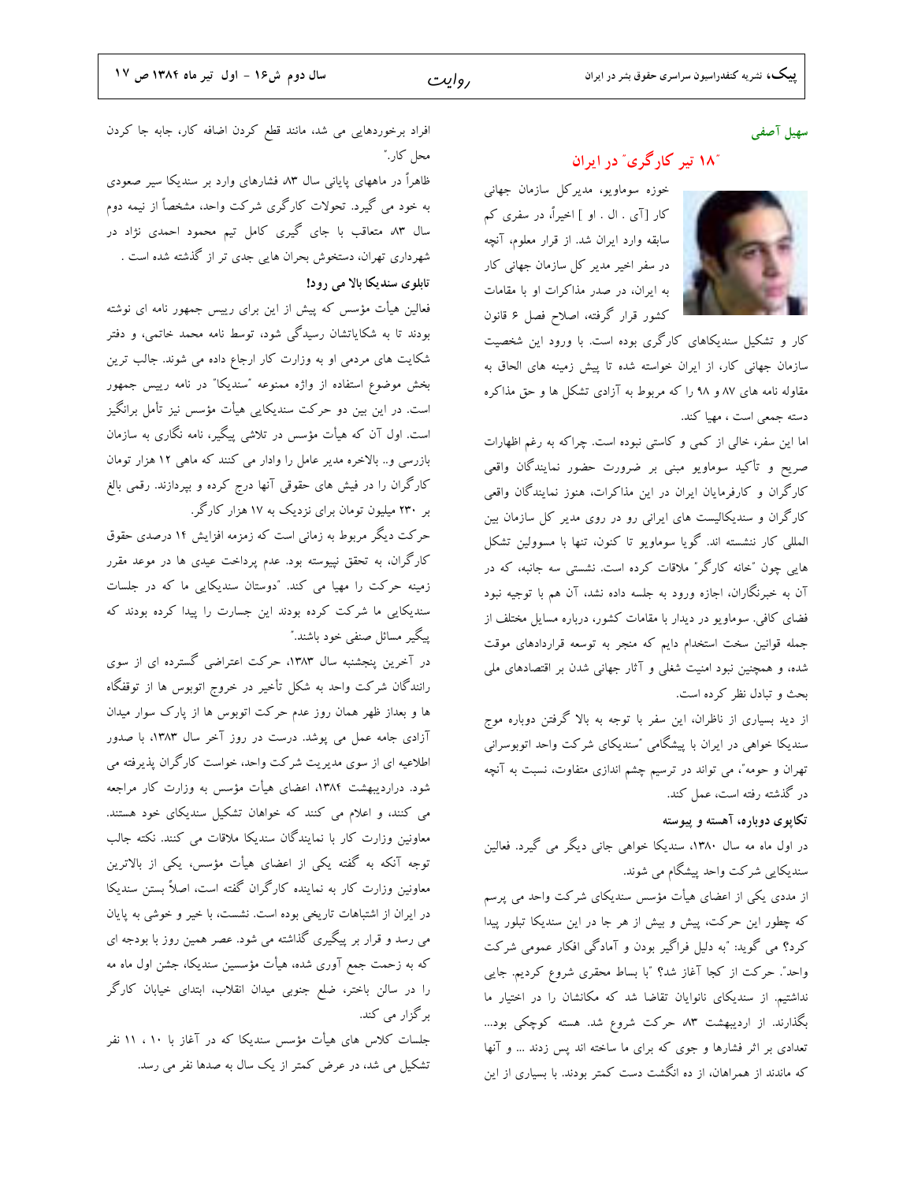سهیل آصفی

## "۱۸ تیر کارگری" در ایران

خوزه سوماویو، مدیرکل سازمان جهانی کار [آی . ال . او ] اخیراً، در سفری کم سابقه وارد ایران شد. از قرار معلوم، آنچه در سفر اخیر مدیر کل سازمان جهانی کار به ایران، در صدر مذاکرات او با مقامات کشور قرار گرفته، اصلاح فصل ۶ قانون کار و تشکیل سندیکاهای کارگری بوده است. با ورود این شخصیت سازمان جهانی کار، از ایران خواسته شده تا پیش زمینه های الحاق به مقاوله نامه های ۸۷ و ۹۸ را که مربوط به آزادی تشکل ها و حق مذاکره دسته جمعی است ، مهیا کند.

اما این سفر، خالی از کمی و کاستی نبوده است. چراکه به رغم اظهارات صریح و تأکید سوماویو مبنی بر ضرورت حضور نمایندگان واقعی کارگران و کارفرمایان ایران در این مذاکرات، هنوز نمایندگان واقعی کارگران و سندیکالیست های ایرانی رو در روی مدیر کل سازمان بین المللی کار ننشسته اند. گویا سوماویو تا کنون، تنها با مسوولین تشکل هایی چون "خانه کارگر" ملاقات کرده است. نشستی سه جانبه، که در آن به خبرنگاران، اجازه ورود به جلسه داده نشد، آن هم با توجیه نبود فضای کافی. سوماویو در دیدار با مقامات کشور، درباره مسایل مختلف از جمله قوانین سخت استخدام دایم که منجر به توسعه قراردادهای موقت شده، و همچنین نبود امنیت شغلی و آثار جهانی شدن بر اقتصادهای ملی بحث و تبادل نظر کرده است.

از دید بسیاری از ناظران، این سفر با توجه به بالا گرفتن دوباره موج سندیکا خواهی در ایران با پیشگامی "سندیکای شرکت واحد اتوبوسرانی تهران و حومه"، می تواند در ترسیم چشم اندازی متفاوت، نسبت به آنچه در گذشته رفته است، عمل کند.

### تکاپوی دوباره، آهسته و پیوسته

در اول ماه مه سال ۱۳۸۰، سندیکا خواهی جانی دیگر می گیرد. فعالین سندیکایی شرکت واحد پیشگام می شوند.

از مددی یکی از اعضای هیأت مؤسس سندیکای شرکت واحد می پرسم که چطور این حرکت، پیش و بیش از هر جا در این سندیکا تبلور پیدا کرد؟ می گوید: "به دلیل فراگیر بودن و آمادگی افکار عمومی شرکت واحد". حرکت از کجا آغاز شد؟ "با بساط محقری شروع کردیم. جایی نداشتیم. از سندیکای نانوایان تقاضا شد که مکانشان را در اختیار ما بگذارند. از اردیبهشت ۸۳، حرکت شروع شد. هسته کوچکی بود... تعدادی بر اثر فشارها و جوی که برای ما ساخته اند پس زدند ... و آنها که ماندند از همراهان، از ده انگشت دست کمتر بودند. با بسیاری از این افراد برخوردهایی می شد، مانند قطع کردن اضافه کار، جابه جا کردن محل کار."

ظاهراً در ماههای پایانی سال ۸۳، فشارهای وارد بر سندیکا سیر صعودی به خود می گیرد. تحولات کارگری شرکت واحد، مشخصاً از نیمه دوم سال ۸۳، متعاقب با جای گیری کامل تیم محمود احمدی نژاد در شهرداری تهران، دستخوش بحران هایی جدی تر از گذشته شده است .

### تابلوی سندیکا بالا می رود!

فعالین هیأت مؤسس که پیش از این برای رییس جمهور نامه ای نوشته بودند تا به شکایاتشان رسیدگی شود، توسط نامه محمد خاتمی، و دفتر شکایت های مردمی او به وزارت کار ارجاع داده می شوند. جالب ترین بخش موضوع استفاده از واژه ممنوعه "سندیکا" در نامه رییس جمهور است. در این بین دو حرکت سندیکایی هیأت مؤسس نیز تأمل برانگیز است. اول آن که هیأت مؤسس در تلاشی پیگیر، نامه نگاری به سازمان بازرسی و.. بالاخره مدیر عامل را وادار می کنند که ماهی ۱۲ هزار تومان کارگران را در فیش های حقوقی آنها درج کرده و بپردازند. رقمی بالغ بر ۲۳۰ میلیون تومان برای نزدیک به ۱۷ هزار کارگر.

حرکت دیگر مربوط به زمانی است که زمزمه افزایش ۱۴ درصدی حقوق کارگران، به تحقق نپیوسته بود. عدم پرداخت عیدی ها در موعد مقرر زمینه حرکت را مهیا می کند. "دوستان سندیکایی ما که در جلسات سندیکایی ما شرکت کرده بودند این جسارت را پیدا کرده بودند که پیگیر مسائل صنفی خود باشند."

در آخرین پنجشنبه سال ۱۳۸۳، حرکت اعتراضی گسترده ای از سوی رانندگان شرکت واحد به شکل تأخیر در خروج اتوبوس ها از توقفگاه ها و بعداز ظهر همان روز عدم حرکت اتوبوس ها از پارک سوار میدان آزادی جامه عمل می پوشد. درست در روز آخر سال ۱۳۸۳، با صدور اطلاعیه ای از سوی مدیریت شرکت واحد، خواست کارگران پذیرفته می شود. دراردیبهشت ۱۳۸۴، اعضای هیأت مؤسس به وزارت کار مراجعه می کنند، و اعلام می کنند که خواهان تشکیل سندیکای خود هستند. معاونین وزارت کار با نمایندگان سندیکا ملاقات می کنند. نکته جالب توجه آنکه به گفته یکی از اعضای هیأت مؤسس، یکی از بالاترین معاونین وزارت کار به نماینده کارگران گفته است، اصلاً بستن سندیکا در ایران از اشتباهات تاریخی بوده است. نشست، با خیر و خوشی به پایان می رسد و قرار بر پیگیری گذاشته می شود. عصر همین روز با بودجه ای که به زحمت جمع آوری شده، هیأت مؤسسین سندیکا، جشن اول ماه مه را در سالن باختر، ضلع جنوبی میدان انقلاب، ابتدای خیابان کارگر برگزار می کند.

جلسات کلاس های هیأت مؤسس سندیکا که در آغاز با ۱۰ ، ۱۱ نفر تشکیل می شد، در عرض کمتر از یک سال به صدها نفر می رسد.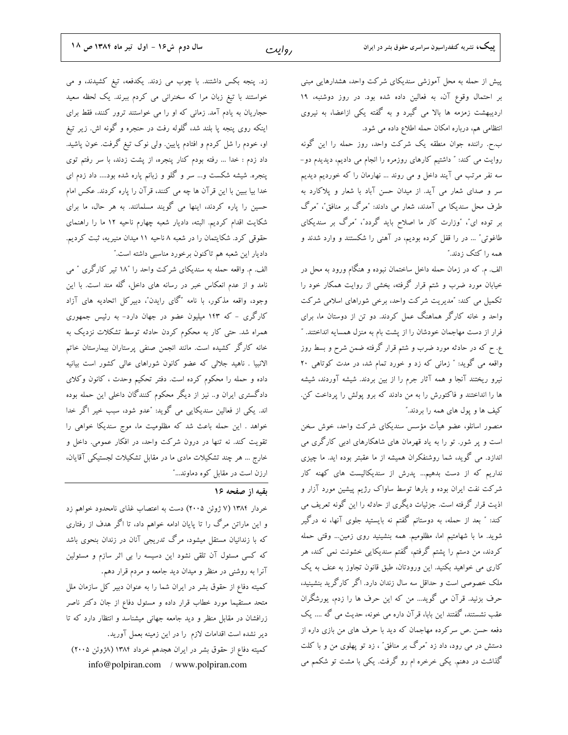پیش از حمله به محل آموزشی سندیکای شرکت واحد، هشدارهایی مبنی بر احتمال وقوع آن، به فعالین داده شده بود. در روز دوشنبه، ۱۹ اردیبهشت زمزمه ها بالا می گیرد و به گفته یکی ازاعضا، به نیروی انتظامی هم، درباره امکان حمله اطلاع داده می شود.

ب.ح. راننده جوان منطقه یک شرکت واحد، روز حمله را این گونه روایت می کند: " داشتیم کارهای روزمره را انجام می دادیم، دیدیم دو- سه نفر مرتب می آیند داخل و می روند ... نهارمان را که خوردیم دیدیم سر و صدای شعار می آید. از میدان حسن آباد با شعار و پلاکارد به طرف محل سندیکا می آمدند، شعار می دادند: "مرگ بر منافق"، "مرگ بر توده ای"، "وزارت کار ما اصلاح باید گردد"، "مرگ بر سندیکای طاغوتی" ... در را قفل کرده بودیم، در آهنی را شکستند و وارد شدند و همه را کتک زدند."

الف. م. که در زمان حمله داخل ساختمان نبوده و هنگام ورود به محل در خیابان مورد ضرب و شتم قرار گرفته، بخشی از روایت همکار خود را تکمیل می کند: "مدیریت شرکت واحد، برخی شوراهای اسلامی شرکت واحد و خانه کارگر هماهنگ عمل کردند. دو تن از دوستان ما، برای فرار از دست مهاجمان خودشان را از پشت بام به منزل همسایه انداختند. "

ع. ح که در حادثه مورد ضرب و شتم قرار گرفته ضمن شرح و بسط روز واقعه می گوید: " زمانی که زد و خورد تمام شد، در مدت کوتاهی ۲۰ نیرو ریختند آنجا و همه آثار جرم را از بین بردند. شیشه آوردند، شیشه ها را انداختند و فاکتورش را به من دادند که برو پولش را پرداخت کن. کیف ها و پول های همه را بردند."

منصور اسانلو، عضو هیأت مؤسس سندیکای شرکت واحد، خوش سخن است و پر شور. تو را به یاد قهرمان های شاهکارهای ادبی کارگری می اندازد. می گوید، شما روشنفکران همیشه از ما عقبتر بوده اید. ما چیزی نداریم که از دست بدهیم... پدرش از سندیکالیست های کهنه کار شرکت نفت ایران بوده و بارها توسط ساواک رژیم پیشین مورد آزار و اذیت قرار گرفته است. جزئیات دیگری از حادثه را این گونه تعریف می کند: " بعد از حمله، به دوستانم گفتم نه بایستید جلوی آنها، نه درگیر شوید. ما با شهامتیم اما، مظلومیم. همه بنشینید روی زمین... وقتی حمله کردند، من دستم را پشتم گرفتم، گفتم سندیکایی خشونت نمی کند، هر کاری می خواهید بکنید. این ورودتان، طبق قانون تجاوز به عنف به یک ملک خصوصی است و حداقل سه سال زندان دارد. اگر کارگرید بنشینید، حرف بزنید. قرآن می گوید... من که این حرف ها را زدم، یورشگران عقب نشستند، گفتند این بابا، قرآن داره می خونه، حدیث می گه .... یک دفعه حسن .ص سرکرده مهاجمان که دید با حرف های من بازی داره از دستش در می رود، داد زد "مرگ بر منافق" ، زد تو پهلوی من و با کلت گذاشت در دهنم. یکی خرخره ام رو گرفت. یکی با مشت تو شکمم می زد. پنجه بکس داشتند. با چوب می زدند. یکدفعه، تیغ کشیدند، و می خواستند با تیغ زبان مرا که سخنرانی می کردم ببرند. یک لحظه سعید حجاریان به یادم آمد. زمانی که او را می خواستند ترور کنند، فقط برای اینکه روی پنجه پا بلند شد، گلوله رفت در حنجره و گونه اش. زیر تیغ او، خودم را شل کردم و افتادم پایین. ولی نوک تیغ گرفت. خون پاشید. داد زدم : خدا ... رفته بودم کنار پنجره، از پشت زدند، با سر رفتم توی پنجره. شیشه شکست و... سر و گلو و زبانم پاره شده بود.... داد زدم ای خدا بیا ببین با این قرآن ها چه می کنند، قرآن را پاره کردند. عکس امام حسین را پاره کردند، اینها می گویند مسلمانند. به هر حال، ما برای شکایت اقدام کردیم. البته، دادیار شعبه چهارم ناحیه ۱۲ ما را راهنمای حقوقی کرد. شکایتمان را در شعبه ۸ ناحیه ۱۱ میدان منیریه، ثبت کردیم. دادیار این شعبه هم تاکنون برخورد مناسبی داشته است."

الف. م. واقعه حمله به سندیکای شرکت واحد را "۱۸ تیر کارگری " می نامد و از عدم انعکاس خبر در رسانه های داخلی، گله مند است. با این وجود، واقعه مذکور، با نامه "گای رایدن"، دبیرکل اتحادیه های آزاد کارگری - که ۱۴۳ میلیون عضو در جهان دارد- به رئیس جمهوری همراه شد. حتی کار به محکوم کردن حادثه توسط تشکلات نزدیک به خانه کارگر کشیده است. مانند انجمن صنفی پرستاران بیمارستان خاتم الانبیا . ناهید جلالی که عضو کانون شوراهای عالی کشور است بیانیه داده و حمله را محکوم کرده است. دفتر تحکیم وحدت ، کانون وکلای دادگستری ایران و.. نیز از دیگر محکوم کنندگان داخلی این حمله بوده اند. یکی از فعالین سندیکایی می گوید: "عدو شود، سبب خیر اگر خدا خواهد . این حمله باعث شد که مظلومیت ما، موج سندیکا خواهی را تقویت کند. نه تنها در درون شرکت واحد، در افکار عمومی. داخل و خارج ... هر چند تشکیلات مادی ما در مقابل تشکیلات لجستیکی آقایان، ارزن است در مقابل کوه دماوند..."

---

**بقیه از صفحه ۱۶**

خردار ۱۳۸۴ (۷ ژوئن ۲۰۰۵) دست به اعتصاب غذای نامحدود خواهم زد و این ماراتن مرگ را تا پایان ادامه خواهم داد، تا اگر هدف از رفتاری که با زندانیان مستقل میشود، مرگ تدریجی آنان در زندان بنحوی باشد که کسی مسئول آن تلقی نشود این دسیسه را بی اثر سازم و مسئولین آنرا به روشنی در منظر و میدان دید جامعه و مردم قرار دهم.

کمیته دفاع از حقوق بشر در ایران شما را به عنوان دبیر کل سازمان ملل متحد مستقیما مورد خطاب قرار داده و مسئول دفاع از جان دکتر ناصر زرافشان در مقابل منظر و دید جامعه جهانی میشناسد و انتظار دارد که تا دیر نشده است اقدامات لازم را در این زمینه بعمل آورید.

کمیته دفاع از حقوق بشر در ایران هجدهم خرداد ۱۳۸۴ (۸ژوئن ۲۰۰۵)

info@polpiran.com / www.polpiran.com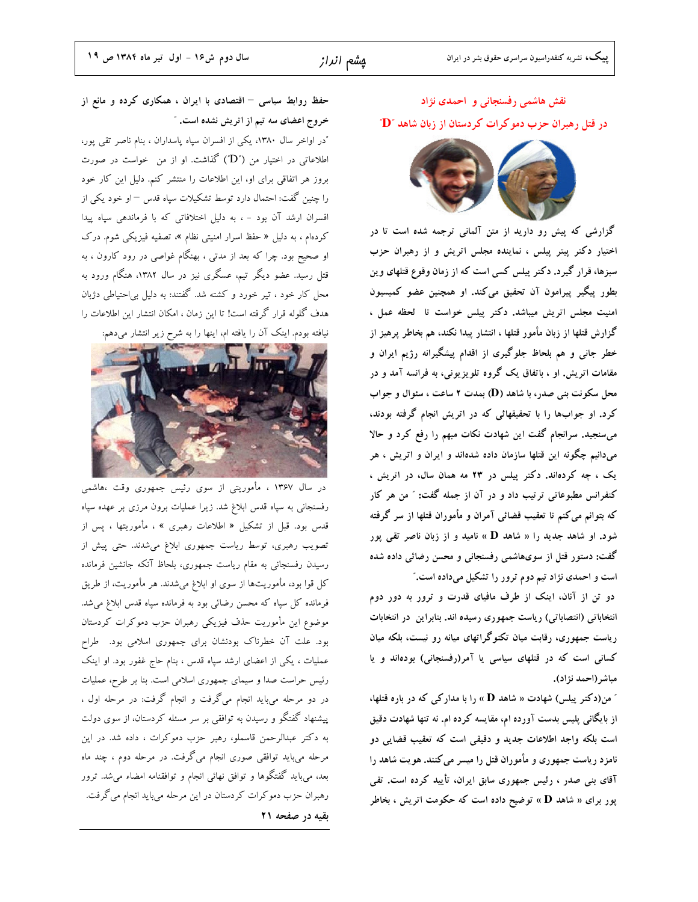## نقش هاشمی رفسنجانی و احمدی نژاد

## در قتل رهبران حزب دموکرات کردستان از زبان شاهد "D"

گزارشی که پیش رو دارید از متن آلمانی ترجمه شده است تا در اختیار دکتر پیتر پیلس ، نماینده مجلس اتریش و از رهبران حزب سبزها، قرار گیرد. دکتر پیلس کسی است که از زمان وقوع قتلهای وین بطور پیگیر پیرامون آن تحقیق می‌کند. او همچنین عضو کمیسیون امنیت مجلس اتریش میباشد. دکتر پیلس خواست تا لحظه عمل ، گزارش قتلها از زبان مأمور قتلها ، انتشار پیدا نکند، هم بخاطر پرهیز از خطر جانی و هم بلحاظ جلوگیری از اقدام پیشگیرانه رژیم ایران و مقامات اتریش. او ، باتفاق یک گروه تلویزیونی، به فرانسه آمد و در محل سکونت بنی صدر، با شاهد (D) بمدت ۲ ساعت ، سئوال و جواب کرد. او جواب‌ها را با تحقیقهائی که در اتریش انجام گرفته بودند، می‌سنجید. سرانجام گفت این شهادت نکات مبهم را رفع کرد و حالا می‌دانیم چگونه این قتلها سازمان داده شده‌اند و ایران و اتریش ، هر یک ، چه کرده‌اند. دکتر پیلس در ۲۳ مه همان سال، در اتریش ، کنفرانس مطبوعاتی ترتیب داد و در آن از جمله گفت: " من هر کار که بتوانم می‌کنم تا تعقیب قضائی آمران و مأموران قتلها از سر گرفته شود. او شاهد جدید را « شاهد D » نامید و از زبان ناصر تقی پور گفت: دستور قتل از سوی‌هاشمی رفسنجانی و محسن رضائی داده شده است و احمدی نژاد تیم دوم ترور را تشکیل می‌داده است."

دو تن از آنان، اینک از طرف مافیای قدرت و ترور به دور دوم انتخاباتی (انتصاباتی) ریاست جمهوری رسیده اند. بنابراین در انتخابات ریاست جمهوری، رقابت میان تکنوگراتهای میانه رو نیست، بلکه میان کسانی است که در قتلهای سیاسی یا آمر(رفسنجانی) بوده‌اند و یا مباشر(احمد نژاد).

" من(دکتر پیلس) شهادت « شاهد D » را با مدارکی که در باره قتلها، از بایگانی پلیس بدست آورده ام، مقایسه کرده ام. نه تنها شهادت دقیق است بلکه واجد اطلاعات جدید و دقیقی است که تعقیب قضایی دو نامزد ریاست جمهوری و مأموران قتل را میسر می کنند. هویت شاهد را آقای بنی صدر ، رئیس جمهوری سابق ایران، تأیید کرده است. تقی پور برای « شاهد D » توضیح داده است که حکومت اتریش ، بخاطر حفظ روابط سیاسی – اقتصادی با ایران ، همکاری کرده و مانع از خروج اعضای سه تیم از اتریش نشده است."

"در اواخر سال ۱۳۸۰، یکی از افسران سپاه پاسداران ، بنام ناصر تقی پور، اطلاعاتی در اختیار من ("D") گذاشت. او از من خواست در صورت بروز هر اتفاقی برای او، این اطلاعات را منتشر کنم. دلیل این کار خود را چنین گفت: احتمال دارد توسط تشکیلات سپاه قدس – او خود یکی از افسران ارشد آن بود – ، به دلیل اختلافاتی که با فرماندهی سپاه پیدا کرده‌ام ، به دلیل « حفظ اسرار امنیتی نظام »، تصفیه فیزیکی شوم. درک او صحیح بود. چرا که بعد از مدتی ، بهنگام غواصی در رود کارون ، به قتل رسید. عضو دیگر تیم، عسگری نیز در سال ۱۳۸۲، هنگام ورود به محل کار خود ، تیر خورد و کشته شد. گفتند: به دلیل بی‌احتیاطی دژبان هدف گلوله قرار گرفته است! تا این زمان ، امکان انتشار این اطلاعات را نیافته بودم. اینک آن را یافته ام، اینها را به شرح زیر انتشار می‌دهم:

در سال ۱۳۶۷ ، مأموریتی از سوی رئیس جمهوری وقت ،هاشمی رفسنجانی به سپاه قدس ابلاغ شد. زیرا عملیات برون مرزی بر عهده سپاه قدس بود. قبل از تشکیل « اطلاعات رهبری » ، مأموریتها ، پس از تصویب رهبری، توسط ریاست جمهوری ابلاغ می‌شدند. حتی پیش از رسیدن رفسنجانی به مقام ریاست جمهوری، بلحاظ آنکه جانشین فرمانده کل قوا بود، مأموریت‌ها از سوی او ابلاغ می‌شدند. هر مأموریت، از طریق فرمانده کل سپاه که محسن رضائی بود به فرمانده سپاه قدس ابلاغ می‌شد. موضوع این مأموریت حذف فیزیکی رهبران حزب دموکرات کردستان بود. علت آن خطرناک بودنشان برای جمهوری اسلامی بود. طراح عملیات ، یکی از اعضای ارشد سپاه قدس ، بنام حاج غفور بود. او اینک رئیس حراست صدا و سیمای جمهوری اسلامی است. بنا بر طرح، عملیات در دو مرحله می‌باید انجام می‌گرفت و انجام گرفت: در مرحله اول ، پیشنهاد گفتگو و رسیدن به توافقی بر سر مسئله کردستان، از سوی دولت به دکتر عبدالرحمن قاسملو، رهبر حزب دموکرات ، داده شد. در این مرحله می‌باید توافقی صوری انجام می‌گرفت. در مرحله دوم ، چند ماه بعد، می‌باید گفتگوها و توافق نهائی انجام و توافقنامه امضاء می‌شد. ترور رهبران حزب دموکرات کردستان در این مرحله می‌باید انجام می‌گرفت.

بقیه در صفحه ۲۱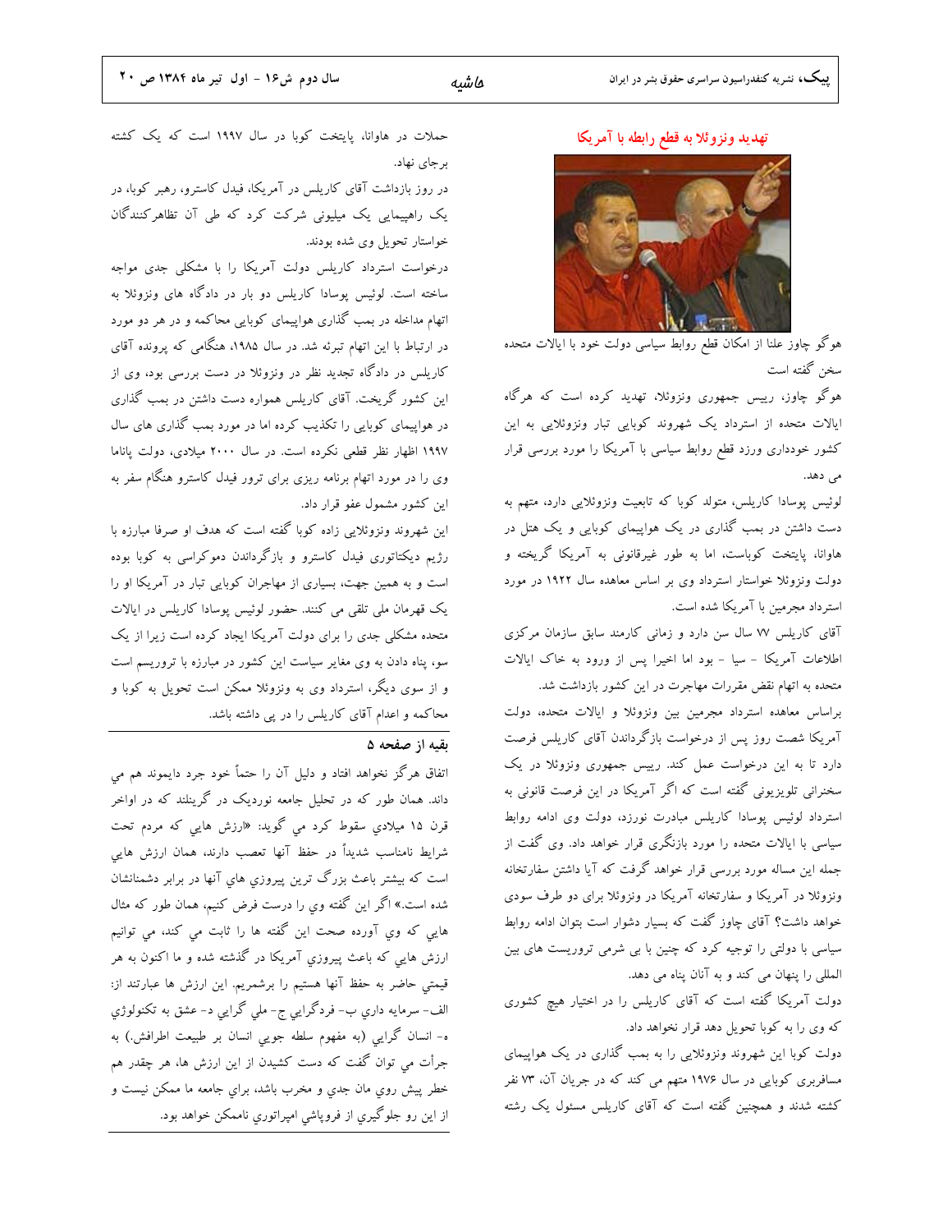## تهدید ونزوئلا به قطع رابطه با آمریکا

هوگو چاوز علنا از امکان قطع روابط سیاسی دولت خود با ایالات متحده سخن گفته است

هوگو چاوز، رییس جمهوری ونزوئلا، تهدید کرده است که هرگاه ایالات متحده از استرداد یک شهروند کوبایی تبار ونزوئلایی به این کشور خودداری ورزد قطع روابط سیاسی با آمریکا را مورد بررسی قرار می دهد.

لوئیس پوسادا کاریلس، متولد کوبا که تابعیت ونزوئلایی دارد، متهم به دست داشتن در بمب گذاری در یک هواپیمای کوبایی و یک هتل در هاوانا، پایتخت کوباست، اما به طور غیرقانونی به آمریکا گریخته و دولت ونزوئلا خواستار استرداد وی بر اساس معاهده سال ۱۹۲۲ در مورد استرداد مجرمین با آمریکا شده است.

آقای کاریلس ۷۷ سال سن دارد و زمانی کارمند سابق سازمان مرکزی اطلاعات آمریکا - سیا - بود اما اخیرا پس از ورود به خاک ایالات متحده به اتهام نقض مقررات مهاجرت در این کشور بازداشت شد.

براساس معاهده استرداد مجرمین بین ونزوئلا و ایالات متحده، دولت آمریکا شصت روز پس از درخواست بازگرداندن آقای کاریلس فرصت دارد تا به این درخواست عمل کند. رییس جمهوری ونزوئلا در یک سخنرانی تلویزیونی گفته است که اگر آمریکا در این فرصت قانونی به استرداد لوئیس پوسادا کاریلس مبادرت نورزد، دولت وی ادامه روابط سیاسی با ایالات متحده را مورد بازنگری قرار خواهد داد. وی گفت از جمله این مساله مورد بررسی قرار خواهد گرفت که آیا داشتن سفارتخانه ونزوئلا در آمریکا و سفارتخانه آمریکا در ونزوئلا برای دو طرف سودی خواهد داشت؟ آقای چاوز گفت که بسیار دشوار است بتوان ادامه روابط سیاسی با دولتی را توجیه کرد که چنین با بی شرمی تروریست های بین المللی را پنهان می کند و به آنان پناه می دهد.

دولت آمریکا گفته است که آقای کاریلس را در اختیار هیچ کشوری که وی را به کوبا تحویل دهد قرار نخواهد داد.

دولت کوبا این شهروند ونزوئلایی را به بمب گذاری در یک هواپیمای مسافربری کوبایی در سال ۱۹۷۶ متهم می کند که در جریان آن، ۷۳ نفر کشته شدند و همچنین گفته است که آقای کاریلس مسئول یک رشته حملات در هاوانا، پایتخت کوبا در سال ۱۹۹۷ است که یک کشته برجای نهاد.

در روز بازداشت آقای کاریلس در آمریکا، فیدل کاسترو، رهبر کوبا، در یک راهپیمایی یک میلیونی شرکت کرد که طی آن تظاهرکنندگان خواستار تحویل وی شده بودند.

درخواست استرداد کاریلس دولت آمریکا را با مشکلی جدی مواجه ساخته است. لوئیس پوسادا کاریلس دو بار در دادگاه های ونزوئلا به اتهام مداخله در بمب گذاری هواپیمای کوبایی محاکمه و در هر دو مورد در ارتباط با این اتهام تبرئه شد. در سال ۱۹۸۵، هنگامی که پرونده آقای کاریلس در دادگاه تجدید نظر در ونزوئلا در دست بررسی بود، وی از این کشور گریخت. آقای کاریلس همواره دست داشتن در بمب گذاری در هواپیمای کوبایی را تکذیب کرده اما در مورد بمب گذاری های سال ۱۹۹۷ اظهار نظر قطعی نکرده است. در سال ۲۰۰۰ میلادی، دولت پاناما وی را در مورد اتهام برنامه ریزی برای ترور فیدل کاسترو هنگام سفر به این کشور مشمول عفو قرار داد.

این شهروند ونزوئلایی زاده کوبا گفته است که هدف او صرفا مبارزه با رژیم دیکتاتوری فیدل کاسترو و بازگرداندن دموکراسی به کوبا بوده است و به همین جهت، بسیاری از مهاجران کوبایی تبار در آمریکا او را یک قهرمان ملی تلقی می کنند. حضور لوئیس پوسادا کاریلس در ایالات متحده مشکلی جدی را برای دولت آمریکا ایجاد کرده است زیرا از یک سو، پناه دادن به وی مغایر سیاست این کشور در مبارزه با تروریسم است و از سوی دیگر، استرداد وی به ونزوئلا ممکن است تحویل به کوبا و محاکمه و اعدام آقای کاریلس را در پی داشته باشد.

---

**بقیه از صفحه ۵**

اتفاق هرگز نخواهد افتاد و دلیل آن را حتماً خود جرد دایموند هم مي داند. همان طور که در تحلیل جامعه نوردیک در گرینلند که در اواخر قرن ۱۵ میلادي سقوط کرد مي گوید: «ارزش هايي که مردم تحت شرايط نامناسب شديداً در حفظ آنها تعصب دارند، همان ارزش هايي است که بيشتر باعث بزرگ ترين پيروزي هاي آنها در برابر دشمنانشان شده است.» اگر اين گفته وي را درست فرض کنيم، همان طور که مثال هايي که وي آورده صحت اين گفته ها را ثابت مي کند، مي توانيم ارزش هايي که باعث پيروزي آمريکا در گذشته شده و ما اکنون به هر قيمتي حاضر به حفظ آنها هستيم را برشمريم. اين ارزش ها عبارتند از: الف- سرمايه داري ب- فردگرايي ج- ملي گرايي د- عشق به تکنولوژي ه- انسان گرايي (به مفهوم سلطه جويي انسان بر طبيعت اطرافش.) به جرأت مي توان گفت که دست کشيدن از اين ارزش ها، هر چقدر هم خطر پيش روي مان جدي و مخرب باشد، براي جامعه ما ممکن نيست و از اين رو جلوگيري از فروپاشي امپراتوري ناممکن خواهد بود.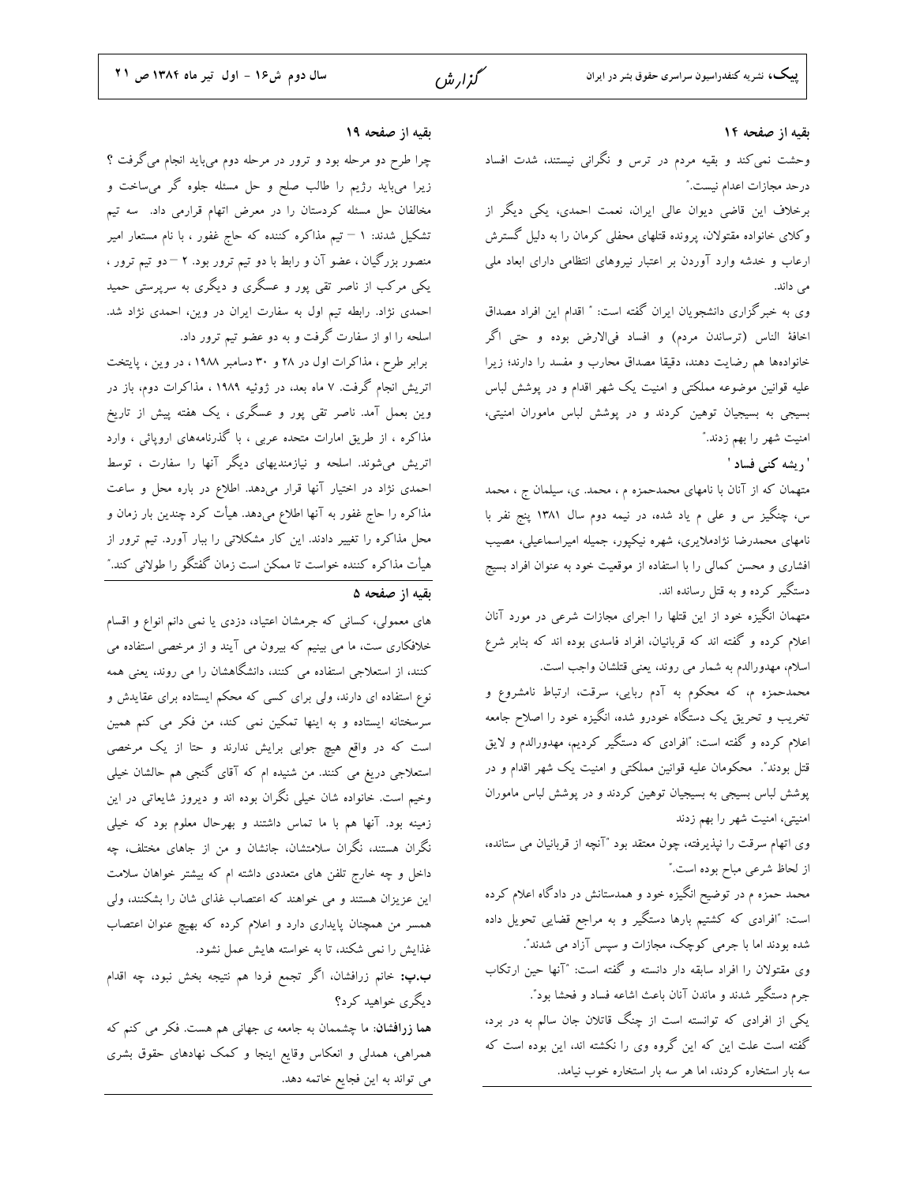### بقیه از صفحه ۱۴

وحشت نمی‌کند و بقیه مردم در ترس و نگرانی نیستند، شدت افساد درحد مجازات اعدام نیست."

برخلاف این قاضی دیوان عالی ایران، نعمت احمدی، یکی دیگر از وکلای خانواده مقتولان، پرونده قتلهای محفلی کرمان را به دلیل گسترش ارعاب و خدشه وارد آوردن بر اعتبار نیروهای انتظامی دارای ابعاد ملی می داند.

وی به خبرگزاری دانشجویان ایران گفته است: " اقدام این افراد مصداق اخافهٔ الناس (ترساندن مردم) و افساد فی‌الارض بوده و حتی اگر خانواده‌ها هم رضایت دهند، دقیقا مصداق محارب و مفسد را دارند؛ زیرا علیه قوانین موضوعه مملکتی و امنیت یک شهر اقدام و در پوشش لباس بسیجی به بسیجیان توهین کردند و در پوشش لباس ماموران امنیتی، امنیت شهر را بهم زدند."

**' ریشه کنی فساد '**

متهمان که از آنان با نامهای محمدحمزه م ، محمد. ی، سیلمان ج ، محمد س، چنگیز س و علی م یاد شده، در نیمه دوم سال ۱۳۸۱ پنج نفر با نامهای محمدرضا نژادملایری، شهره نیکپور، جمیله امیراسماعیلی، مصیب افشاری و محسن کمالی را با استفاده از موقعیت خود به عنوان افراد بسیج دستگیر کرده و به قتل رسانده اند.

متهمان انگیزه خود از این قتلها را اجرای مجازات شرعی در مورد آنان اعلام کرده و گفته اند که قربانیان، افراد فاسدی بوده اند که بنابر شرع اسلام، مهدورالدم به شمار می روند، یعنی قتلشان واجب است.

محمدحمزه م، که محکوم به آدم ربایی، سرقت، ارتباط نامشروع و تخریب و تحریق یک دستگاه خودرو شده، انگیزه خود را اصلاح جامعه اعلام کرده و گفته است: "افرادی که دستگیر کردیم، مهدورالدم و لایق قتل بودند". محکومان علیه قوانین مملکتی و امنیت یک شهر اقدام و در پوشش لباس بسیجی به بسیجیان توهین کردند و در پوشش لباس ماموران امنیتی، امنیت شهر را بهم زدند

وی اتهام سرقت را نپذیرفته، چون معتقد بود "آنچه از قربانیان می ستانده، از لحاظ شرعی مباح بوده است."

محمد حمزه م در توضیح انگیزه خود و همدستانش در دادگاه اعلام کرده است: "افرادی که کشتیم بارها دستگیر و به مراجع قضایی تحویل داده شده بودند اما با جرمی کوچک، مجازات و سپس آزاد می شدند".

وی مقتولان را افراد سابقه دار دانسته و گفته است: "آنها حین ارتکاب جرم دستگیر شدند و ماندن آنان باعث اشاعه فساد و فحشا بود".

یکی از افرادی که توانسته است از چنگ قاتلان جان سالم به در برد، گفته است علت این که این گروه وی را نکشته اند، این بوده است که سه بار استخاره کردند، اما هر سه بار استخاره خوب نیامد.

### بقیه از صفحه ۱۹

چرا طرح دو مرحله بود و ترور در مرحله دوم می‌باید انجام می‌گرفت ؟ زیرا می‌باید رژیم را طالب صلح و حل مسئله جلوه گر می‌ساخت و مخالفان حل مسئله کردستان را در معرض اتهام قرارمی داد. سه تیم تشکیل شدند: ۱ – تیم مذاکره کننده که حاج غفور ، با نام مستعار امیر منصور بزرگیان ، عضو آن و رابط با دو تیم ترور بود. ۲ – دو تیم ترور ، یکی مرکب از ناصر تقی پور و عسگری و دیگری به سرپرستی حمید احمدی نژاد. رابطه تیم اول به سفارت ایران در وین، احمدی نژاد شد. اسلحه را او از سفارت گرفت و به دو عضو تیم ترور داد.

برابر طرح ، مذاکرات اول در ۲۸ و ۳۰ دسامبر ۱۹۸۸ ، در وین ، پایتخت اتریش انجام گرفت. ۷ ماه بعد، در ژوئیه ۱۹۸۹ ، مذاکرات دوم، باز در وین بعمل آمد. ناصر تقی پور و عسگری ، یک هفته پیش از تاریخ مذاکره ، از طریق امارات متحده عربی ، با گذرنامه‌های اروپائی ، وارد اتریش می‌شوند. اسلحه و نیازمندیهای دیگر آنها را سفارت ، توسط احمدی نژاد در اختیار آنها قرار می‌دهد. اطلاع در باره محل و ساعت مذاکره را حاج غفور به آنها اطلاع می‌دهد. هیأت کرد چندین بار زمان و محل مذاکره را تغییر دادند. این کار مشکلاتی را ببار آورد. تیم ترور از هیأت مذاکره کننده خواست تا ممکن است زمان گفتگو را طولانی کند."

### بقیه از صفحه ۵

های معمولی، کسانی که جرمشان اعتیاد، دزدی یا نمی دانم انواع و اقسام خلافکاری ست، ما می بینیم که بیرون می آیند و از مرخصی استفاده می کنند، از استعلاجی استفاده می کنند، دانشگاهشان را می روند، یعنی همه نوع استفاده ای دارند، ولی برای کسی که محکم ایستاده برای عقایدش و سرسختانه ایستاده و به اینها تمکین نمی کند، من فکر می کنم همین است که در واقع هیچ جوابی برایش ندارند و حتا از یک مرخصی استعلاجی دریغ می کنند. من شنیده ام که آقای گنجی هم حالشان خیلی وخیم است. خانواده شان خیلی نگران بوده اند و دیروز شایعاتی در این زمینه بود. آنها هم با ما تماس داشتند و بهرحال معلوم بود که خیلی نگران هستند، نگران سلامتشان، جانشان و من از جاهای مختلف، چه داخل و چه خارج تلفن های متعددی داشته ام که بیشتر خواهان سلامت این عزیزان هستند و می خواهند که اعتصاب غذای شان را بشکنند، ولی همسر من همچنان پایداری دارد و اعلام کرده که بهیچ عنوان اعتصاب غذایش را نمی شکند، تا به خواسته هایش عمل نشود.

**ب.پ:** خانم زرافشان، اگر تجمع فردا هم نتیجه بخش نبود، چه اقدام دیگری خواهید کرد؟

**هما زرافشان:** ما چشممان به جامعه ی جهانی هم هست. فکر می کنم که همراهی، همدلی و انعکاس وقایع اینجا و کمک نهادهای حقوق بشری می تواند به این فجایع خاتمه دهد.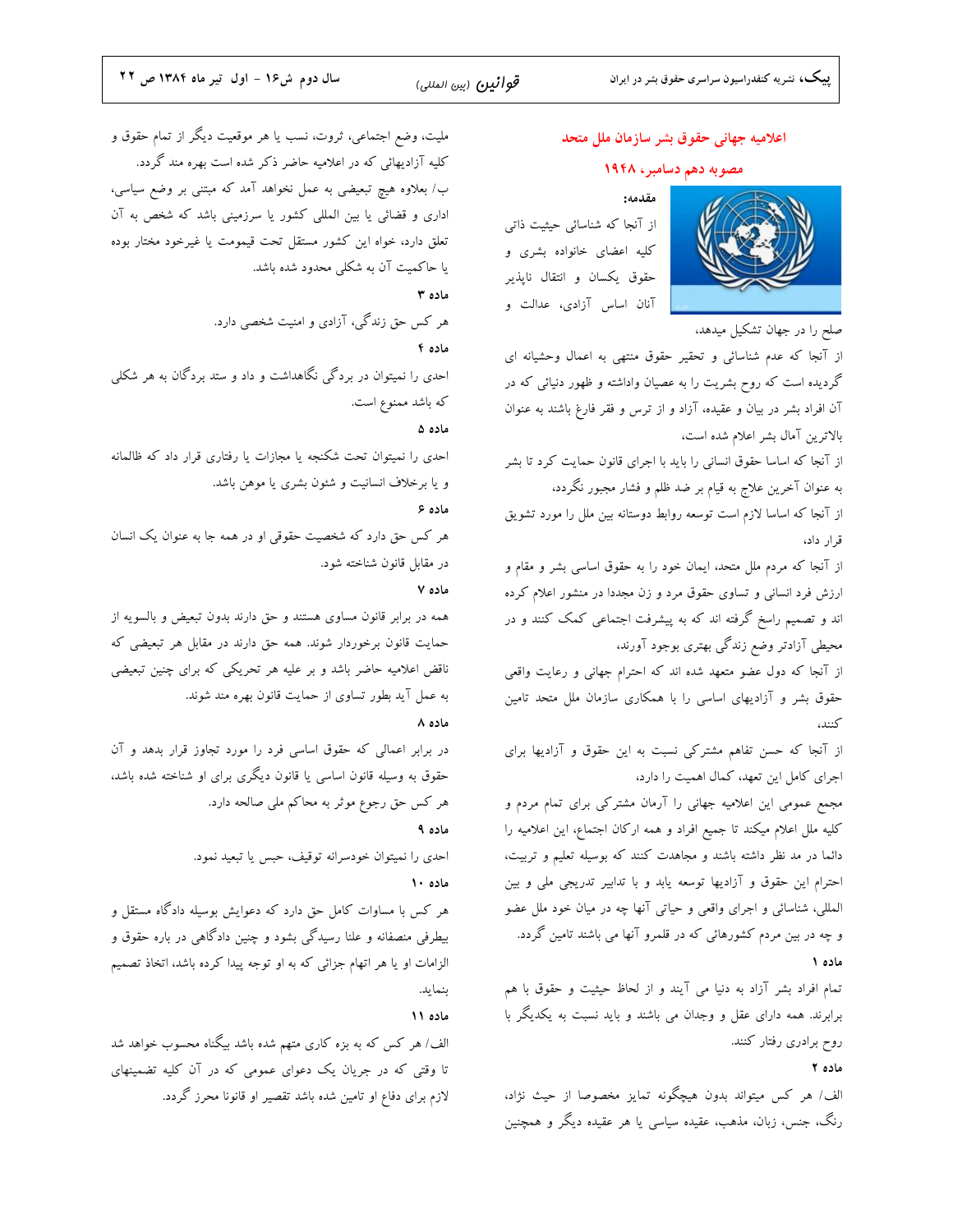## اعلامیه جهانی حقوق بشر سازمان ملل متحد

### مصوبه دهم دسامبر، ۱۹۴۸

**مقدمه:**

از آنجا که شناسائی حیثیت ذاتی کلیه اعضای خانواده بشری و حقوق یکسان و انتقال ناپذیر آنان اساس آزادی، عدالت و صلح را در جهان تشکیل میدهد،

از آنجا که عدم شناسائی و تحقیر حقوق منتهی به اعمال وحشیانه ای گردیده است که روح بشریت را به عصیان واداشته و ظهور دنیائی که در آن افراد بشر در بیان و عقیده، آزاد و از ترس و فقر فارغ باشند به عنوان بالاترین آمال بشر اعلام شده است،

از آنجا که اساسا حقوق انسانی را باید با اجرای قانون حمایت کرد تا بشر به عنوان آخرین علاج به قیام بر ضد ظلم و فشار مجبور نگردد،

از آنجا که اساسا لازم است توسعه روابط دوستانه بین ملل را مورد تشویق قرار داد،

از آنجا که مردم ملل متحد، ایمان خود را به حقوق اساسی بشر و مقام و ارزش فرد انسانی و تساوی حقوق مرد و زن مجددا در منشور اعلام کرده اند و تصمیم راسخ گرفته اند که به پیشرفت اجتماعی کمک کنند و در محیطی آزادتر وضع زندگی بهتری بوجود آورند،

از آنجا که دول عضو متعهد شده اند که احترام جهانی و رعایت واقعی حقوق بشر و آزادیهای اساسی را با همکاری سازمان ملل متحد تامین کنند،

از آنجا که حسن تفاهم مشترکی نسبت به این حقوق و آزادیها برای اجرای کامل این تعهد، کمال اهمیت را دارد،

مجمع عمومی این اعلامیه جهانی را آرمان مشترکی برای تمام مردم و کلیه ملل اعلام میکند تا جمیع افراد و همه ارکان اجتماع، این اعلامیه را دائما در مد نظر داشته باشند و مجاهدت کنند که بوسیله تعلیم و تربیت، احترام این حقوق و آزادیها توسعه یابد و با تدابیر تدریجی ملی و بین المللی، شناسائی و اجرای واقعی و حیاتی آنها چه در میان خود ملل عضو و چه در بین مردم کشورهائی که در قلمرو آنها می باشند تامین گردد.

**ماده ۱**

تمام افراد بشر آزاد به دنیا می آیند و از لحاظ حیثیت و حقوق با هم برابرند. همه دارای عقل و وجدان می باشند و باید نسبت به یکدیگر با روح برادری رفتار کنند.

**ماده ۲**

الف/ هر کس میتواند بدون هیچگونه تمایز مخصوصا از حیث نژاد، رنگ، جنس، زبان، مذهب، عقیده سیاسی یا هر عقیده دیگر و همچنین ملیت، وضع اجتماعی، ثروت، نسب یا هر موقعیت دیگر از تمام حقوق و کلیه آزادیهائی که در اعلامیه حاضر ذکر شده است بهره مند گردد.

ب/ بعلاوه هیچ تبعیضی به عمل نخواهد آمد که مبتنی بر وضع سیاسی، اداری و قضائی یا بین المللی کشور یا سرزمینی باشد که شخص به آن تعلق دارد، خواه این کشور مستقل تحت قیمومت یا غیرخود مختار بوده یا حاکمیت آن به شکلی محدود شده باشد.

**ماده ۳**

هر کس حق زندگی، آزادی و امنیت شخصی دارد.

**ماده ۴**

احدی را نمیتوان در بردگی نگاهداشت و داد و ستد بردگان به هر شکلی که باشد ممنوع است.

**ماده ۵**

احدی را نمیتوان تحت شکنجه یا مجازات یا رفتاری قرار داد که ظالمانه و یا برخلاف انسانیت و شئون بشری یا موهن باشد.

**ماده ۶**

هر کس حق دارد که شخصیت حقوقی او در همه جا به عنوان یک انسان در مقابل قانون شناخته شود.

**ماده ۷**

همه در برابر قانون مساوی هستند و حق دارند بدون تبعیض و بالسویه از حمایت قانون برخوردار شوند. همه حق دارند در مقابل هر تبعیضی که ناقض اعلامیه حاضر باشد و بر علیه هر تحریکی که برای چنین تبعیضی به عمل آید بطور تساوی از حمایت قانون بهره مند شوند.

**ماده ۸**

در برابر اعمالی که حقوق اساسی فرد را مورد تجاوز قرار بدهد و آن حقوق به وسیله قانون اساسی یا قانون دیگری برای او شناخته شده باشد، هر کس حق رجوع موثر به محاکم ملی صالحه دارد.

**ماده ۹**

احدی را نمیتوان خودسرانه توقیف، حبس یا تبعید نمود.

**ماده ۱۰**

هر کس با مساوات کامل حق دارد که دعوایش بوسیله دادگاه مستقل و بیطرفی منصفانه و علنا رسیدگی بشود و چنین دادگاهی در باره حقوق و الزامات او یا هر اتهام جزائی که به او توجه پیدا کرده باشد، اتخاذ تصمیم بنماید.

**ماده ۱۱**

الف/ هر کس که به بزه کاری متهم شده باشد بیگناه محسوب خواهد شد تا وقتی که در جریان یک دعوای عمومی که در آن کلیه تضمینهای لازم برای دفاع او تامین شده باشد تقصیر او قانونا محرز گردد.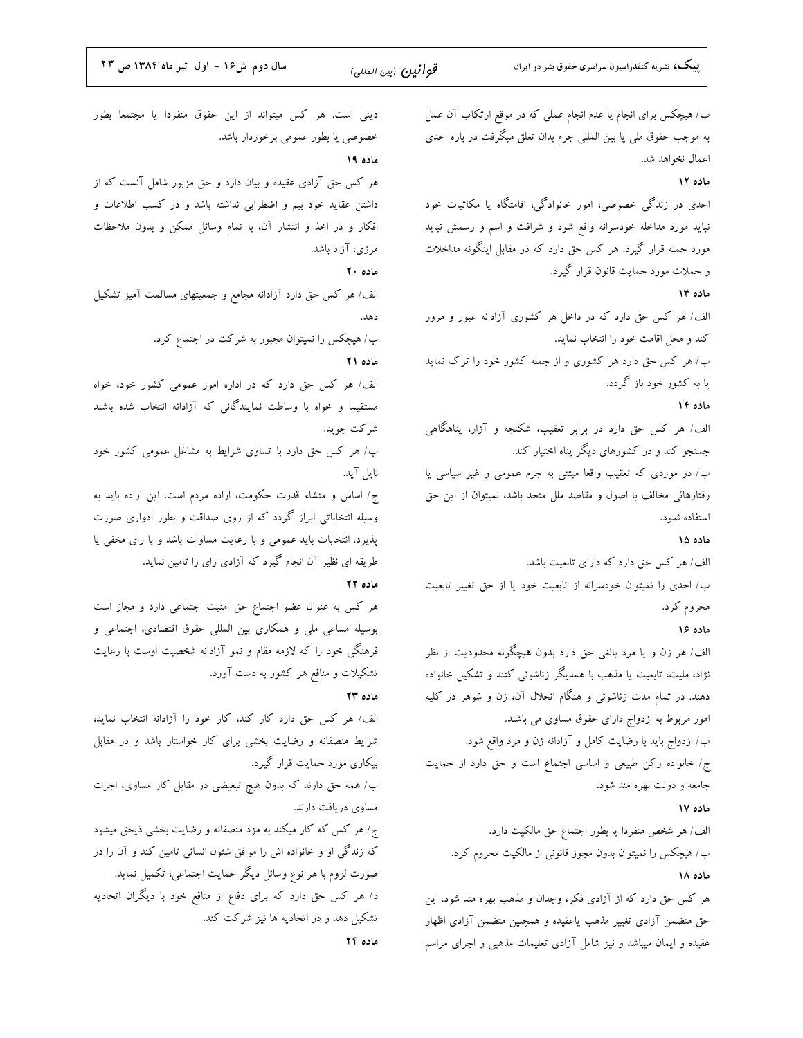ب/ هیچکس برای انجام یا عدم انجام عملی که در موقع ارتکاب آن عمل به موجب حقوق ملی یا بین المللی جرم بدان تعلق میگرفت در باره احدی اعمال نخواهد شد.

**ماده ۱۲**

احدی در زندگی خصوصی، امور خانوادگی، اقامتگاه یا مکاتبات خود نباید مورد مداخله خودسرانه واقع شود و شرافت و اسم و رسمش نباید مورد حمله قرار گیرد. هر کس حق دارد که در مقابل اینگونه مداخلات و حملات مورد حمایت قانون قرار گیرد.

**ماده ۱۳**

الف/ هر کس حق دارد که در داخل هر کشوری آزادانه عبور و مرور کند و محل اقامت خود را انتخاب نماید.

ب/ هر کس حق دارد هر کشوری و از جمله کشور خود را ترک نماید یا به کشور خود باز گردد.

**ماده ۱۴**

الف/ هر کس حق دارد در برابر تعقیب، شکنجه و آزار، پناهگاهی جستجو کند و در کشورهای دیگر پناه اختیار کند.

ب/ در موردی که تعقیب واقعا مبتنی به جرم عمومی و غیر سیاسی یا رفتارهائی مخالف با اصول و مقاصد ملل متحد باشد، نمیتوان از این حق استفاده نمود.

**ماده ۱۵**

الف/ هر کس حق دارد که دارای تابعیت باشد.

ب/ احدی را نمیتوان خودسرانه از تابعیت خود یا از حق تغییر تابعیت محروم کرد.

**ماده ۱۶**

الف/ هر زن و یا مرد بالغی حق دارد بدون هیچگونه محدودیت از نظر نژاد، ملیت، تابعیت یا مذهب با همدیگر زناشوئی کنند و تشکیل خانواده دهند. در تمام مدت زناشوئی و هنگام انحلال آن، زن و شوهر در کلیه امور مربوط به ازدواج دارای حقوق مساوی می باشند.

ب/ ازدواج باید با رضایت کامل و آزادانه زن و مرد واقع شود.

ج/ خانواده رکن طبیعی و اساسی اجتماع است و حق دارد از حمایت جامعه و دولت بهره مند شود.

**ماده ۱۷**

الف/ هر شخص منفردا یا بطور اجتماع حق مالکیت دارد.

ب/ هیچکس را نمیتوان بدون مجوز قانونی از مالکیت محروم کرد.

**ماده ۱۸**

هر کس حق دارد که از آزادی فکر، وجدان و مذهب بهره مند شود. این حق متضمن آزادی تغییر مذهب یاعقیده و همچنین متضمن آزادی اظهار عقیده و ایمان میباشد و نیز شامل آزادی تعلیمات مذهبی و اجرای مراسم دینی است. هر کس میتواند از این حقوق منفردا یا مجتمعا بطور خصوصی یا بطور عمومی برخوردار باشد.

**ماده ۱۹**

هر کس حق آزادی عقیده و بیان دارد و حق مزبور شامل آنست که از داشتن عقاید خود بیم و اضطرابی نداشته باشد و در کسب اطلاعات و افکار و در اخذ و انتشار آن، با تمام وسائل ممکن و بدون ملاحظات مرزی، آزاد باشد.

**ماده ۲۰**

الف/ هر کس حق دارد آزادانه مجامع و جمعیتهای مسالمت آمیز تشکیل دهد.

ب/ هیچکس را نمیتوان مجبور به شرکت در اجتماع کرد.

**ماده ۲۱**

الف/ هر کس حق دارد که در اداره امور عمومی کشور خود، خواه مستقیما و خواه با وساطت نمایندگانی که آزادانه انتخاب شده باشند شرکت جوید.

ب/ هر کس حق دارد با تساوی شرایط به مشاغل عمومی کشور خود نایل آید.

ج/ اساس و منشاء قدرت حکومت، اراده مردم است. این اراده باید به وسیله انتخاباتی ابراز گردد که از روی صداقت و بطور ادواری صورت پذیرد. انتخابات باید عمومی و با رعایت مساوات باشد و با رای مخفی یا طریقه ای نظیر آن انجام گیرد که آزادی رای را تامین نماید.

**ماده ۲۲**

هر کس به عنوان عضو اجتماع حق امنیت اجتماعی دارد و مجاز است بوسیله مساعی ملی و همکاری بین المللی حقوق اقتصادی، اجتماعی و فرهنگی خود را که لازمه مقام و نمو آزادانه شخصیت اوست با رعایت تشکیلات و منافع هر کشور به دست آورد.

**ماده ۲۳**

الف/ هر کس حق دارد کار کند، کار خود را آزادانه انتخاب نماید، شرایط منصفانه و رضایت بخشی برای کار خواستار باشد و در مقابل بیکاری مورد حمایت قرار گیرد.

ب/ همه حق دارند که بدون هیچ تبعیضی در مقابل کار مساوی، اجرت مساوی دریافت دارند.

ج/ هر کس که کار میکند به مزد منصفانه و رضایت بخشی ذیحق میشود که زندگی او و خانواده اش را موافق شئون انسانی تامین کند و آن را در صورت لزوم با هر نوع وسائل دیگر حمایت اجتماعی، تکمیل نماید.

د/ هر کس حق دارد که برای دفاع از منافع خود با دیگران اتحادیه تشکیل دهد و در اتحادیه ها نیز شرکت کند.

**ماده ۲۴**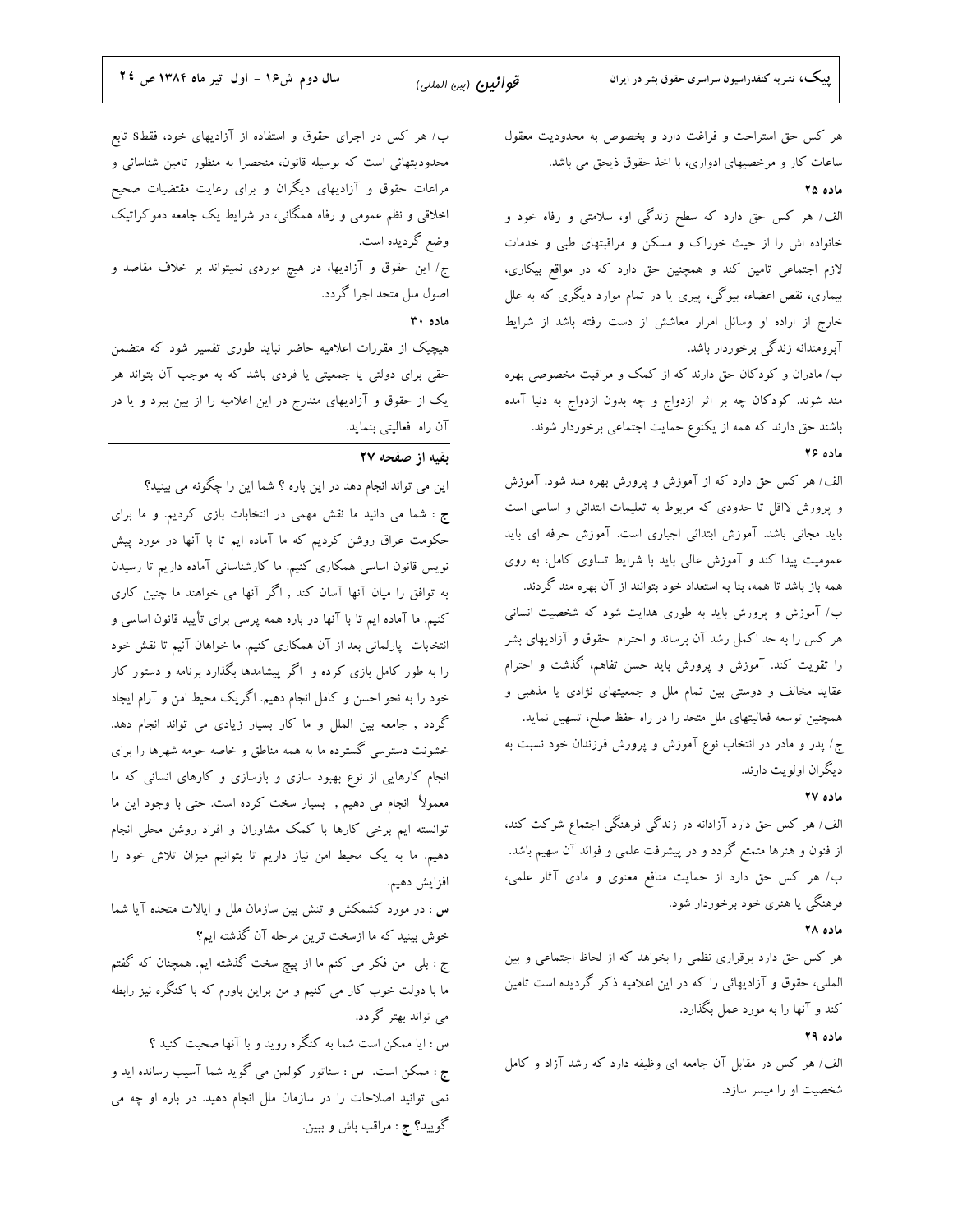هر کس حق استراحت و فراغت دارد و بخصوص به محدودیت معقول ساعات کار و مرخصیهای ادواری، با اخذ حقوق ذیحق می باشد.

**ماده ۲۵**

الف/ هر کس حق دارد که سطح زندگی او، سلامتی و رفاه خود و خانواده اش را از حیث خوراک و مسکن و مراقبتهای طبی و خدمات لازم اجتماعی تامین کند و همچنین حق دارد که در مواقع بیکاری، بیماری، نقص اعضاء، بیوگی، پیری یا در تمام موارد دیگری که به علل خارج از اراده او وسائل امرار معاشش از دست رفته باشد از شرایط آبرومندانه زندگی برخوردار باشد.

ب/ مادران و کودکان حق دارند که از کمک و مراقبت مخصوصی بهره مند شوند. کودکان چه بر اثر ازدواج و چه بدون ازدواج به دنیا آمده باشند حق دارند که همه از یکنوع حمایت اجتماعی برخوردار شوند.

**ماده ۲۶**

الف/ هر کس حق دارد که از آموزش و پرورش بهره مند شود. آموزش و پرورش لااقل تا حدودی که مربوط به تعلیمات ابتدائی و اساسی است باید مجانی باشد. آموزش ابتدائی اجباری است. آموزش حرفه ای باید عمومیت پیدا کند و آموزش عالی باید با شرایط تساوی کامل، به روی همه باز باشد تا همه، بنا به استعداد خود بتوانند از آن بهره مند گردند.

ب/ آموزش و پرورش باید به طوری هدایت شود که شخصیت انسانی هر کس را به حد اکمل رشد آن برساند و احترام حقوق و آزادیهای بشر را تقویت کند. آموزش و پرورش باید حسن تفاهم، گذشت و احترام عقاید مخالف و دوستی بین تمام ملل و جمعیتهای نژادی یا مذهبی و همچنین توسعه فعالیتهای ملل متحد را در راه حفظ صلح، تسهیل نماید.

ج/ پدر و مادر در انتخاب نوع آموزش و پرورش فرزندان خود نسبت به دیگران اولویت دارند.

**ماده ۲۷**

الف/ هر کس حق دارد آزادانه در زندگی فرهنگی اجتماع شرکت کند، از فنون و هنرها متمتع گردد و در پیشرفت علمی و فوائد آن سهیم باشد.

ب/ هر کس حق دارد از حمایت منافع معنوی و مادی آثار علمی، فرهنگی یا هنری خود برخوردار شود.

**ماده ۲۸**

هر کس حق دارد برقراری نظمی را بخواهد که از لحاظ اجتماعی و بین المللی، حقوق و آزادیهائی را که در این اعلامیه ذکر گردیده است تامین کند و آنها را به مورد عمل بگذارد.

**ماده ۲۹**

الف/ هر کس در مقابل آن جامعه ای وظیفه دارد که رشد آزاد و کامل شخصیت او را میسر سازد.

ب/ هر کس در اجرای حقوق و استفاده از آزادیهای خود، فقطs تابع محدودیتهائی است که بوسیله قانون، منحصرا به منظور تامین شناسائی و مراعات حقوق و آزادیهای دیگران و برای رعایت مقتضیات صحیح اخلاقی و نظم عمومی و رفاه همگانی، در شرایط یک جامعه دموکراتیک وضع گردیده است.

ج/ این حقوق و آزادیها، در هیچ موردی نمیتواند بر خلاف مقاصد و اصول ملل متحد اجرا گردد.

**ماده ۳۰**

هیچیک از مقررات اعلامیه حاضر نباید طوری تفسیر شود که متضمن حقی برای دولتی یا جمعیتی یا فردی باشد که به موجب آن بتواند هر یک از حقوق و آزادیهای مندرج در این اعلامیه را از بین ببرد و یا در آن راه فعالیتی بنماید.

---

**بقیه از صفحه ۲۷**

این می تواند انجام دهد در این باره ؟ شما این را چگونه می بینید؟

**ج** : شما می دانید ما نقش مهمی در انتخابات بازی کردیم. و ما برای حکومت عراق روشن کردیم که ما آماده ایم تا با آنها در مورد پیش نویس قانون اساسی همکاری کنیم. ما کارشناسانی آماده داریم تا رسیدن به توافق را میان آنها آسان کند , اگر آنها می خواهند ما چنین کاری کنیم. ما آماده ایم تا با آنها در باره همه پرسی برای تأیید قانون اساسی و انتخابات پارلمانی بعد از آن همکاری کنیم. ما خواهان آنیم تا نقش خود را به طور کامل بازی کرده و اگر پیشامدها بگذارد برنامه و دستور کار خود را به نحو احسن و کامل انجام دهیم. اگریک محیط امن و آرام ایجاد گردد , جامعه بین المللی و ما کار بسیار زیادی می تواند انجام دهد. خشونت دسترسی گسترده ما به همه مناطق و خاصه حومه شهرها را برای انجام کارهایی از نوع بهبود سازی و بازسازی و کارهای انسانی که ما معمولاً انجام می دهیم , بسیار سخت کرده است. حتی با وجود این ما توانسته ایم برخی کارها با کمک مشاوران و افراد روشن محلی انجام دهیم. ما به یک محیط امن نیاز داریم تا بتوانیم میزان تلاش خود را افزایش دهیم.

**س** : در مورد کشمکش و تنش بین سازمان ملل و ایالات متحده آیا شما خوش بینید که ما ازسخت ترین مرحله آن گذشته ایم؟

**ج** : بلی من فکر می کنم ما از پیچ سخت گذشته ایم. همچنان که گفتم ما با دولت خوب کار می کنیم و من براین باورم که با کنگره نیز رابطه می تواند بهتر گردد.

**س** : ایا ممکن است شما به کنگره روید و با آنها صحبت کنید ؟

**ج** : ممکن است. **س** : سناتور کولمن می گوید شما آسیب رسانده اید و نمی توانید اصلاحات را در سازمان ملل انجام دهید. در باره او چه می گویید؟ **ج** : مراقب باش و ببین.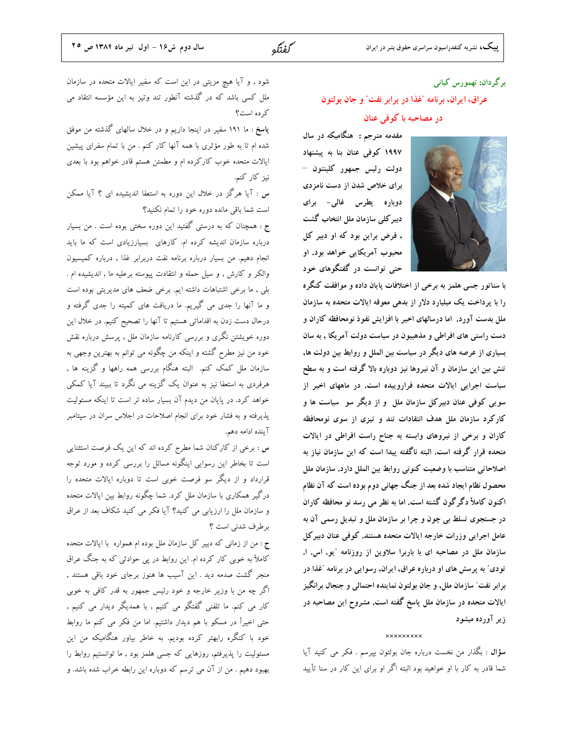برگردان: تهمورس کیانی

## عراق، ایران، برنامه "غذا در برابر نفت" و جان بولتون

### در مصاحبه با کوفی عنان

**مقدمه مترجم : هنگامیکه در سال ۱۹۹۷ کوفی عنان بنا به پیشنهاد دولت رئیس جمهور کلینتون – برای خلاص شدن از دست نامزدی دوباره پطرس غالی- برای دبیرکلی سازمان ملل انتخاب گشت , فرض براین بود که او دبیر کل محبوب آمریکایی خواهد بود. او حتی توانست در گفتگوهای خود با سناتور جسی هلمز به برخی از اختلافات پایان داده و موافقت کنگره را با پرداخت یک میلیارد دلار از بدهی معوقه ایالات متحده به سازمان ملل بدست آورد. اما درسالهای اخیر با افزایش نفوذ نومحافظه کاران و دست راستی های افراطی و مذهبیون در سیاست دولت آمریکا , به سان بسیاری از عرصه های دیگر در سیاست بین الملل و روابط بین دولت ها, تنش بین این سازمان و آن نیروها نیز دوباره بالا گرفته است و به سطح سیاست اجرایی ایالات متحده فراروییده است. در ماههای اخیر از سویی کوفی عنان دبیرکل سازمان ملل و از دیگر سو سیاست ها و کارکرد سازمان ملل هدف انتقادات تند و تیزی از سوی نومحافظه کاران و برخی از نیروهای وابسته به جناح راست افراطی در ایالات متحده قرار گرفته است. البته ناگفته پیدا است که این سازمان نیاز به اصلاحاتی متناسب با وضعیت کنونی روابط بین الملل دارد. سازمان ملل محصول نظام ایجاد شده بعد از جنگ جهانی دوم بوده است که آن نظام اکنون کاملاً دگرگون گشته است. اما به نظر می رسد نو محافظه کاران در جستجوی تسلط بی چون و چرا بر سازمان ملل و تبدیل رسمی آن به عامل اجرایی وزرات خارجه ایالات متحده هستند. کوفی عنان دبیرکل سازمان ملل در مصاحبه ای با باربرا سلاوین از روزنامه "یو. اس. ا. تودی" به پرسش های او درباره عراق, ایران, رسوایی در برنامه "غذا در برابر نفت" سازمان ملل, و جان بولتون نماینده احتمالی و جنجال برانگیز ایالات متحده در سازمان ملل پاسخ گفته است. مشروح این مصاحبه در زیر آورده میشود**

xxxxxxxxx

**سؤال** : بگذار من نخست درباره جان بولتون بپرسم . فکر می کنید آیا شما قادر به کار با او خواهید بود البته اگر او برای این کار در سنا تأیید شود , و آیا هیچ مزیتی در این است که سفیر ایالات متحده در سازمان ملل کسی باشد که در گذشته آنطور تند وتیز به این مؤسسه انتقاد می کرده است؟

**پاسخ** : ما ۱۹۱ سفیر در اینجا داریم و در خلال سالهای گذشته من موفق شده ام تا به طور مؤثری با همه آنها کار کنم . من با تمام سفرای پیشین ایالات متحده خوب کارکرده ام و مطمئن هستم قادر خواهم بود با بعدی نیز کار کنم.

**س** : آیا هرگز در خلال این دوره به استعفا اندیشیده ای ؟ آیا ممکن است شما باقی مانده دوره خود را تمام نکنید؟

**ج** : همچنان که به درستی گفتید این دوره سختی بوده است . من بسیار درباره سازمان اندیشه کرده ام. کارهای بسیارزیادی است که ما باید انجام دهیم. من بسیار درباره برنامه نفت دربرابر غذا , درباره کمیسیون والکر و کارش , و سیل حمله و انتقادت پیوسته برعلیه ما , اندیشیده ام . بلی , ما برخی اشتباهات داشته ایم. برخی ضعف های مدیریتی بوده است و ما آنها را جدی می گیریم. ما دریافت های کمیته را جدی گرفته و درحال دست زدن به اقداماتی هستیم تا آنها را تصحیح کنیم. در خلال این دوره خویشتن نگری و بررسی کارنامه سازمان ملل , پرسش درباره نقش خود من نیز مطرح گشته و اینکه من چگونه می توانم به بهترین وجهی به سازمان ملل کمک کنم. البته هنگام بررسی همه راهها و گزینه ها , هرفردی به استعفا نیز به عنوان یک گزینه می نگرد تا ببیند آیا کمکی خواهد کرد. در پایان من دیدم آن بسیار ساده تر است تا اینکه مسئولیت پذیرفته و به فشار خود برای انجام اصلاحات در اجلاس سران در سپتامبر آینده ادامه دهم.

**س** : برخی از کارکنان شما مطرح کرده اند که این یک فرصت استثنایی است تا بخاطر این رسوایی اینگونه مسائل را بررسی کرده و مورد توجه قرارداد و از دیگر سو فرصت خوبی است تا دوباره ایالات متحده را درگیر همکاری با سازمان ملل کرد. شما چگونه روابط بین ایالات متحده و سازمان ملل را ارزیابی می کنید؟ آیا فکر می کنید شکاف بعد از عراق برطرف شدنی است ؟

**ج** : من از زمانی که دبیر کل سازمان ملل بوده ام همواره با ایالات متحده کاملاً به خوبی کار کرده ام. این روابط در پی حوادثی که به جنگ عراق منجر گشت صدمه دید . این آسیب ها هنوز برجای خود باقی هستند , اگر چه من با وزیر خارجه و خود رئیس جمهور به قدر کافی به خوبی کار می کنم. ما تلفنی گفتگو می کنیم , با همدیگر دیدار می کنیم , حتی اخیراً در مسکو با هم دیدار داشتیم. اما من فکر می کنم ما روابط خود با کنگره رابهتر کرده بودیم. به خاطر بیاور هنگامیکه من این مسئولیت را پذیرفتم, روزهایی که جسی هلمز بود , ما توانستیم روابط را بهبود دهیم . من از آن می ترسم که دوباره این رابطه خراب شده باشد. و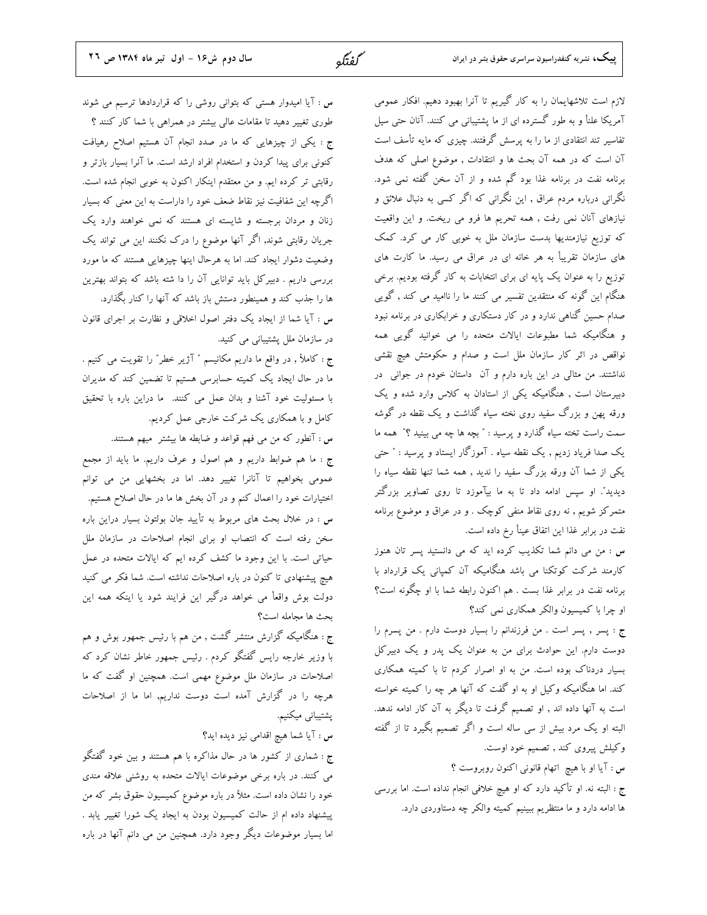لازم است تلاشهایمان را به کار گیریم تا آنرا بهبود دهیم. افکار عمومی آمریکا علناً و به طور گسترده ای از ما پشتیبانی می کنند. آنان حتی سیل تفاسیر تند انتقادی از ما را به پرسش گرفتند. چیزی که مایه تأسف است آن است که در همه آن بحث ها و انتقادات , موضوع اصلی که هدف برنامه نفت در برنامه غذا بود گم شده و از آن سخن گفته نمی شود. نگرانی درباره مردم عراق , این نگرانی که اگر کسی به دنبال علائق و نیازهای آنان نمی رفت , همه تحریم ها فرو می ریخت. و این واقعیت که توزیع نیازمندیها بدست سازمان ملل به خوبی کار می کرد. کمک های سازمان تقریباً به هر خانه ای در عراق می رسید. ما کارت های توزیع را به عنوان یک پایه ای برای انتخابات به کار گرفته بودیم. برخی هنگام این گونه که منتقدین تفسیر می کنند ما را ناامید می کند , گویی صدام حسین گناهی ندارد و در کار دستکاری و خرابکاری در برنامه نبود و هنگامیکه شما مطبوعات ایالات متحده را می خوانید گویی همه نواقص در اثر کار سازمان ملل است و صدام و حکومتش هیچ نقشی نداشتند. من مثالی در این باره دارم و آن داستان خودم در جوانی در دبیرستان است , هنگامیکه یکی از استادان به کلاس وارد شده و یک ورقه پهن و بزرگ سفید روی تخته سیاه گذاشت و یک نقطه در گوشه سمت راست تخته سیاه گذارد و پرسید : " بچه ها چه می بینید ؟" همه ما یک صدا فریاد زدیم , یک نقطه سیاه . آموزگار ایستاد و پرسید : " حتی یکی از شما آن ورقه بزرگ سفید را ندید , همه شما تنها نقطه سیاه را دیدید". او سپس ادامه داد تا به ما بیآموزد تا روی تصاویر بزرگتر متمرکز شویم , نه روی نقاط منفی کوچک . و در عراق و موضوع برنامه نفت در برابر غذا این اتفاق عیناً رخ داده است.

**س** : من می دانم شما تکذیب کرده اید که می دانستید پسر تان هنوز کارمند شرکت کوتکنا می باشد هنگامیکه آن کمپانی یک قرارداد با برنامه نفت در برابر غذا بست . هم اکنون رابطه شما با او چگونه است؟ او چرا با کمیسیون والکر همکاری نمی کند؟

**ج** : پسر , پسر است . من فرزندانم را بسیار دوست دارم . من پسرم را دوست دارم. این حوادث برای من به عنوان یک پدر و یک دبیرکل بسیار دردناک بوده است. من به او اصرار کردم تا با کمیته همکاری کند. اما هنگامیکه وکیل او به او گفت که آنها هر چه را کمیته خواسته است به آنها داده اند , او تصمیم گرفت تا دیگر به آن کار ادامه ندهد. البته او یک مرد بیش از سی ساله است و اگر تصمیم بگیرد تا از گفته وکیلش پیروی کند , تصمیم خود اوست.

**س** : آیا او با هیچ اتهام قانونی اکنون روبروست ؟

**ج** : البته نه. او تأکید دارد که او هیچ خلافی انجام نداده است. اما بررسی ها ادامه دارد و ما منتظریم ببینیم کمیته والکر چه دستاوردی دارد.

**س** : آیا امیدوار هستی که بتوانی روشی را که قراردادها ترسیم می شوند طوری تغییر دهید تا مقامات عالی بیشتر در همراهی با شما کار کنند ؟

**ج** : یکی از چیزهایی که ما در صدد انجام آن هستیم اصلاح رهیافت کنونی برای پیدا کردن و استخدام افراد ارشد است. ما آنرا بسیار بازتر و رقابتی تر کرده ایم. و من معتقدم اینکار اکنون به خوبی انجام شده است. اگرچه این شفافیت نیز نقاط ضعف خود را داراست به این معنی که بسیار زنان و مردان برجسته و شایسته ای هستند که نمی خواهند وارد یک جریان رقابتی شوند, اگر آنها موضوع را درک نکنند این می تواند یک وضعیت دشوار ایجاد کند. اما به هرحال اینها چیزهایی هستند که ما مورد بررسی داریم . دبیرکل باید توانایی آن را دا شته باشد که بتواند بهترین ها را جذب کند و همینطور دستش باز باشد که آنها را کنار بگذارد.

**س** : آیا شما از ایجاد یک دفتر اصول اخلاقی و نظارت بر اجرای قانون در سازمان ملل پشتیبانی می کنید.

**ج** : کاملاً , در واقع ما داریم مکانیسم " آژیر خطر" را تقویت می کنیم . ما در حال ایجاد یک کمیته حسابرسی هستیم تا تضمین کند که مدیران با مسئولیت خود آشنا و بدان عمل می کنند. ما دراین باره با تحقیق کامل و با همکاری یک شرکت خارجی عمل کردیم.

**س** : آنطور که من می فهم قواعد و ضابطه ها بیشتر مبهم هستند.

**ج** : ما هم ضوابط داریم و هم اصول و عرف داریم. ما باید از مجمع عمومی بخواهیم تا آنانرا تغییر دهد. اما در بخشهایی من می توانم اختیارات خود را اعمال کنم و در آن بخش ها ما در حال اصلاح هستیم.

**س** : در خلال بحث های مربوط به تأیید جان بولتون بسیار دراین باره سخن رفته است که انتصاب او برای انجام اصلاحات در سازمان ملل حیاتی است. با این وجود ما کشف کرده ایم که ایالات متحده در عمل هیچ پیشنهادی تا کنون در باره اصلاحات نداشته است. شما فکر می کنید دولت بوش واقعاً می خواهد درگیر این فرایند شود یا اینکه همه این بحث ها مجامله است؟

**ج** : هنگامیکه گزارش منتشر گشت , من هم با رئیس جمهور بوش و هم با وزیر خارجه رایس گفتگو کردم . رئیس جمهور خاطر نشان کرد که اصلاحات در سازمان ملل موضوع مهمی است. همچنین او گفت که ما هرچه را در گزارش آمده است دوست نداریم, اما ما از اصلاحات پشتیبانی میکنیم.

**س** : آیا شما هیچ اقدامی نیز دیده اید؟

**ج** : شماری از کشور ها در حال مذاکره با هم هستند و بین خود گفتگو می کنند. در باره برخی موضوعات ایالات متحده به روشنی علاقه مندی خود را نشان داده است. مثلاً در باره موضوع کمیسیون حقوق بشر که من پیشنهاد داده ام از حالت کمیسیون بودن به ایجاد یک شورا تغییر یابد . اما بسیار موضوعات دیگر وجود دارد. همچنین من می دانم آنها در باره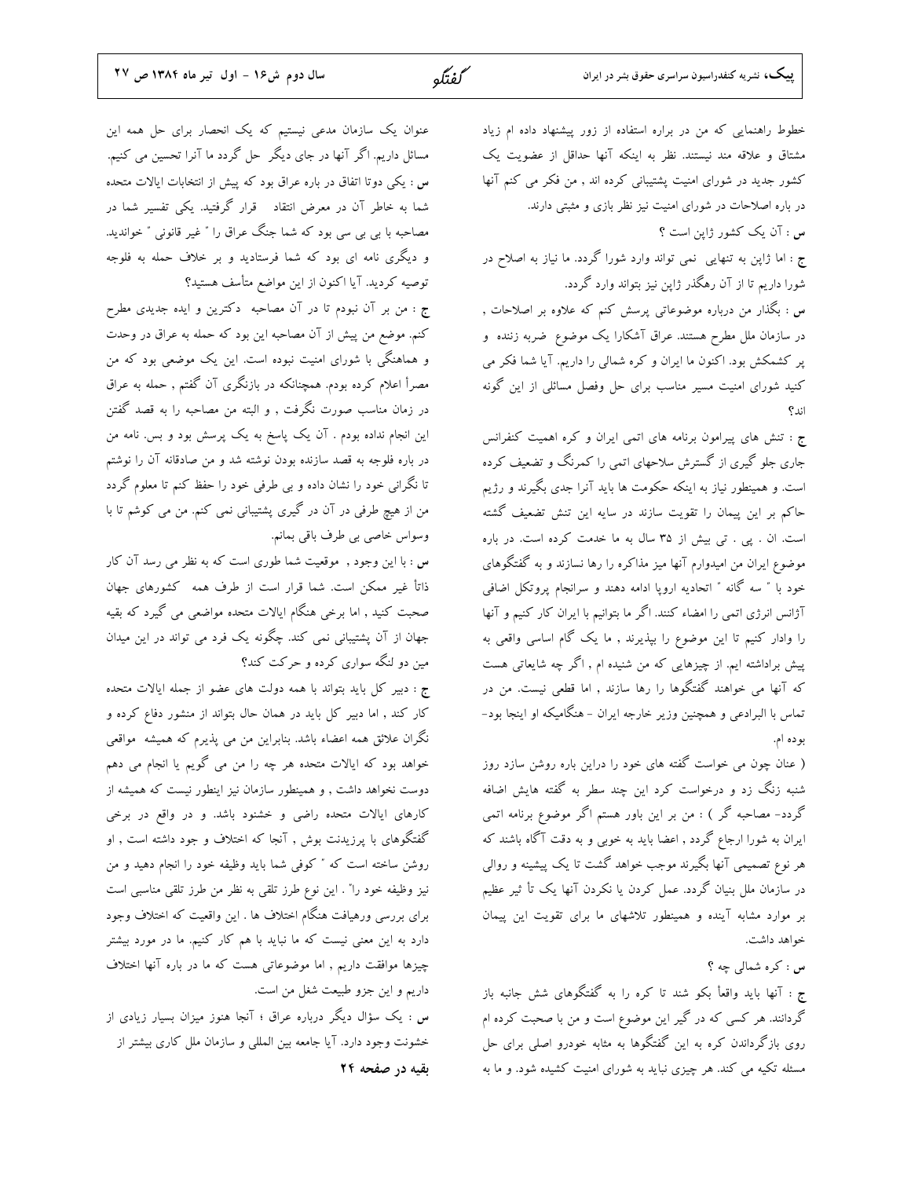خطوط راهنمایی که من در باره استفاده از زور پیشنهاد داده ام زیاد مشتاق و علاقه مند نیستند. نظر به اینکه آنها حداقل از عضویت یک کشور جدید در شورای امنیت پشتیبانی کرده اند , من فکر می کنم آنها در باره اصلاحات در شورای امنیت نیز نظر بازی و مثبتی دارند.

**س** : آن یک کشور ژاپن است ؟

**ج** : اما ژاپن به تنهایی نمی تواند وارد شورا گردد. ما نیاز به اصلاح در شورا داریم تا از آن رهگذر ژاپن نیز بتواند وارد گردد.

**س** : بگذار من درباره موضوعاتی پرسش کنم که علاوه بر اصلاحات , در سازمان ملل مطرح هستند. عراق آشکارا یک موضوع ضربه زننده و پر کشمکش بود. اکنون ما ایران و کره شمالی را داریم. آیا شما فکر می کنید شورای امنیت مسیر مناسب برای حل وفصل مسائلی از این گونه اند؟

**ج** : تنش های پیرامون برنامه های اتمی ایران و کره اهمیت کنفرانس جاری جلو گیری از گسترش سلاحهای اتمی را کمرنگ و تضعیف کرده است. و همینطور نیاز به اینکه حکومت ها باید آنرا جدی بگیرند و رژیم حاکم بر این پیمان را تقویت سازند در سایه این تنش تضعیف گشته است. ان . پی . تی بیش از ۳۵ سال به ما خدمت کرده است. در باره موضوع ایران من امیدوارم آنها میز مذاکره را رها نسازند و به گفتگوهای خود با " سه گانه " اتحادیه اروپا ادامه دهند و سرانجام پروتکل اضافی آژانس انرژی اتمی را امضاء کنند. اگر ما بتوانیم با ایران کار کنیم و آنها را وادار کنیم تا این موضوع را بپذیرند , ما یک گام اساسی واقعی به پیش برداشته ایم. از چیزهایی که من شنیده ام , اگر چه شایعاتی هست که آنها می خواهند گفتگوها را رها سازند , اما قطعی نیست. من در تماس با البرادعی و همچنین وزیر خارجه ایران - هنگامیکه او اینجا بود- بوده ام.

( عنان چون می خواست گفته های خود را دراین باره روشن سازد روز شنبه زنگ زد و درخواست کرد این چند سطر به گفته هایش اضافه گردد- مصاحبه گر ) : من بر این باور هستم اگر موضوع برنامه اتمی ایران به شورا ارجاع گردد , اعضا باید به خوبی و به دقت آگاه باشند که هر نوع تصمیمی آنها بگیرند موجب خواهد گشت تا یک پیشینه و روالی در سازمان ملل بنیان گردد. عمل کردن یا نکردن آنها یک تأ ثیر عظیم بر موارد مشابه آینده و همینطور تلاشهای ما برای تقویت این پیمان خواهد داشت.

**س** : کره شمالی چه ؟

**ج** : آنها باید واقعاً بکو شند تا کره را به گفتگوهای شش جانبه باز گردانند. هر کسی که در گیر این موضوع است و من با صحبت کرده ام روی بازگرداندن کره به این گفتگوها به مثابه خودرو اصلی برای حل مسئله تکیه می کند. هر چیزی نباید به شورای امنیت کشیده شود. و ما به عنوان یک سازمان مدعی نیستیم که یک انحصار برای حل همه این مسائل داریم. اگر آنها در جای دیگر حل گردد ما آنرا تحسین می کنیم.

**س** : یکی دوتا اتفاق در باره عراق بود که پیش از انتخابات ایالات متحده شما به خاطر آن در معرض انتقاد قرار گرفتید. یکی تفسیر شما در مصاحبه با بی بی سی بود که شما جنگ عراق را " غیر قانونی " خواندید. و دیگری نامه ای بود که شما فرستادید و بر خلاف حمله به فلوجه توصیه کردید. آیا اکنون از این مواضع متأسف هستید؟

**ج** : من بر آن نبودم تا در آن مصاحبه دکترین و ایده جدیدی مطرح کنم. موضع من پیش از آن مصاحبه این بود که حمله به عراق در وحدت و هماهنگی با شورای امنیت نبوده است. این یک موضعی بود که من مصراً اعلام کرده بودم. همچنانکه در بازنگری آن گفتم , حمله به عراق در زمان مناسب صورت نگرفت , و البته من مصاحبه را به قصد گفتن این انجام نداده بودم . آن یک پاسخ به یک پرسش بود و بس. نامه من در باره فلوجه به قصد سازنده بودن نوشته شد و من صادقانه آن را نوشتم تا نگرانی خود را نشان داده و بی طرفی خود را حفظ کنم تا معلوم گردد من از هیچ طرفی در آن در گیری پشتیبانی نمی کنم. من می کوشم تا با وسواس خاصی بی طرف باقی بمانم.

**س** : با این وجود , موقعیت شما طوری است که به نظر می رسد آن کار ذاتاً غیر ممکن است. شما قرار است از طرف همه کشورهای جهان صحبت کنید , اما برخی هنگام ایالات متحده مواضعی می گیرد که بقیه جهان از آن پشتیبانی نمی کند. چگونه یک فرد می تواند در این میدان مین دو لنگه سواری کرده و حرکت کند؟

**ج** : دبیر کل باید بتواند با همه دولت های عضو از جمله ایالات متحده کار کند , اما دبیر کل باید در همان حال بتواند از منشور دفاع کرده و نگران علائق همه اعضاء باشد. بنابراین من می پذیرم که همیشه مواقعی خواهد بود که ایالات متحده هر چه را من می گویم یا انجام می دهم دوست نخواهد داشت , و همینطور سازمان نیز اینطور نیست که همیشه از کارهای ایالات متحده راضی و خشنود باشد. و در واقع در برخی گفتگوهای با پرزیدنت بوش , آنجا که اختلاف وجود داشته است , او روشن ساخته است که " کوفی شما باید وظیفه خود را انجام دهید و من نیز وظیفه خود را" . این نوع طرز تلقی به نظر من طرز تلقی مناسبی است برای بررسی ورهیافت هنگام اختلاف ها . این واقعیت که اختلاف وجود دارد به این معنی نیست که ما نباید با هم کار کنیم. ما در مورد بیشتر چیزها موافقت داریم , اما موضوعاتی هست که ما در باره آنها اختلاف داریم و این جزو طبیعت شغل من است.

**س** : یک سؤال دیگر درباره عراق ؛ آنجا هنوز میزان بسیار زیادی از خشونت وجود دارد. آیا جامعه بین المللی و سازمان ملل کاری بیشتر از

**بقیه در صفحه ۲۴**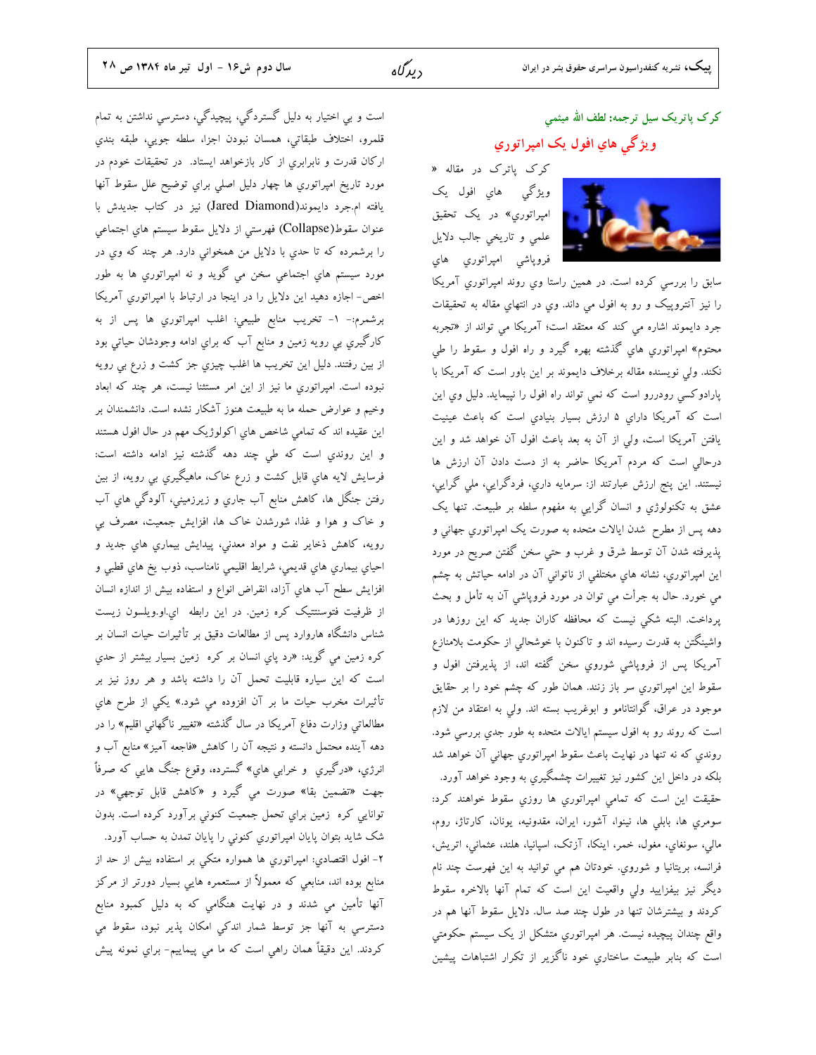کرک پاتریک سیل ترجمه: لطف الله میثمی

## ویژگی های افول یک امپراتوری

کرک پاترک در مقاله « ویژگی های افول یک امپراتوری» در یک تحقیق علمی و تاریخی جالب دلایل فروپاشی امپراتوری های سابق را بررسی کرده است. در همین راستا وی روند امپراتوری آمریکا را نیز آنتروپیک و رو به افول می داند. وی در انتهای مقاله به تحقیقات جرد دایموند اشاره می کند که معتقد است؛ آمریکا می تواند از «تجربه محتوم» امپراتوری های گذشته بهره گیرد و راه افول و سقوط را طی نکند. ولی نویسنده مقاله برخلاف دایموند بر این باور است که آمریکا با پارادوکسی رودررو است که نمی تواند راه افول را نپیماید. دلیل وی این است که آمریکا دارای ۵ ارزش بسیار بنیادی است که باعث عینیت یافتن آمریکا است، ولی از آن به بعد باعث افول آن خواهد شد و این درحالی است که مردم آمریکا حاضر به از دست دادن آن ارزش ها نیستند. این پنج ارزش عبارتند از: سرمایه داری، فردگرایی، ملی گرایی، عشق به تکنولوژی و انسان گرایی به مفهوم سلطه بر طبیعت. تنها یک دهه پس از مطرح شدن ایالات متحده به صورت یک امپراتوری جهانی و پذیرفته شدن آن توسط شرق و غرب و حتی سخن گفتن صریح در مورد این امپراتوری، نشانه های مختلفی از ناتوانی آن در ادامه حیاتش به چشم می خورد. حال به جرأت می توان در مورد فروپاشی آن به تأمل و بحث پرداخت. البته شکی نیست که محافظه کاران جدید که این روزها در واشینگتن به قدرت رسیده اند و تاکنون با خوشحالی از حکومت بلامنازع آمریکا پس از فروپاشی شوروی سخن گفته اند، از پذیرفتن افول و سقوط این امپراتوری سر باز زنند. همان طور که چشم خود را بر حقایق موجود در عراق، گوانتانامو و ابوغریب بسته اند. ولی به اعتقاد من لازم است که روند رو به افول سیستم ایالات متحده به طور جدی بررسی شود. روندی که نه تنها در نهایت باعث سقوط امپراتوری جهانی آن خواهد شد بلکه در داخل این کشور نیز تغییرات چشمگیری به وجود خواهد آورد.

حقیقت این است که تمامی امپراتوری ها روزی سقوط خواهند کرد: سومری ها، بابلی ها، نینوا، آشور، ایران، مقدونیه، یونان، کارتاژ، روم، مالی، سونغای، مغول، خمر، اینکا، آزتک، اسپانیا، هلند، عثمانی، اتریش، فرانسه، بریتانیا و شوروی. خودتان هم می توانید به این فهرست چند نام دیگر نیز بیفزایید ولی واقعیت این است که تمام آنها بالاخره سقوط کردند و بیشترشان تنها در طول چند صد سال. دلایل سقوط آنها هم در واقع چندان پیچیده نیست. هر امپراتوری متشکل از یک سیستم حکومتی است که بنابر طبیعت ساختاری خود ناگزیر از تکرار اشتباهات پیشین است و بی اختیار به دلیل گستردگی، پیچیدگی، دسترسی نداشتن به تمام قلمرو، اختلاف طبقاتی، همسان نبودن اجزا، سلطه جویی، طبقه بندی ارکان قدرت و نابرابری از کار بازخواهد ایستاد. در تحقیقات خودم در مورد تاریخ امپراتوری ها چهار دلیل اصلی برای توضیح علل سقوط آنها یافته ام.جرد دایموند(Jared Diamond) نیز در کتاب جدیدش با عنوان سقوط(Collapse) فهرستی از دلایل سقوط سیستم های اجتماعی را برشمرده که تا حدی با دلایل من همخوانی دارد. هر چند که وی در مورد سیستم های اجتماعی سخن می گوید و نه امپراتوری ها به طور اخص- اجازه دهید این دلایل را در اینجا در ارتباط با امپراتوری آمریکا برشمرم:- ۱- تخریب منابع طبیعی: اغلب امپراتوری ها پس از به کارگیری بی رویه زمین و منابع آب که برای ادامه وجودشان حیاتی بود از بین رفتند. دلیل این تخریب ها اغلب چیزی جز کشت و زرع بی رویه نبوده است. امپراتوری ما نیز از این امر مستثنا نیست، هر چند که ابعاد وخیم و عوارض حمله ما به طبیعت هنوز آشکار نشده است. دانشمندان بر این عقیده اند که تمامی شاخص های اکولوژیک مهم در حال افول هستند و این روندی است که طی چند دهه گذشته نیز ادامه داشته است: فرسایش لایه های قابل کشت و زرع خاک، ماهیگیری بی رویه، از بین رفتن جنگل ها، کاهش منابع آب جاری و زیرزمینی، آلودگی های آب و خاک و هوا و غذا، شورشدن خاک ها، افزایش جمعیت، مصرف بی رویه، کاهش ذخایر نفت و مواد معدنی، پیدایش بیماری های جدید و احیای بیماری های قدیمی، شرایط اقلیمی نامناسب، ذوب یخ های قطبی و افزایش سطح آب های آزاد، انقراض انواع و استفاده بیش از اندازه انسان از ظرفیت فتوسنتتیک کره زمین. در این رابطه ای.او.ویلسون زیست شناس دانشگاه هاروارد پس از مطالعات دقیق بر تأثیرات حیات انسان بر کره زمین می گوید: «رد پای انسان بر کره زمین بسیار بیشتر از حدی است که این سیاره قابلیت تحمل آن را داشته باشد و هر روز نیز بر تأثیرات مخرب حیات ما بر آن افزوده می شود.» یکی از طرح های مطالعاتی وزارت دفاع آمریکا در سال گذشته «تغییر ناگهانی اقلیم» را در دهه آینده محتمل دانسته و نتیجه آن را کاهش «فاجعه آمیز» منابع آب و انرژی، «درگیری و خرابی های» گسترده، وقوع جنگ هایی که صرفاً جهت «تضمین بقا» صورت می گیرد و «کاهش قابل توجهی» در توانایی کره زمین برای تحمل جمعیت کنونی برآورد کرده است. بدون شک شاید بتوان پایان امپراتوری کنونی را پایان تمدن به حساب آورد.

۲- افول اقتصادی: امپراتوری ها همواره متکی بر استفاده بیش از حد از منابع بوده اند، منابعی که معمولاً از مستعمره هایی بسیار دورتر از مرکز آنها تأمین می شدند و در نهایت هنگامی که به دلیل کمبود منابع دسترسی به آنها جز توسط شمار اندکی امکان پذیر نبود، سقوط می کردند. این دقیقاً همان راهی است که ما می پیماییم- برای نمونه پیش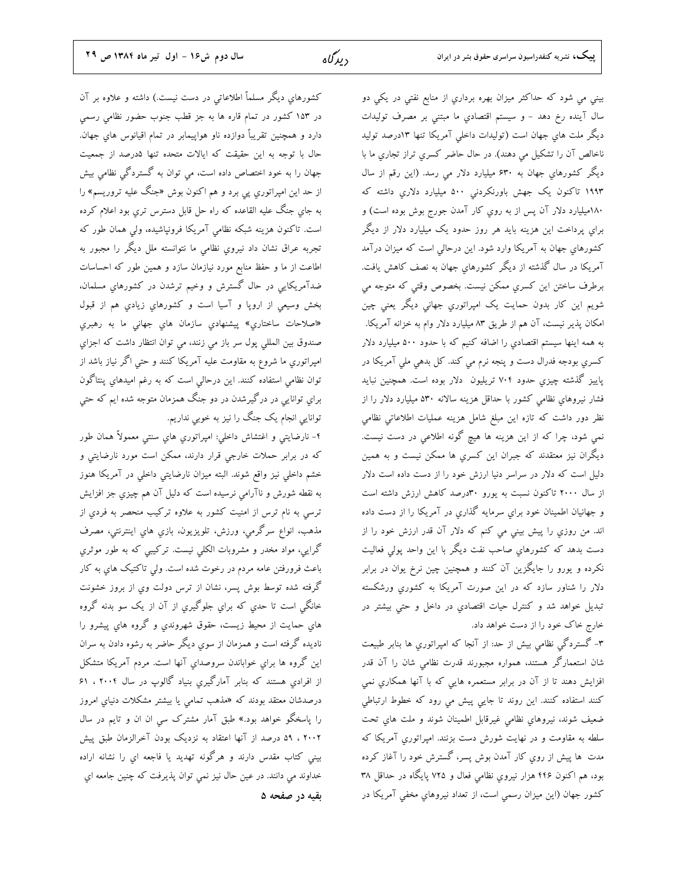بيني مي شود که حداکثر ميزان بهره برداري از منابع نفتي در يکي دو سال آينده رخ دهد - و سيستم اقتصادي ما مبتني بر مصرف توليدات ديگر ملت هاي جهان است (توليدات داخلي آمريکا تنها ۱۳درصد توليد ناخالص آن را تشکيل مي دهند). در حال حاضر کسري تراز تجاري ما با ديگر کشورهاي جهان به ۶۳۰ ميليارد دلار مي رسد. (اين رقم از سال ۱۹۹۳ تاکنون يک جهش باورنکردني ۵۰۰ ميليارد دلاري داشته که ۱۸۰ميليارد دلار آن پس از به روي کار آمدن جورج بوش بوده است) و براي پرداخت اين هزينه بايد هر روز حدود يک ميليارد دلار از ديگر کشورهاي جهان به آمريکا وارد شود. اين درحالي است که ميزان درآمد آمريکا در سال گذشته از ديگر کشورهاي جهان به نصف کاهش يافت. برطرف ساختن اين کسري ممکن نيست. بخصوص وقتي که متوجه مي شويم اين کار بدون حمايت يک امپراتوري جهاني ديگر يعني چين امکان پذير نيست، آن هم از طريق ۸۳ ميليارد دلار وام به خزانه آمريکا. به همه اينها سيستم اقتصادي را اضافه کنيم که با حدود ۵۰۰ ميليارد دلار کسري بودجه فدرال دست و پنجه نرم مي کند. کل بدهي ملي آمريکا در پاييز گذشته چيزي حدود ۷۰۴ تريليون دلار بوده است. همچنين نبايد فشار نيروهاي نظامي کشور با حداقل هزينه سالانه ۵۳۰ ميليارد دلار را از نظر دور داشت که تازه اين مبلغ شامل هزينه عمليات اطلاعاتي نظامي نمي شود، چرا که از اين هزينه ها هيچ گونه اطلاعي در دست نيست. ديگران نيز معتقدند که جبران اين کسري ها ممکن نيست و به همين دليل است که دلار در سراسر دنيا ارزش خود را از دست داده است دلار از سال ۲۰۰۰ تاکنون نسبت به يورو ۳۰درصد کاهش ارزش داشته است و جهانيان اطمينان خود براي سرمايه گذاري در آمريکا را از دست داده اند. من روزي را پيش بيني مي کنم که دلار آن قدر ارزش خود را از دست بدهد که کشورهاي صاحب نفت ديگر با اين واحد پولي فعاليت نکرده و يورو را جايگزين آن کنند و همچنين چين نرخ يوان در برابر دلار را شناور سازد که در اين صورت آمريکا به کشوري ورشکسته تبديل خواهد شد و کنترل حيات اقتصادي در داخل و حتي بيشتر در خارج خاک خود را از دست خواهد داد.

۳- گستردگي نظامي بيش از حد: از آنجا که امپراتوري ها بنابر طبيعت شان استعمارگر هستند، همواره مجبورند قدرت نظامي شان را آن قدر افزايش دهند تا از آن در برابر مستعمره هايي که با آنها همکاري نمي کنند استفاده کنند. اين روند تا جايي پيش مي رود که خطوط ارتباطي ضعيف شوند، نيروهاي نظامي غيرقابل اطمينان شوند و ملت هاي تحت سلطه به مقاومت و در نهايت شورش دست بزنند. امپراتوري آمريکا که مدت ها پيش از روي کار آمدن بوش پسر، گسترش خود را آغاز کرده بود، هم اکنون ۴۴۶ هزار نيروي نظامي فعال و ۷۲۵ پايگاه در حداقل ۳۸ کشور جهان (اين ميزان رسمي است، از تعداد نيروهاي مخفي آمريکا در کشورهاي ديگر مسلماً اطلاعاتي در دست نيست.) داشته و علاوه بر آن در ۱۵۳ کشور در تمام قاره ها به جز قطب جنوب حضور نظامي رسمي دارد و همچنين تقريباً دوازده ناو هواپيمابر در تمام اقيانوس هاي جهان. حال با توجه به اين حقيقت که ايالات متحده تنها ۵درصد از جمعيت جهان را به خود اختصاص داده است، مي توان به گستردگي نظامي بيش از حد اين امپراتوري پي برد و هم اکنون بوش «جنگ عليه تروريسم» را به جاي جنگ عليه القاعده که راه حل قابل دسترس تري بود اعلام کرده است. تاکنون هزينه شبکه نظامي آمريکا فروناپاشيده، ولي همان طور که تجربه عراق نشان داد نيروي نظامي نتوانسته ملل ديگر را مجبور به اطاعت از ما و حفظ منابع مورد نيازمان سازد و همين طور که احساسات ضدآمريکايي در حال گسترش و وخيم ترشدن در کشورهاي مسلمان، بخش وسيعي از اروپا و آسيا است و کشورهاي زيادي هم از قبول «صلاحات ساختاري» پيشنهادي سازمان هاي جهاني ما به رهبري صندوق بين المللي پول سر باز مي زنند، مي توان انتظار داشت که اجزاي امپراتوري ما شروع به مقاومت عليه آمريکا کنند و حتي اگر نياز باشد از توان نظامي استفاده کنند. اين درحالي است که به رغم اميدهاي پنتاگون براي توانايي در درگيرشدن در دو جنگ همزمان متوجه شده ايم که حتي توانايي انجام يک جنگ را نيز به خوبي نداريم.

۴- نارضايتي و اغتشاش داخلي: امپراتوري هاي سنتي معمولاً همان طور که در برابر حملات خارجي قرار دارند، ممکن است مورد نارضايتي و خشم داخلي نيز واقع شوند. البته ميزان نارضايتي داخلي در آمريکا هنوز به نقطه شورش و ناآرامي نرسيده است که دليل آن هم چيزي جز افزايش ترسي به نام ترس از امنيت کشور به علاوه ترکيب منحصر به فردي از مذهب، انواع سرگرمي، ورزش، تلويزيون، بازي هاي اينترنتي، مصرف گرايي، مواد مخدر و مشروبات الکلي نيست. ترکيبي که به طور موثري باعث فرورفتن عامه مردم در رخوت شده است. ولي تاکتيک هاي به کار گرفته شده توسط بوش پسر، نشان از ترس دولت وي از بروز خشونت خانگي است تا حدي که براي جلوگيري از آن از يک سو بدنه گروه هاي حمايت از محيط زيست، حقوق شهروندي و گروه هاي پيشرو را ناديده گرفته است و همزمان از سوي ديگر حاضر به رشوه دادن به سران اين گروه ها براي خواباندن سروصداي آنها است. مردم آمريکا متشکل از افرادي هستند که بنابر آمارگيري بنياد گالوپ در سال ۲۰۰۴ ، ۶۱ درصدشان معتقد بودند که «مذهب تمامي يا بيشتر مشکلات دنياي امروز را پاسخگو خواهد بود.» طبق آمار مشترک سي ان ان و تايم در سال ۲۰۰۲ ، ۵۹ درصد از آنها اعتقاد به نزديک بودن آخرالزمان طبق پيش بيني کتاب مقدس دارند و هرگونه تهديد يا فاجعه اي را نشانه اراده خداوند مي دانند. در عين حال نيز نمي توان پذيرفت که چنين جامعه اي

**بقيه در صفحه ۵**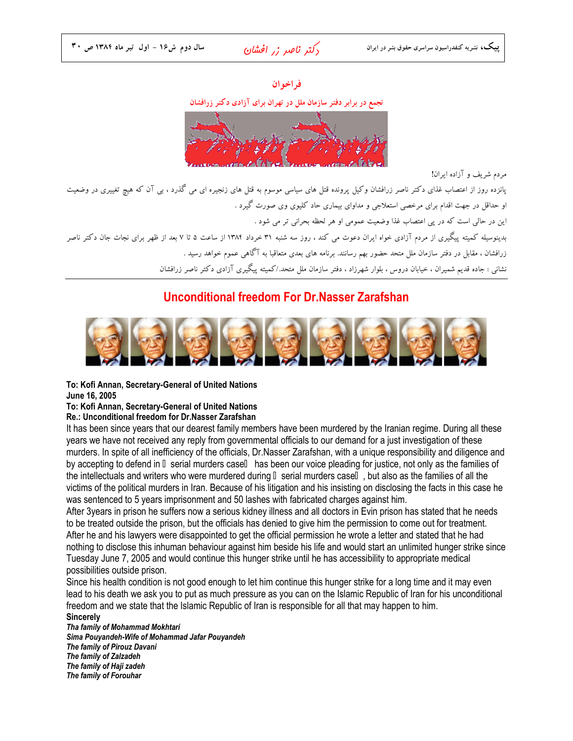## فراخوان

### تجمع در برابر دفتر سازمان ملل در تهران برای آزادی دکتر زرافشان

مردم شریف و آزاده ایران!

پانزده روز از اعتصاب غذای دکتر ناصر زرافشان وکیل پرونده قتل های سیاسی موسوم به قتل های زنجیره ای می گذرد ، بی آن که هیچ تغییری در وضعیت او حداقل در جهت اقدام برای مرخصی استعلاجی و مداوای بیماری حاد کلیوی وی صورت گیرد .

این در حالی است که در پی اعتصاب غذا وضعیت عمومی او هر لحظه بحرانی تر می شود .

بدینوسیله کمیته پیگیری از مردم آزادی خواه ایران دعوت می کند ، روز سه شنبه ۳۱ خرداد ۱۳۸۴ از ساعت ۵ تا ۷ بعد از ظهر برای نجات جان دکتر ناصر زرافشان ، مقابل در دفتر سازمان ملل متحد حضور بهم رسانند. برنامه های بعدی متعاقبا به آگاهی عموم خواهد رسید .

نشانی : جاده قدیم شمیران ، خیابان دروس ، بلوار شهرزاد ، دفتر سازمان ملل متحد./کمیته پیگیری آزادی دکتر ناصر زرافشان

---

## Unconditional freedom For Dr.Nasser Zarafshan

**To: Kofi Annan, Secretary-General of United Nations**
**June 16, 2005**
**To: Kofi Annan, Secretary-General of United Nations**
**Re.: Unconditional freedom for Dr.Nasser Zarafshan**

It has been since years that our dearest family members have been murdered by the Iranian regime. During all these years we have not received any reply from governmental officials to our demand for a just investigation of these murders. In spite of all inefficiency of the officials, Dr.Nasser Zarafshan, with a unique responsibility and diligence and by accepting to defend in  serial murders case  has been our voice pleading for justice, not only as the families of the intellectuals and writers who were murdered during  serial murders case , but also as the families of all the victims of the political murders in Iran. Because of his litigation and his insisting on disclosing the facts in this case he was sentenced to 5 years imprisonment and 50 lashes with fabricated charges against him.

After 3years in prison he suffers now a serious kidney illness and all doctors in Evin prison has stated that he needs to be treated outside the prison, but the officials has denied to give him the permission to come out for treatment. After he and his lawyers were disappointed to get the official permission he wrote a letter and stated that he had nothing to disclose this inhuman behaviour against him beside his life and would start an unlimited hunger strike since Tuesday June 7, 2005 and would continue this hunger strike until he has accessibility to appropriate medical possibilities outside prison.

Since his health condition is not good enough to let him continue this hunger strike for a long time and it may even lead to his death we ask you to put as much pressure as you can on the Islamic Republic of Iran for his unconditional freedom and we state that the Islamic Republic of Iran is responsible for all that may happen to him.

**Sincerely**

***Tha family of Mohammad Mokhtari***
***Sima Pouyandeh-Wife of Mohammad Jafar Pouyandeh***
***The family of Pirouz Davani***
***The family of Zalzadeh***
***The family of Haji zadeh***
***The family of Forouhar***